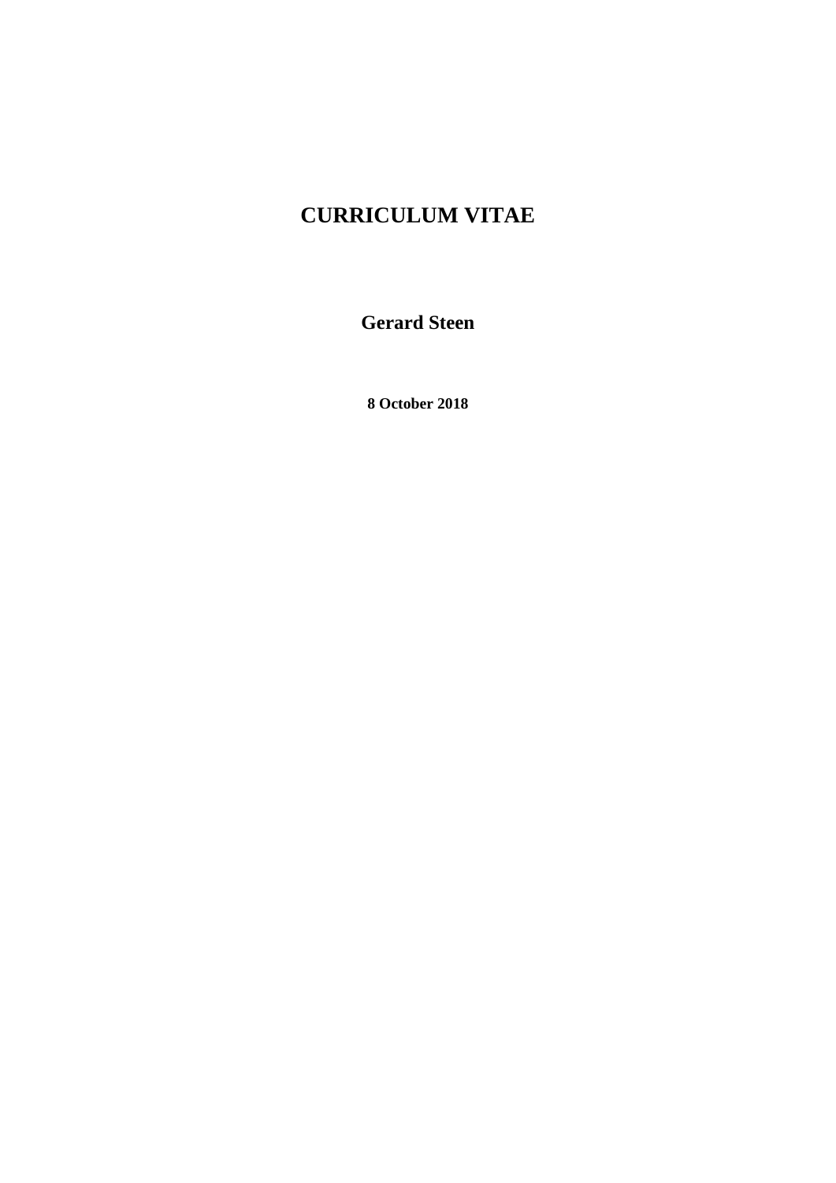# CURRICULUM VITAE

**Gerard Steen**

**8 October 2018**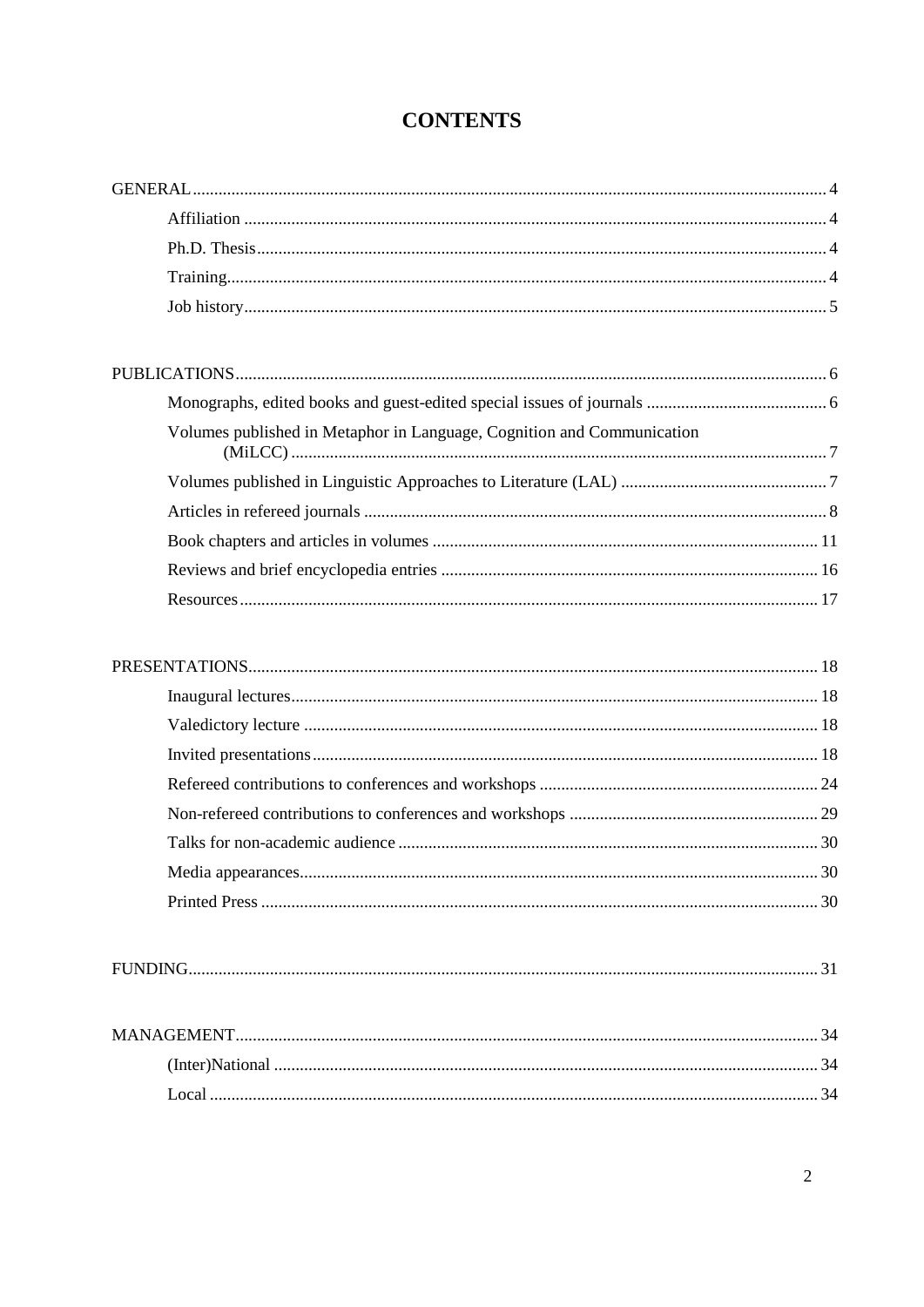# CONTENTS

GENERAL ........ 4
- Affiliation ........ 4
- Ph.D. Thesis ........ 4
- Training ........ 4
- Job history ........ 5

PUBLICATIONS ........ 6
- Monographs, edited books and guest-edited special issues of journals ........ 6
- Volumes published in Metaphor in Language, Cognition and Communication (MiLCC) ........ 7
- Volumes published in Linguistic Approaches to Literature (LAL) ........ 7
- Articles in refereed journals ........ 8
- Book chapters and articles in volumes ........ 11
- Reviews and brief encyclopedia entries ........ 16
- Resources ........ 17

PRESENTATIONS ........ 18
- Inaugural lectures ........ 18
- Valedictory lecture ........ 18
- Invited presentations ........ 18
- Refereed contributions to conferences and workshops ........ 24
- Non-refereed contributions to conferences and workshops ........ 29
- Talks for non-academic audience ........ 30
- Media appearances ........ 30
- Printed Press ........ 30

FUNDING ........ 31

MANAGEMENT ........ 34
- (Inter)National ........ 34
- Local ........ 34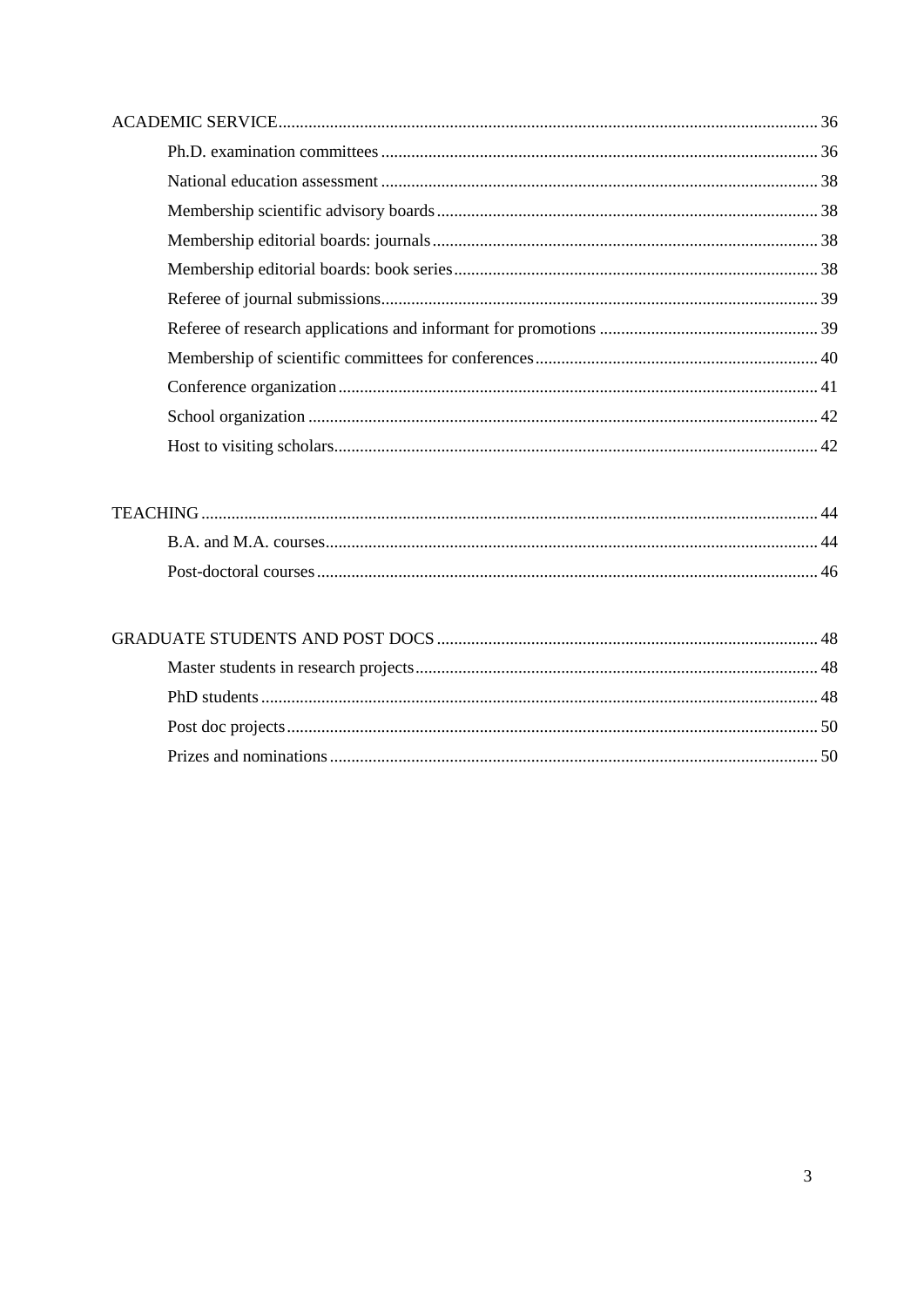ACADEMIC SERVICE ............................................................ 36

- Ph.D. examination committees ............................................................ 36
- National education assessment ............................................................ 38
- Membership scientific advisory boards ............................................................ 38
- Membership editorial boards: journals ............................................................ 38
- Membership editorial boards: book series ............................................................ 38
- Referee of journal submissions ............................................................ 39
- Referee of research applications and informant for promotions ............................................................ 39
- Membership of scientific committees for conferences ............................................................ 40
- Conference organization ............................................................ 41
- School organization ............................................................ 42
- Host to visiting scholars ............................................................ 42

TEACHING ............................................................ 44

- B.A. and M.A. courses ............................................................ 44
- Post-doctoral courses ............................................................ 46

GRADUATE STUDENTS AND POST DOCS ............................................................ 48

- Master students in research projects ............................................................ 48
- PhD students ............................................................ 48
- Post doc projects ............................................................ 50
- Prizes and nominations ............................................................ 50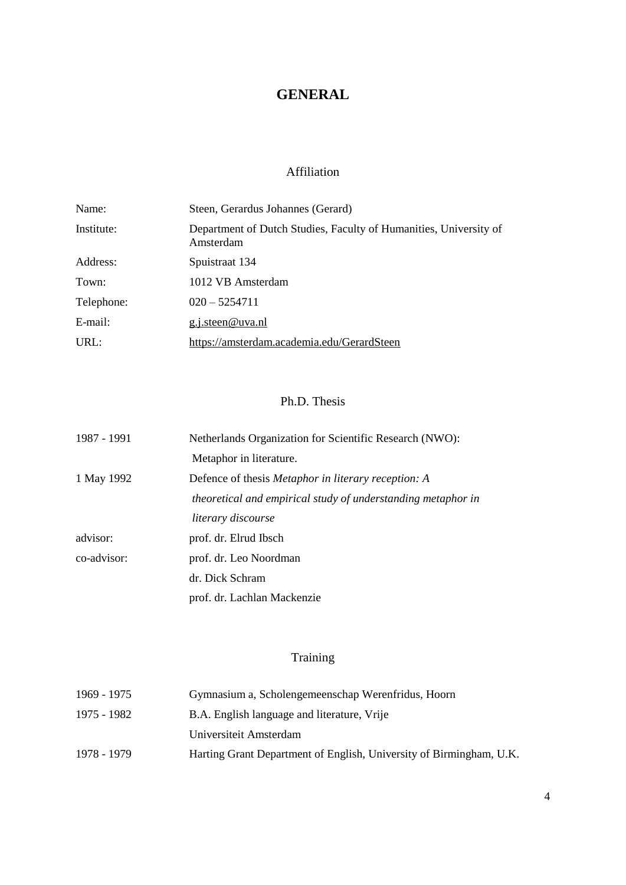# GENERAL

## Affiliation

| | |
|---|---|
| Name: | Steen, Gerardus Johannes (Gerard) |
| Institute: | Department of Dutch Studies, Faculty of Humanities, University of Amsterdam |
| Address: | Spuistraat 134 |
| Town: | 1012 VB Amsterdam |
| Telephone: | 020 – 5254711 |
| E-mail: | g.j.steen@uva.nl |
| URL: | https://amsterdam.academia.edu/GerardSteen |

## Ph.D. Thesis

| | |
|---|---|
| 1987 - 1991 | Netherlands Organization for Scientific Research (NWO): Metaphor in literature. |
| 1 May 1992 | Defence of thesis *Metaphor in literary reception: A theoretical and empirical study of understanding metaphor in literary discourse* |
| advisor: | prof. dr. Elrud Ibsch |
| co-advisor: | prof. dr. Leo Noordman |
| | dr. Dick Schram |
| | prof. dr. Lachlan Mackenzie |

## Training

| | |
|---|---|
| 1969 - 1975 | Gymnasium a, Scholengemeenschap Werenfridus, Hoorn |
| 1975 - 1982 | B.A. English language and literature, Vrije Universiteit Amsterdam |
| 1978 - 1979 | Harting Grant Department of English, University of Birmingham, U.K. |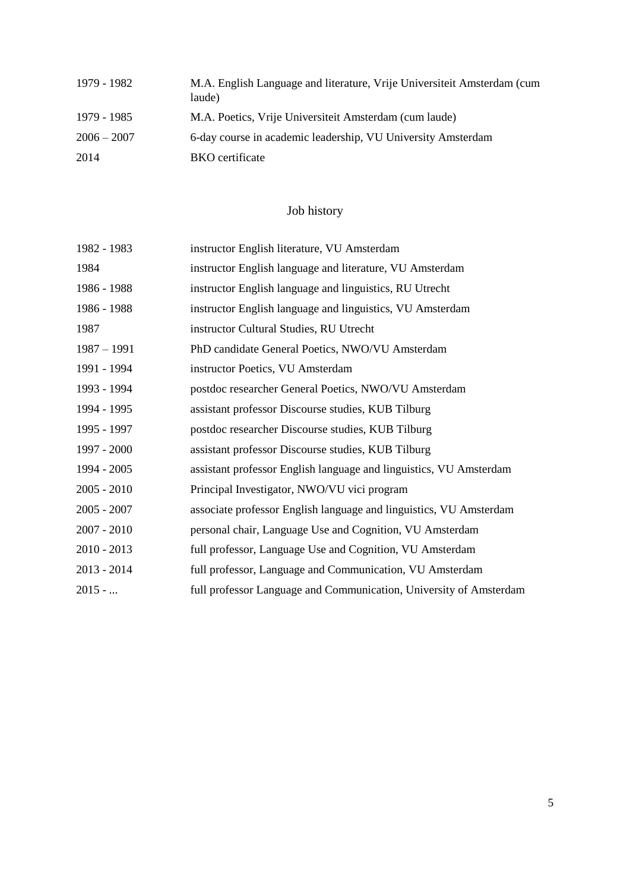| | |
|---|---|
| 1979 - 1982 | M.A. English Language and literature, Vrije Universiteit Amsterdam (cum laude) |
| 1979 - 1985 | M.A. Poetics, Vrije Universiteit Amsterdam (cum laude) |
| 2006 – 2007 | 6-day course in academic leadership, VU University Amsterdam |
| 2014 | BKO certificate |

## Job history

| | |
|---|---|
| 1982 - 1983 | instructor English literature, VU Amsterdam |
| 1984 | instructor English language and literature, VU Amsterdam |
| 1986 - 1988 | instructor English language and linguistics, RU Utrecht |
| 1986 - 1988 | instructor English language and linguistics, VU Amsterdam |
| 1987 | instructor Cultural Studies, RU Utrecht |
| 1987 – 1991 | PhD candidate General Poetics, NWO/VU Amsterdam |
| 1991 - 1994 | instructor Poetics, VU Amsterdam |
| 1993 - 1994 | postdoc researcher General Poetics, NWO/VU Amsterdam |
| 1994 - 1995 | assistant professor Discourse studies, KUB Tilburg |
| 1995 - 1997 | postdoc researcher Discourse studies, KUB Tilburg |
| 1997 - 2000 | assistant professor Discourse studies, KUB Tilburg |
| 1994 - 2005 | assistant professor English language and linguistics, VU Amsterdam |
| 2005 - 2010 | Principal Investigator, NWO/VU vici program |
| 2005 - 2007 | associate professor English language and linguistics, VU Amsterdam |
| 2007 - 2010 | personal chair, Language Use and Cognition, VU Amsterdam |
| 2010 - 2013 | full professor, Language Use and Cognition, VU Amsterdam |
| 2013 - 2014 | full professor, Language and Communication, VU Amsterdam |
| 2015 - ... | full professor Language and Communication, University of Amsterdam |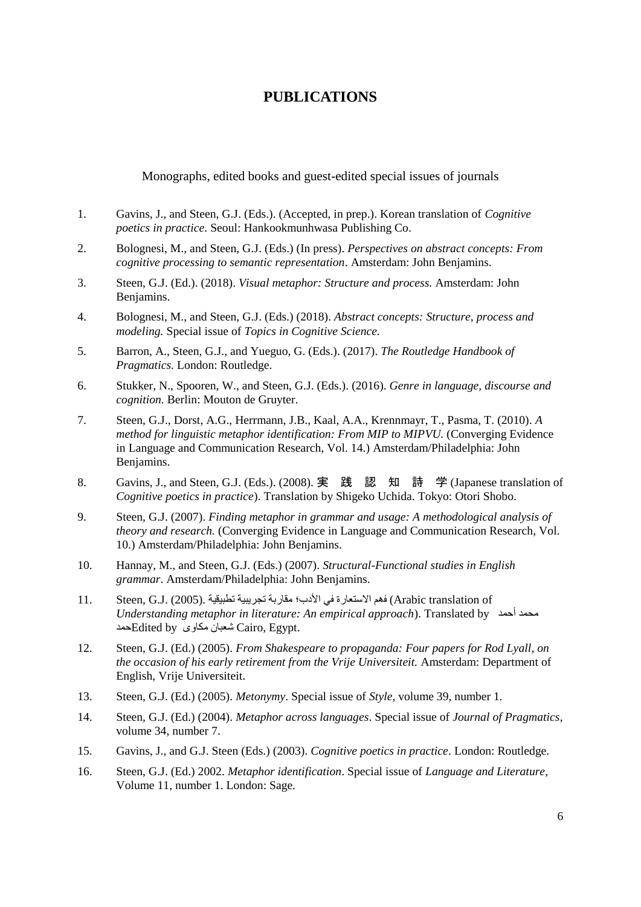# PUBLICATIONS

Monographs, edited books and guest-edited special issues of journals

1. Gavins, J., and Steen, G.J. (Eds.). (Accepted, in prep.). Korean translation of *Cognitive poetics in practice*. Seoul: Hankookmunhwasa Publishing Co.
2. Bolognesi, M., and Steen, G.J. (Eds.) (In press). *Perspectives on abstract concepts: From cognitive processing to semantic representation*. Amsterdam: John Benjamins.
3. Steen, G.J. (Ed.). (2018). *Visual metaphor: Structure and process.* Amsterdam: John Benjamins.
4. Bolognesi, M., and Steen, G.J. (Eds.) (2018). *Abstract concepts: Structure, process and modeling.* Special issue of *Topics in Cognitive Science.*
5. Barron, A., Steen, G.J., and Yueguo, G. (Eds.). (2017). *The Routledge Handbook of Pragmatics.* London: Routledge.
6. Stukker, N., Spooren, W., and Steen, G.J. (Eds.). (2016). *Genre in language, discourse and cognition.* Berlin: Mouton de Gruyter.
7. Steen, G.J., Dorst, A.G., Herrmann, J.B., Kaal, A.A., Krennmayr, T., Pasma, T. (2010). *A method for linguistic metaphor identification: From MIP to MIPVU.* (Converging Evidence in Language and Communication Research, Vol. 14.) Amsterdam/Philadelphia: John Benjamins.
8. Gavins, J., and Steen, G.J. (Eds.). (2008). 実　践　認　知　詩　学 (Japanese translation of *Cognitive poetics in practice*). Translation by Shigeko Uchida. Tokyo: Otori Shobo.
9. Steen, G.J. (2007). *Finding metaphor in grammar and usage: A methodological analysis of theory and research.* (Converging Evidence in Language and Communication Research, Vol. 10.) Amsterdam/Philadelphia: John Benjamins.
10. Hannay, M., and Steen, G.J. (Eds.) (2007). *Structural-Functional studies in English grammar*. Amsterdam/Philadelphia: John Benjamins.
11. Steen, G.J. (2005). فهم الاستعارة في الأدب؛ مقاربة تجريبية تطبيقية (Arabic translation of *Understanding metaphor in literature: An empirical approach*). Translated by محمد أحمد حمد Edited by شعبان مكاوى Cairo, Egypt.
12. Steen, G.J. (Ed.) (2005). *From Shakespeare to propaganda: Four papers for Rod Lyall, on the occasion of his early retirement from the Vrije Universiteit.* Amsterdam: Department of English, Vrije Universiteit.
13. Steen, G.J. (Ed.) (2005). *Metonymy*. Special issue of *Style*, volume 39, number 1.
14. Steen, G.J. (Ed.) (2004). *Metaphor across languages*. Special issue of *Journal of Pragmatics*, volume 34, number 7.
15. Gavins, J., and G.J. Steen (Eds.) (2003). *Cognitive poetics in practice*. London: Routledge.
16. Steen, G.J. (Ed.) 2002. *Metaphor identification*. Special issue of *Language and Literature*, Volume 11, number 1. London: Sage.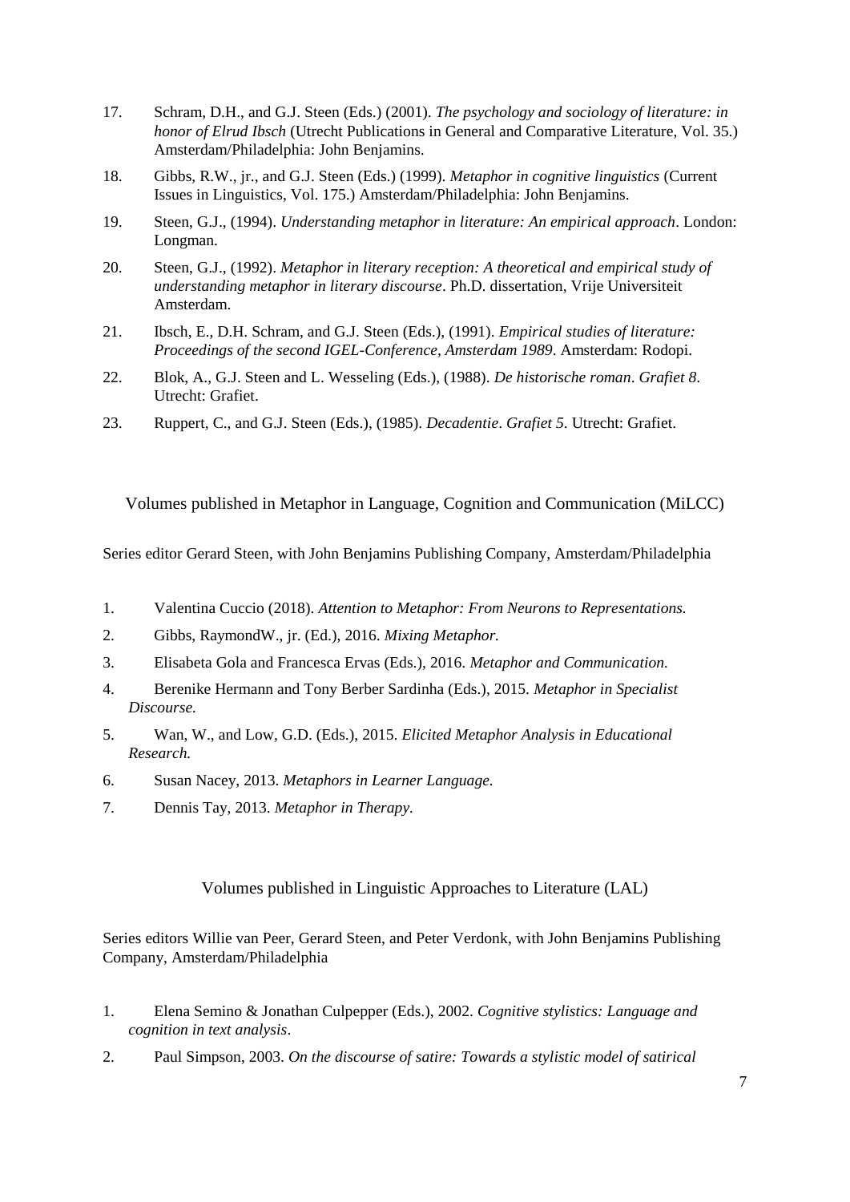17. Schram, D.H., and G.J. Steen (Eds.) (2001). *The psychology and sociology of literature: in honor of Elrud Ibsch* (Utrecht Publications in General and Comparative Literature, Vol. 35.) Amsterdam/Philadelphia: John Benjamins.

18. Gibbs, R.W., jr., and G.J. Steen (Eds.) (1999). *Metaphor in cognitive linguistics* (Current Issues in Linguistics, Vol. 175.) Amsterdam/Philadelphia: John Benjamins.

19. Steen, G.J., (1994). *Understanding metaphor in literature: An empirical approach*. London: Longman.

20. Steen, G.J., (1992). *Metaphor in literary reception: A theoretical and empirical study of understanding metaphor in literary discourse*. Ph.D. dissertation, Vrije Universiteit Amsterdam.

21. Ibsch, E., D.H. Schram, and G.J. Steen (Eds.), (1991). *Empirical studies of literature: Proceedings of the second IGEL-Conference, Amsterdam 1989*. Amsterdam: Rodopi.

22. Blok, A., G.J. Steen and L. Wesseling (Eds.), (1988). *De historische roman*. *Grafiet 8*. Utrecht: Grafiet.

23. Ruppert, C., and G.J. Steen (Eds.), (1985). *Decadentie*. *Grafiet 5*. Utrecht: Grafiet.

## Volumes published in Metaphor in Language, Cognition and Communication (MiLCC)

Series editor Gerard Steen, with John Benjamins Publishing Company, Amsterdam/Philadelphia

1. Valentina Cuccio (2018). *Attention to Metaphor: From Neurons to Representations.*
2. Gibbs, RaymondW., jr. (Ed.), 2016. *Mixing Metaphor.*
3. Elisabeta Gola and Francesca Ervas (Eds.), 2016. *Metaphor and Communication.*
4. Berenike Hermann and Tony Berber Sardinha (Eds.), 2015. *Metaphor in Specialist Discourse.*
5. Wan, W., and Low, G.D. (Eds.), 2015. *Elicited Metaphor Analysis in Educational Research.*
6. Susan Nacey, 2013. *Metaphors in Learner Language.*
7. Dennis Tay, 2013. *Metaphor in Therapy.*

## Volumes published in Linguistic Approaches to Literature (LAL)

Series editors Willie van Peer, Gerard Steen, and Peter Verdonk, with John Benjamins Publishing Company, Amsterdam/Philadelphia

1. Elena Semino & Jonathan Culpepper (Eds.), 2002. *Cognitive stylistics: Language and cognition in text analysis*.
2. Paul Simpson, 2003. *On the discourse of satire: Towards a stylistic model of satirical*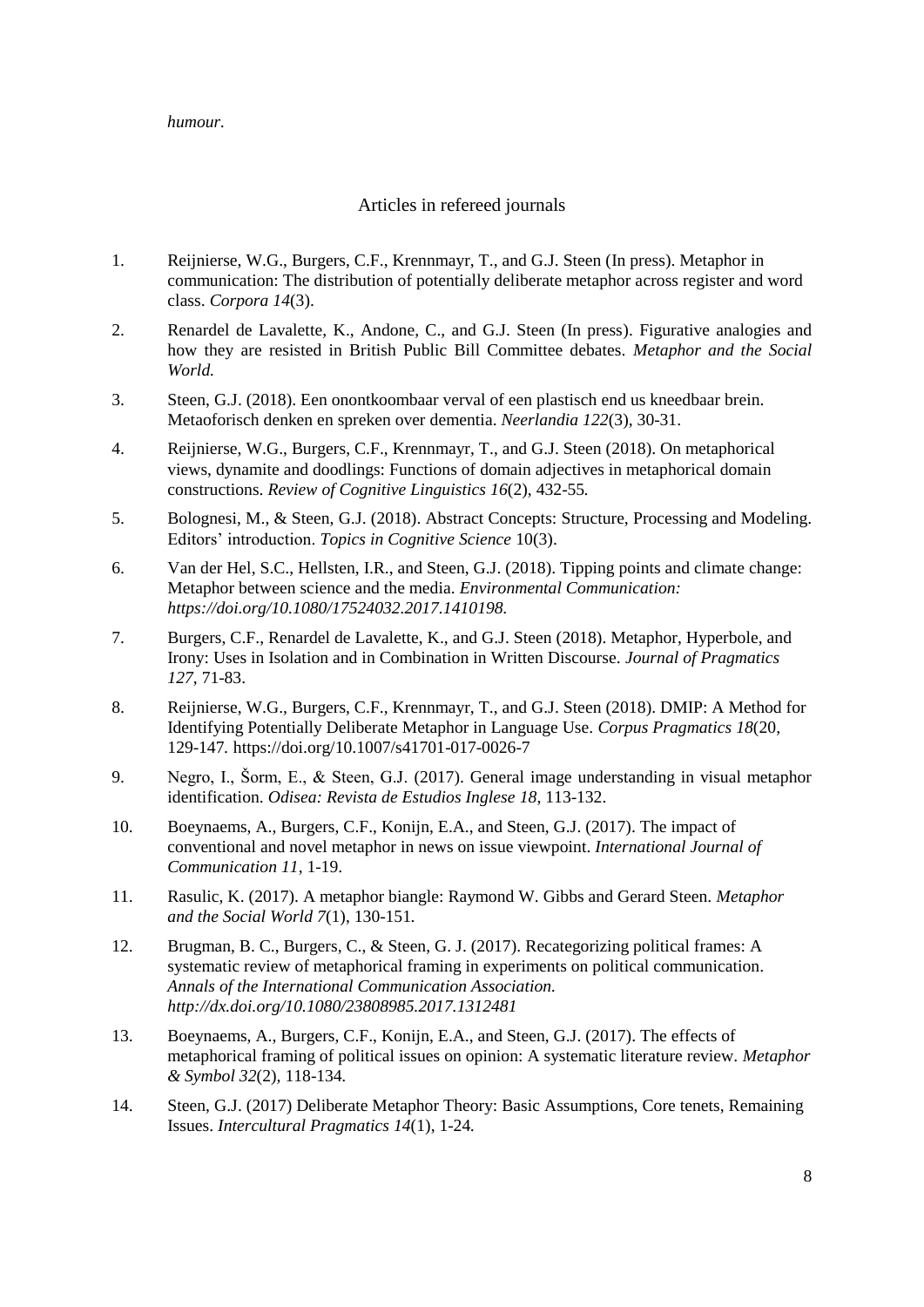*humour.*

## Articles in refereed journals

1. Reijnierse, W.G., Burgers, C.F., Krennmayr, T., and G.J. Steen (In press). Metaphor in communication: The distribution of potentially deliberate metaphor across register and word class. *Corpora 14*(3).

2. Renardel de Lavalette, K., Andone, C., and G.J. Steen (In press). Figurative analogies and how they are resisted in British Public Bill Committee debates. *Metaphor and the Social World.*

3. Steen, G.J. (2018). Een onontkoombaar verval of een plastisch end us kneedbaar brein. Metaoforisch denken en spreken over dementia. *Neerlandia 122*(3), 30-31.

4. Reijnierse, W.G., Burgers, C.F., Krennmayr, T., and G.J. Steen (2018). On metaphorical views, dynamite and doodlings: Functions of domain adjectives in metaphorical domain constructions. *Review of Cognitive Linguistics 16*(2), 432-55.

5. Bolognesi, M., & Steen, G.J. (2018). Abstract Concepts: Structure, Processing and Modeling. Editors' introduction. *Topics in Cognitive Science* 10(3).

6. Van der Hel, S.C., Hellsten, I.R., and Steen, G.J. (2018). Tipping points and climate change: Metaphor between science and the media. *Environmental Communication: https://doi.org/10.1080/17524032.2017.1410198.*

7. Burgers, C.F., Renardel de Lavalette, K., and G.J. Steen (2018). Metaphor, Hyperbole, and Irony: Uses in Isolation and in Combination in Written Discourse. *Journal of Pragmatics 127*, 71-83.

8. Reijnierse, W.G., Burgers, C.F., Krennmayr, T., and G.J. Steen (2018). DMIP: A Method for Identifying Potentially Deliberate Metaphor in Language Use. *Corpus Pragmatics 18*(20, 129-147. https://doi.org/10.1007/s41701-017-0026-7

9. Negro, I., Šorm, E., & Steen, G.J. (2017). General image understanding in visual metaphor identification. *Odisea: Revista de Estudios Inglese 18*, 113-132.

10. Boeynaems, A., Burgers, C.F., Konijn, E.A., and Steen, G.J. (2017). The impact of conventional and novel metaphor in news on issue viewpoint. *International Journal of Communication 11*, 1-19.

11. Rasulic, K. (2017). A metaphor biangle: Raymond W. Gibbs and Gerard Steen. *Metaphor and the Social World 7*(1), 130-151.

12. Brugman, B. C., Burgers, C., & Steen, G. J. (2017). Recategorizing political frames: A systematic review of metaphorical framing in experiments on political communication. *Annals of the International Communication Association. http://dx.doi.org/10.1080/23808985.2017.1312481*

13. Boeynaems, A., Burgers, C.F., Konijn, E.A., and Steen, G.J. (2017). The effects of metaphorical framing of political issues on opinion: A systematic literature review. *Metaphor & Symbol 32*(2), 118-134.

14. Steen, G.J. (2017) Deliberate Metaphor Theory: Basic Assumptions, Core tenets, Remaining Issues. *Intercultural Pragmatics 14*(1), 1-24.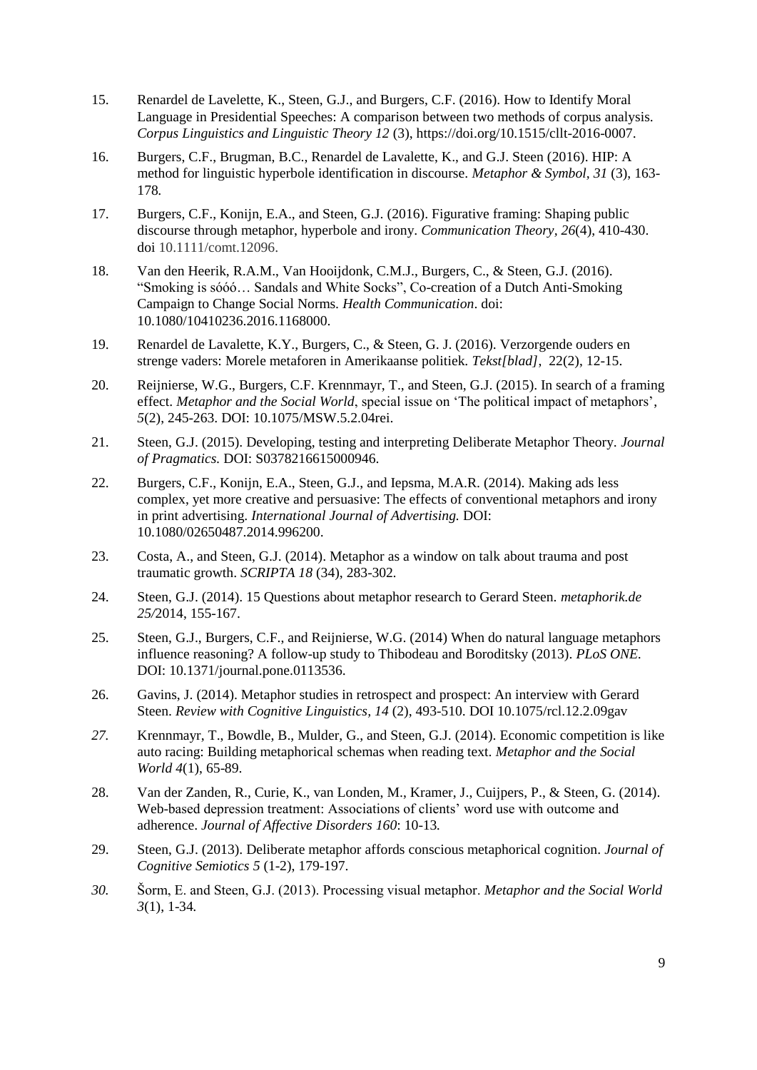15. Renardel de Lavelette, K., Steen, G.J., and Burgers, C.F. (2016). How to Identify Moral Language in Presidential Speeches: A comparison between two methods of corpus analysis. *Corpus Linguistics and Linguistic Theory 12* (3), https://doi.org/10.1515/cllt-2016-0007.

16. Burgers, C.F., Brugman, B.C., Renardel de Lavalette, K., and G.J. Steen (2016). HIP: A method for linguistic hyperbole identification in discourse. *Metaphor & Symbol*, *31* (3), 163-178.

17. Burgers, C.F., Konijn, E.A., and Steen, G.J. (2016). Figurative framing: Shaping public discourse through metaphor, hyperbole and irony. *Communication Theory, 26*(4), 410-430. doi 10.1111/comt.12096.

18. Van den Heerik, R.A.M., Van Hooijdonk, C.M.J., Burgers, C., & Steen, G.J. (2016). "Smoking is sóóó… Sandals and White Socks", Co-creation of a Dutch Anti-Smoking Campaign to Change Social Norms. *Health Communication*. doi: 10.1080/10410236.2016.1168000.

19. Renardel de Lavalette, K.Y., Burgers, C., & Steen, G. J. (2016). Verzorgende ouders en strenge vaders: Morele metaforen in Amerikaanse politiek. *Tekst[blad]*, 22(2), 12-15.

20. Reijnierse, W.G., Burgers, C.F. Krennmayr, T., and Steen, G.J. (2015). In search of a framing effect. *Metaphor and the Social World*, special issue on 'The political impact of metaphors', *5*(2), 245-263. DOI: 10.1075/MSW.5.2.04rei.

21. Steen, G.J. (2015). Developing, testing and interpreting Deliberate Metaphor Theory. *Journal of Pragmatics.* DOI: S0378216615000946.

22. Burgers, C.F., Konijn, E.A., Steen, G.J., and Iepsma, M.A.R. (2014). Making ads less complex, yet more creative and persuasive: The effects of conventional metaphors and irony in print advertising. *International Journal of Advertising.* DOI: 10.1080/02650487.2014.996200.

23. Costa, A., and Steen, G.J. (2014). Metaphor as a window on talk about trauma and post traumatic growth. *SCRIPTA 18* (34), 283-302.

24. Steen, G.J. (2014). 15 Questions about metaphor research to Gerard Steen. *metaphorik.de 25/*2014, 155-167.

25. Steen, G.J., Burgers, C.F., and Reijnierse, W.G. (2014) When do natural language metaphors influence reasoning? A follow-up study to Thibodeau and Boroditsky (2013). *PLoS ONE.* DOI: 10.1371/journal.pone.0113536.

26. Gavins, J. (2014). Metaphor studies in retrospect and prospect: An interview with Gerard Steen. *Review with Cognitive Linguistics, 14* (2), 493-510. DOI 10.1075/rcl.12.2.09gav

27. Krennmayr, T., Bowdle, B., Mulder, G., and Steen, G.J. (2014). Economic competition is like auto racing: Building metaphorical schemas when reading text. *Metaphor and the Social World 4*(1), 65-89.

28. Van der Zanden, R., Curie, K., van Londen, M., Kramer, J., Cuijpers, P., & Steen, G. (2014). Web-based depression treatment: Associations of clients' word use with outcome and adherence. *Journal of Affective Disorders 160*: 10-13.

29. Steen, G.J. (2013). Deliberate metaphor affords conscious metaphorical cognition. *Journal of Cognitive Semiotics 5* (1-2), 179-197.

30. Šorm, E. and Steen, G.J. (2013). Processing visual metaphor. *Metaphor and the Social World 3*(1), 1-34.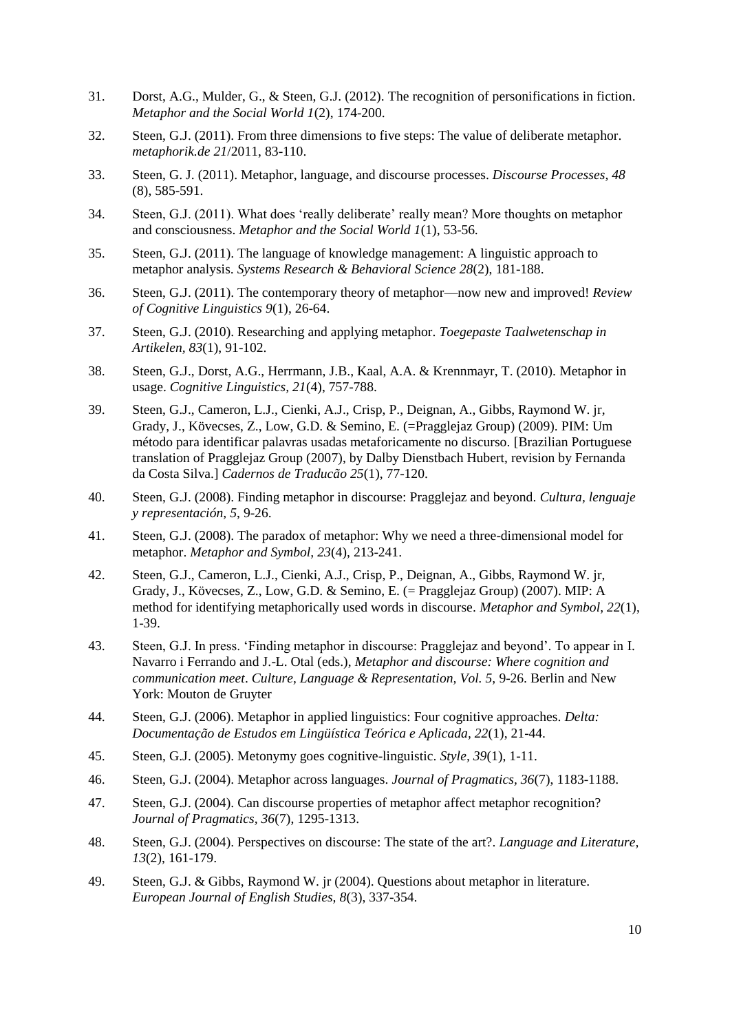31. Dorst, A.G., Mulder, G., & Steen, G.J. (2012). The recognition of personifications in fiction. *Metaphor and the Social World 1*(2), 174-200.

32. Steen, G.J. (2011). From three dimensions to five steps: The value of deliberate metaphor. *metaphorik.de 21*/2011, 83-110.

33. Steen, G. J. (2011). Metaphor, language, and discourse processes. *Discourse Processes, 48* (8), 585-591.

34. Steen, G.J. (2011). What does 'really deliberate' really mean? More thoughts on metaphor and consciousness. *Metaphor and the Social World 1*(1), 53-56.

35. Steen, G.J. (2011). The language of knowledge management: A linguistic approach to metaphor analysis. *Systems Research & Behavioral Science 28*(2), 181-188.

36. Steen, G.J. (2011). The contemporary theory of metaphor—now new and improved! *Review of Cognitive Linguistics 9*(1), 26-64.

37. Steen, G.J. (2010). Researching and applying metaphor. *Toegepaste Taalwetenschap in Artikelen, 83*(1), 91-102.

38. Steen, G.J., Dorst, A.G., Herrmann, J.B., Kaal, A.A. & Krennmayr, T. (2010). Metaphor in usage. *Cognitive Linguistics, 21*(4), 757-788.

39. Steen, G.J., Cameron, L.J., Cienki, A.J., Crisp, P., Deignan, A., Gibbs, Raymond W. jr, Grady, J., Kövecses, Z., Low, G.D. & Semino, E. (=Pragglejaz Group) (2009). PIM: Um método para identificar palavras usadas metaforicamente no discurso. [Brazilian Portuguese translation of Pragglejaz Group (2007), by Dalby Dienstbach Hubert, revision by Fernanda da Costa Silva.] *Cadernos de Traducão 25*(1), 77-120.

40. Steen, G.J. (2008). Finding metaphor in discourse: Pragglejaz and beyond. *Cultura, lenguaje y representación, 5*, 9-26.

41. Steen, G.J. (2008). The paradox of metaphor: Why we need a three-dimensional model for metaphor. *Metaphor and Symbol, 23*(4), 213-241.

42. Steen, G.J., Cameron, L.J., Cienki, A.J., Crisp, P., Deignan, A., Gibbs, Raymond W. jr, Grady, J., Kövecses, Z., Low, G.D. & Semino, E. (= Pragglejaz Group) (2007). MIP: A method for identifying metaphorically used words in discourse. *Metaphor and Symbol, 22*(1), 1-39.

43. Steen, G.J. In press. 'Finding metaphor in discourse: Pragglejaz and beyond'. To appear in I. Navarro i Ferrando and J.-L. Otal (eds.), *Metaphor and discourse: Where cognition and communication meet*. *Culture, Language & Representation, Vol. 5*, 9-26. Berlin and New York: Mouton de Gruyter

44. Steen, G.J. (2006). Metaphor in applied linguistics: Four cognitive approaches. *Delta: Documentação de Estudos em Lingüística Teórica e Aplicada, 22*(1), 21-44.

45. Steen, G.J. (2005). Metonymy goes cognitive-linguistic. *Style, 39*(1), 1-11.

46. Steen, G.J. (2004). Metaphor across languages. *Journal of Pragmatics, 36*(7), 1183-1188.

47. Steen, G.J. (2004). Can discourse properties of metaphor affect metaphor recognition? *Journal of Pragmatics, 36*(7), 1295-1313.

48. Steen, G.J. (2004). Perspectives on discourse: The state of the art?. *Language and Literature, 13*(2), 161-179.

49. Steen, G.J. & Gibbs, Raymond W. jr (2004). Questions about metaphor in literature. *European Journal of English Studies, 8*(3), 337-354.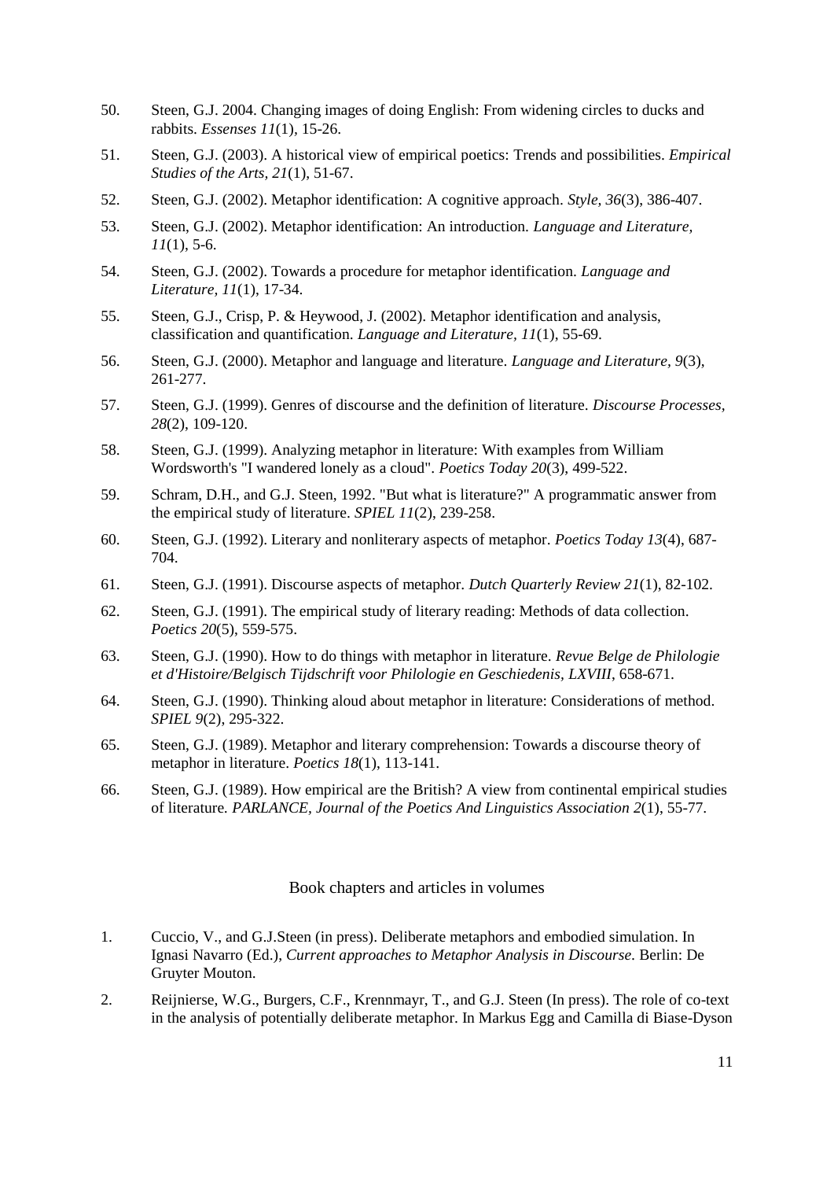50. Steen, G.J. 2004. Changing images of doing English: From widening circles to ducks and rabbits. *Essenses 11*(1), 15-26.

51. Steen, G.J. (2003). A historical view of empirical poetics: Trends and possibilities. *Empirical Studies of the Arts, 21*(1), 51-67.

52. Steen, G.J. (2002). Metaphor identification: A cognitive approach. *Style, 36*(3), 386-407.

53. Steen, G.J. (2002). Metaphor identification: An introduction. *Language and Literature, 11*(1), 5-6.

54. Steen, G.J. (2002). Towards a procedure for metaphor identification. *Language and Literature, 11*(1), 17-34.

55. Steen, G.J., Crisp, P. & Heywood, J. (2002). Metaphor identification and analysis, classification and quantification. *Language and Literature, 11*(1), 55-69.

56. Steen, G.J. (2000). Metaphor and language and literature. *Language and Literature, 9*(3), 261-277.

57. Steen, G.J. (1999). Genres of discourse and the definition of literature. *Discourse Processes, 28*(2), 109-120.

58. Steen, G.J. (1999). Analyzing metaphor in literature: With examples from William Wordsworth's "I wandered lonely as a cloud". *Poetics Today 20*(3), 499-522.

59. Schram, D.H., and G.J. Steen, 1992. "But what is literature?" A programmatic answer from the empirical study of literature. *SPIEL 11*(2), 239-258.

60. Steen, G.J. (1992). Literary and nonliterary aspects of metaphor. *Poetics Today 13*(4), 687-704.

61. Steen, G.J. (1991). Discourse aspects of metaphor. *Dutch Quarterly Review 21*(1), 82-102.

62. Steen, G.J. (1991). The empirical study of literary reading: Methods of data collection. *Poetics 20*(5), 559-575.

63. Steen, G.J. (1990). How to do things with metaphor in literature. *Revue Belge de Philologie et d'Histoire/Belgisch Tijdschrift voor Philologie en Geschiedenis, LXVIII*, 658-671.

64. Steen, G.J. (1990). Thinking aloud about metaphor in literature: Considerations of method. *SPIEL 9*(2), 295-322.

65. Steen, G.J. (1989). Metaphor and literary comprehension: Towards a discourse theory of metaphor in literature. *Poetics 18*(1), 113-141.

66. Steen, G.J. (1989). How empirical are the British? A view from continental empirical studies of literature. *PARLANCE, Journal of the Poetics And Linguistics Association 2*(1), 55-77.

## Book chapters and articles in volumes

1. Cuccio, V., and G.J.Steen (in press). Deliberate metaphors and embodied simulation. In Ignasi Navarro (Ed.), *Current approaches to Metaphor Analysis in Discourse*. Berlin: De Gruyter Mouton.

2. Reijnierse, W.G., Burgers, C.F., Krennmayr, T., and G.J. Steen (In press). The role of co-text in the analysis of potentially deliberate metaphor. In Markus Egg and Camilla di Biase-Dyson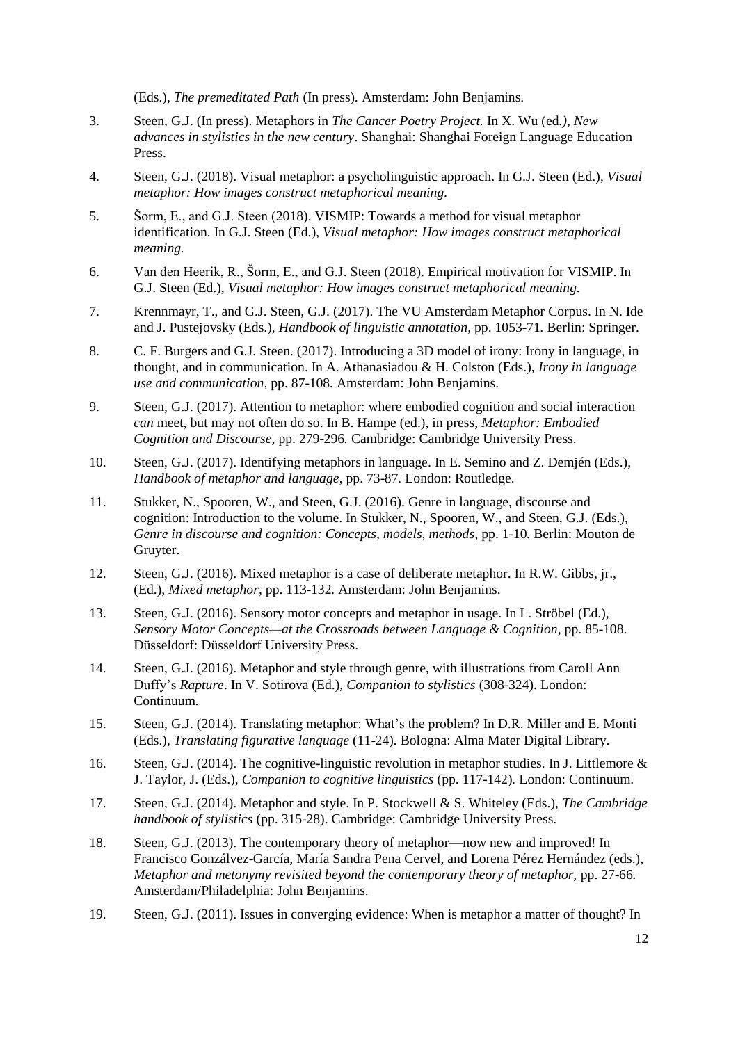(Eds.), *The premeditated Path* (In press). Amsterdam: John Benjamins.

3. Steen, G.J. (In press). Metaphors in *The Cancer Poetry Project.* In X. Wu (ed.), *New advances in stylistics in the new century*. Shanghai: Shanghai Foreign Language Education Press.

4. Steen, G.J. (2018). Visual metaphor: a psycholinguistic approach. In G.J. Steen (Ed.), *Visual metaphor: How images construct metaphorical meaning.*

5. Šorm, E., and G.J. Steen (2018). VISMIP: Towards a method for visual metaphor identification. In G.J. Steen (Ed.), *Visual metaphor: How images construct metaphorical meaning.*

6. Van den Heerik, R., Šorm, E., and G.J. Steen (2018). Empirical motivation for VISMIP. In G.J. Steen (Ed.), *Visual metaphor: How images construct metaphorical meaning.*

7. Krennmayr, T., and G.J. Steen, G.J. (2017). The VU Amsterdam Metaphor Corpus. In N. Ide and J. Pustejovsky (Eds.), *Handbook of linguistic annotation,* pp. 1053-71. Berlin: Springer.

8. C. F. Burgers and G.J. Steen. (2017). Introducing a 3D model of irony: Irony in language, in thought, and in communication. In A. Athanasiadou & H. Colston (Eds.), *Irony in language use and communication*, pp. 87-108. Amsterdam: John Benjamins.

9. Steen, G.J. (2017). Attention to metaphor: where embodied cognition and social interaction *can* meet, but may not often do so. In B. Hampe (ed.), in press, *Metaphor: Embodied Cognition and Discourse,* pp. 279-296*.* Cambridge: Cambridge University Press.

10. Steen, G.J. (2017). Identifying metaphors in language. In E. Semino and Z. Demjén (Eds.), *Handbook of metaphor and language*, pp. 73-87. London: Routledge.

11. Stukker, N., Spooren, W., and Steen, G.J. (2016). Genre in language, discourse and cognition: Introduction to the volume. In Stukker, N., Spooren, W., and Steen, G.J. (Eds.), *Genre in discourse and cognition: Concepts, models, methods*, pp. 1-10. Berlin: Mouton de Gruyter.

12. Steen, G.J. (2016). Mixed metaphor is a case of deliberate metaphor. In R.W. Gibbs, jr., (Ed.), *Mixed metaphor*, pp. 113-132. Amsterdam: John Benjamins.

13. Steen, G.J. (2016). Sensory motor concepts and metaphor in usage. In L. Ströbel (Ed.), *Sensory Motor Concepts—at the Crossroads between Language & Cognition*, pp. 85-108. Düsseldorf: Düsseldorf University Press.

14. Steen, G.J. (2016). Metaphor and style through genre, with illustrations from Caroll Ann Duffy's *Rapture*. In V. Sotirova (Ed.), *Companion to stylistics* (308-324). London: Continuum.

15. Steen, G.J. (2014). Translating metaphor: What's the problem? In D.R. Miller and E. Monti (Eds.), *Translating figurative language* (11-24). Bologna: Alma Mater Digital Library.

16. Steen, G.J. (2014). The cognitive-linguistic revolution in metaphor studies. In J. Littlemore & J. Taylor, J. (Eds.), *Companion to cognitive linguistics* (pp. 117-142). London: Continuum.

17. Steen, G.J. (2014). Metaphor and style. In P. Stockwell & S. Whiteley (Eds.), *The Cambridge handbook of stylistics* (pp. 315-28). Cambridge: Cambridge University Press.

18. Steen, G.J. (2013). The contemporary theory of metaphor—now new and improved! In Francisco Gonzálvez-García, María Sandra Pena Cervel, and Lorena Pérez Hernández (eds.), *Metaphor and metonymy revisited beyond the contemporary theory of metaphor,* pp. 27-66. Amsterdam/Philadelphia: John Benjamins.

19. Steen, G.J. (2011). Issues in converging evidence: When is metaphor a matter of thought? In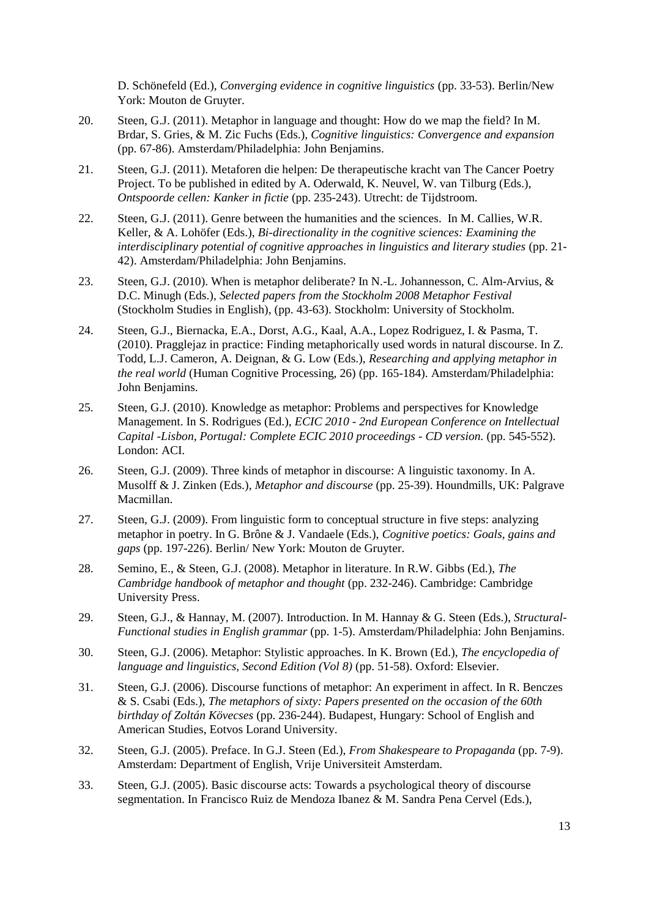D. Schönefeld (Ed.), *Converging evidence in cognitive linguistics* (pp. 33-53). Berlin/New York: Mouton de Gruyter.

20. Steen, G.J. (2011). Metaphor in language and thought: How do we map the field? In M. Brdar, S. Gries, & M. Zic Fuchs (Eds.), *Cognitive linguistics: Convergence and expansion* (pp. 67-86). Amsterdam/Philadelphia: John Benjamins.

21. Steen, G.J. (2011). Metaforen die helpen: De therapeutische kracht van The Cancer Poetry Project. To be published in edited by A. Oderwald, K. Neuvel, W. van Tilburg (Eds.), *Ontspoorde cellen: Kanker in fictie* (pp. 235-243). Utrecht: de Tijdstroom.

22. Steen, G.J. (2011). Genre between the humanities and the sciences. In M. Callies, W.R. Keller, & A. Lohöfer (Eds.), *Bi-directionality in the cognitive sciences: Examining the interdisciplinary potential of cognitive approaches in linguistics and literary studies* (pp. 21-42). Amsterdam/Philadelphia: John Benjamins.

23. Steen, G.J. (2010). When is metaphor deliberate? In N.-L. Johannesson, C. Alm-Arvius, & D.C. Minugh (Eds.), *Selected papers from the Stockholm 2008 Metaphor Festival* (Stockholm Studies in English), (pp. 43-63). Stockholm: University of Stockholm.

24. Steen, G.J., Biernacka, E.A., Dorst, A.G., Kaal, A.A., Lopez Rodriguez, I. & Pasma, T. (2010). Pragglejaz in practice: Finding metaphorically used words in natural discourse. In Z. Todd, L.J. Cameron, A. Deignan, & G. Low (Eds.), *Researching and applying metaphor in the real world* (Human Cognitive Processing, 26) (pp. 165-184). Amsterdam/Philadelphia: John Benjamins.

25. Steen, G.J. (2010). Knowledge as metaphor: Problems and perspectives for Knowledge Management. In S. Rodrigues (Ed.), *ECIC 2010 - 2nd European Conference on Intellectual Capital -Lisbon, Portugal: Complete ECIC 2010 proceedings - CD version.* (pp. 545-552). London: ACI.

26. Steen, G.J. (2009). Three kinds of metaphor in discourse: A linguistic taxonomy. In A. Musolff & J. Zinken (Eds.), *Metaphor and discourse* (pp. 25-39). Houndmills, UK: Palgrave Macmillan.

27. Steen, G.J. (2009). From linguistic form to conceptual structure in five steps: analyzing metaphor in poetry. In G. Brône & J. Vandaele (Eds.), *Cognitive poetics: Goals, gains and gaps* (pp. 197-226). Berlin/ New York: Mouton de Gruyter.

28. Semino, E., & Steen, G.J. (2008). Metaphor in literature. In R.W. Gibbs (Ed.), *The Cambridge handbook of metaphor and thought* (pp. 232-246). Cambridge: Cambridge University Press.

29. Steen, G.J., & Hannay, M. (2007). Introduction. In M. Hannay & G. Steen (Eds.), *Structural-Functional studies in English grammar* (pp. 1-5). Amsterdam/Philadelphia: John Benjamins.

30. Steen, G.J. (2006). Metaphor: Stylistic approaches. In K. Brown (Ed.), *The encyclopedia of language and linguistics, Second Edition (Vol 8)* (pp. 51-58). Oxford: Elsevier.

31. Steen, G.J. (2006). Discourse functions of metaphor: An experiment in affect. In R. Benczes & S. Csabi (Eds.), *The metaphors of sixty: Papers presented on the occasion of the 60th birthday of Zoltán Kövecses* (pp. 236-244). Budapest, Hungary: School of English and American Studies, Eotvos Lorand University.

32. Steen, G.J. (2005). Preface. In G.J. Steen (Ed.), *From Shakespeare to Propaganda* (pp. 7-9). Amsterdam: Department of English, Vrije Universiteit Amsterdam.

33. Steen, G.J. (2005). Basic discourse acts: Towards a psychological theory of discourse segmentation. In Francisco Ruiz de Mendoza Ibanez & M. Sandra Pena Cervel (Eds.),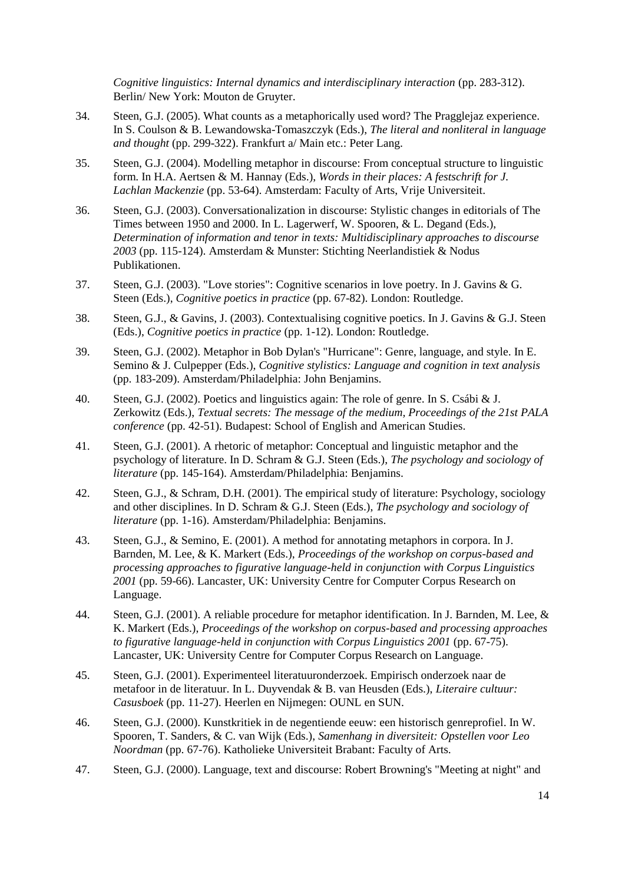*Cognitive linguistics: Internal dynamics and interdisciplinary interaction* (pp. 283-312). Berlin/ New York: Mouton de Gruyter.

34. Steen, G.J. (2005). What counts as a metaphorically used word? The Pragglejaz experience. In S. Coulson & B. Lewandowska-Tomaszczyk (Eds.), *The literal and nonliteral in language and thought* (pp. 299-322). Frankfurt a/ Main etc.: Peter Lang.

35. Steen, G.J. (2004). Modelling metaphor in discourse: From conceptual structure to linguistic form. In H.A. Aertsen & M. Hannay (Eds.), *Words in their places: A festschrift for J. Lachlan Mackenzie* (pp. 53-64). Amsterdam: Faculty of Arts, Vrije Universiteit.

36. Steen, G.J. (2003). Conversationalization in discourse: Stylistic changes in editorials of The Times between 1950 and 2000. In L. Lagerwerf, W. Spooren, & L. Degand (Eds.), *Determination of information and tenor in texts: Multidisciplinary approaches to discourse 2003* (pp. 115-124). Amsterdam & Munster: Stichting Neerlandistiek & Nodus Publikationen.

37. Steen, G.J. (2003). "Love stories": Cognitive scenarios in love poetry. In J. Gavins & G. Steen (Eds.), *Cognitive poetics in practice* (pp. 67-82). London: Routledge.

38. Steen, G.J., & Gavins, J. (2003). Contextualising cognitive poetics. In J. Gavins & G.J. Steen (Eds.), *Cognitive poetics in practice* (pp. 1-12). London: Routledge.

39. Steen, G.J. (2002). Metaphor in Bob Dylan's "Hurricane": Genre, language, and style. In E. Semino & J. Culpepper (Eds.), *Cognitive stylistics: Language and cognition in text analysis* (pp. 183-209). Amsterdam/Philadelphia: John Benjamins.

40. Steen, G.J. (2002). Poetics and linguistics again: The role of genre. In S. Csábi & J. Zerkowitz (Eds.), *Textual secrets: The message of the medium, Proceedings of the 21st PALA conference* (pp. 42-51). Budapest: School of English and American Studies.

41. Steen, G.J. (2001). A rhetoric of metaphor: Conceptual and linguistic metaphor and the psychology of literature. In D. Schram & G.J. Steen (Eds.), *The psychology and sociology of literature* (pp. 145-164). Amsterdam/Philadelphia: Benjamins.

42. Steen, G.J., & Schram, D.H. (2001). The empirical study of literature: Psychology, sociology and other disciplines. In D. Schram & G.J. Steen (Eds.), *The psychology and sociology of literature* (pp. 1-16). Amsterdam/Philadelphia: Benjamins.

43. Steen, G.J., & Semino, E. (2001). A method for annotating metaphors in corpora. In J. Barnden, M. Lee, & K. Markert (Eds.), *Proceedings of the workshop on corpus-based and processing approaches to figurative language-held in conjunction with Corpus Linguistics 2001* (pp. 59-66). Lancaster, UK: University Centre for Computer Corpus Research on Language.

44. Steen, G.J. (2001). A reliable procedure for metaphor identification. In J. Barnden, M. Lee, & K. Markert (Eds.), *Proceedings of the workshop on corpus-based and processing approaches to figurative language-held in conjunction with Corpus Linguistics 2001* (pp. 67-75). Lancaster, UK: University Centre for Computer Corpus Research on Language.

45. Steen, G.J. (2001). Experimenteel literatuuronderzoek. Empirisch onderzoek naar de metafoor in de literatuur. In L. Duyvendak & B. van Heusden (Eds.), *Literaire cultuur: Casusboek* (pp. 11-27). Heerlen en Nijmegen: OUNL en SUN.

46. Steen, G.J. (2000). Kunstkritiek in de negentiende eeuw: een historisch genreprofiel. In W. Spooren, T. Sanders, & C. van Wijk (Eds.), *Samenhang in diversiteit: Opstellen voor Leo Noordman* (pp. 67-76). Katholieke Universiteit Brabant: Faculty of Arts.

47. Steen, G.J. (2000). Language, text and discourse: Robert Browning's "Meeting at night" and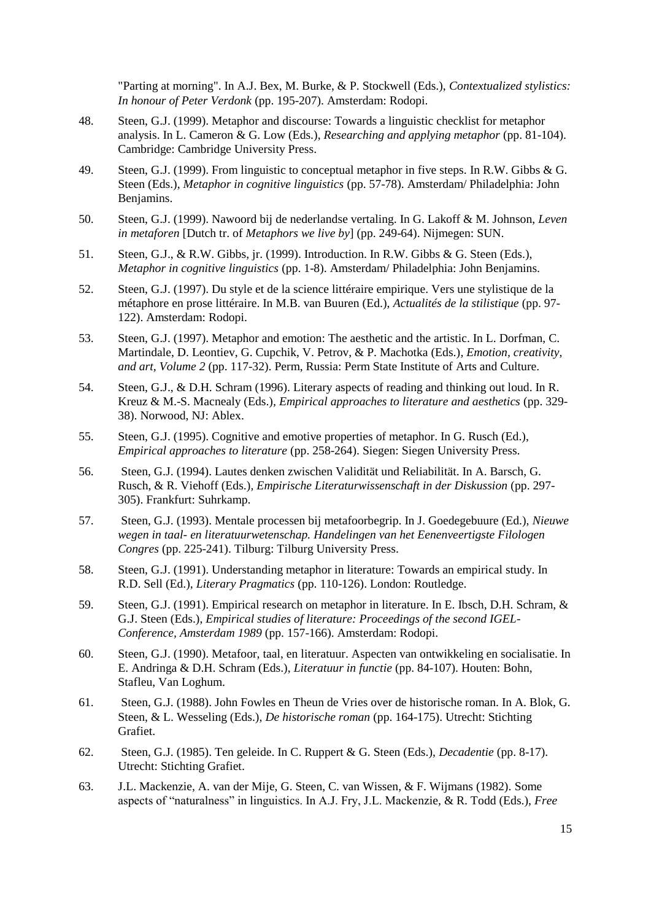"Parting at morning". In A.J. Bex, M. Burke, & P. Stockwell (Eds.), *Contextualized stylistics: In honour of Peter Verdonk* (pp. 195-207). Amsterdam: Rodopi.

48. Steen, G.J. (1999). Metaphor and discourse: Towards a linguistic checklist for metaphor analysis. In L. Cameron & G. Low (Eds.), *Researching and applying metaphor* (pp. 81-104). Cambridge: Cambridge University Press.

49. Steen, G.J. (1999). From linguistic to conceptual metaphor in five steps. In R.W. Gibbs & G. Steen (Eds.), *Metaphor in cognitive linguistics* (pp. 57-78). Amsterdam/ Philadelphia: John Benjamins.

50. Steen, G.J. (1999). Nawoord bij de nederlandse vertaling. In G. Lakoff & M. Johnson, *Leven in metaforen* [Dutch tr. of *Metaphors we live by*] (pp. 249-64). Nijmegen: SUN.

51. Steen, G.J., & R.W. Gibbs, jr. (1999). Introduction. In R.W. Gibbs & G. Steen (Eds.), *Metaphor in cognitive linguistics* (pp. 1-8). Amsterdam/ Philadelphia: John Benjamins.

52. Steen, G.J. (1997). Du style et de la science littéraire empirique. Vers une stylistique de la métaphore en prose littéraire. In M.B. van Buuren (Ed.), *Actualités de la stilistique* (pp. 97-122). Amsterdam: Rodopi.

53. Steen, G.J. (1997). Metaphor and emotion: The aesthetic and the artistic. In L. Dorfman, C. Martindale, D. Leontiev, G. Cupchik, V. Petrov, & P. Machotka (Eds.), *Emotion, creativity, and art, Volume 2* (pp. 117-32). Perm, Russia: Perm State Institute of Arts and Culture.

54. Steen, G.J., & D.H. Schram (1996). Literary aspects of reading and thinking out loud. In R. Kreuz & M.-S. Macnealy (Eds.), *Empirical approaches to literature and aesthetics* (pp. 329-38). Norwood, NJ: Ablex.

55. Steen, G.J. (1995). Cognitive and emotive properties of metaphor. In G. Rusch (Ed.), *Empirical approaches to literature* (pp. 258-264). Siegen: Siegen University Press.

56. Steen, G.J. (1994). Lautes denken zwischen Validität und Reliabilität. In A. Barsch, G. Rusch, & R. Viehoff (Eds.), *Empirische Literaturwissenschaft in der Diskussion* (pp. 297-305). Frankfurt: Suhrkamp.

57. Steen, G.J. (1993). Mentale processen bij metafoorbegrip. In J. Goedegebuure (Ed.), *Nieuwe wegen in taal- en literatuurwetenschap. Handelingen van het Eenenveertigste Filologen Congres* (pp. 225-241). Tilburg: Tilburg University Press.

58. Steen, G.J. (1991). Understanding metaphor in literature: Towards an empirical study. In R.D. Sell (Ed.), *Literary Pragmatics* (pp. 110-126). London: Routledge.

59. Steen, G.J. (1991). Empirical research on metaphor in literature. In E. Ibsch, D.H. Schram, & G.J. Steen (Eds.), *Empirical studies of literature: Proceedings of the second IGEL-Conference, Amsterdam 1989* (pp. 157-166). Amsterdam: Rodopi.

60. Steen, G.J. (1990). Metafoor, taal, en literatuur. Aspecten van ontwikkeling en socialisatie. In E. Andringa & D.H. Schram (Eds.), *Literatuur in functie* (pp. 84-107). Houten: Bohn, Stafleu, Van Loghum.

61. Steen, G.J. (1988). John Fowles en Theun de Vries over de historische roman. In A. Blok, G. Steen, & L. Wesseling (Eds.), *De historische roman* (pp. 164-175). Utrecht: Stichting Grafiet.

62. Steen, G.J. (1985). Ten geleide. In C. Ruppert & G. Steen (Eds.), *Decadentie* (pp. 8-17). Utrecht: Stichting Grafiet.

63. J.L. Mackenzie, A. van der Mije, G. Steen, C. van Wissen, & F. Wijmans (1982). Some aspects of "naturalness" in linguistics. In A.J. Fry, J.L. Mackenzie, & R. Todd (Eds.), *Free*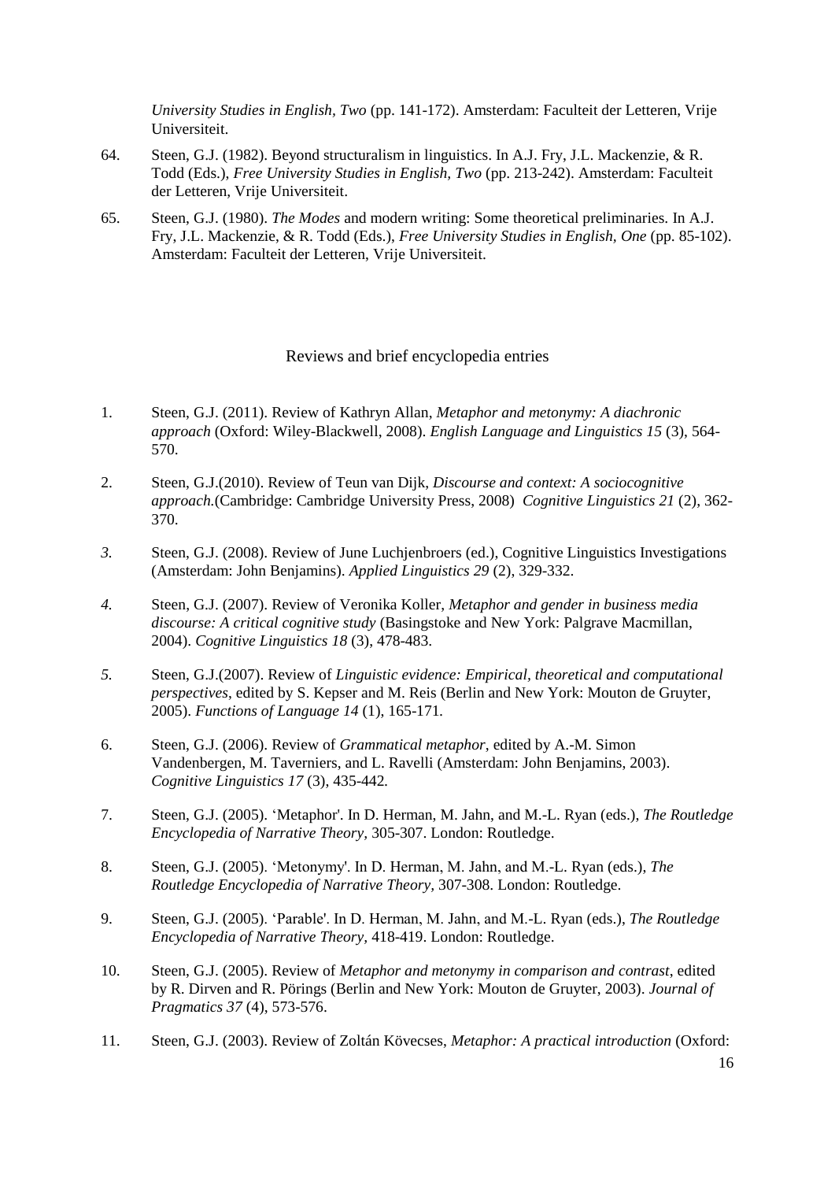*University Studies in English, Two* (pp. 141-172). Amsterdam: Faculteit der Letteren, Vrije Universiteit.

64. Steen, G.J. (1982). Beyond structuralism in linguistics. In A.J. Fry, J.L. Mackenzie, & R. Todd (Eds.), *Free University Studies in English, Two* (pp. 213-242). Amsterdam: Faculteit der Letteren, Vrije Universiteit.

65. Steen, G.J. (1980). *The Modes* and modern writing: Some theoretical preliminaries. In A.J. Fry, J.L. Mackenzie, & R. Todd (Eds.), *Free University Studies in English, One* (pp. 85-102). Amsterdam: Faculteit der Letteren, Vrije Universiteit.

## Reviews and brief encyclopedia entries

1. Steen, G.J. (2011). Review of Kathryn Allan, *Metaphor and metonymy: A diachronic approach* (Oxford: Wiley-Blackwell, 2008). *English Language and Linguistics 15* (3), 564-570.

2. Steen, G.J.(2010). Review of Teun van Dijk, *Discourse and context: A sociocognitive approach.*(Cambridge: Cambridge University Press, 2008) *Cognitive Linguistics 21* (2), 362-370.

3. Steen, G.J. (2008). Review of June Luchjenbroers (ed.), Cognitive Linguistics Investigations (Amsterdam: John Benjamins). *Applied Linguistics 29* (2), 329-332.

4. Steen, G.J. (2007). Review of Veronika Koller, *Metaphor and gender in business media discourse: A critical cognitive study* (Basingstoke and New York: Palgrave Macmillan, 2004). *Cognitive Linguistics 18* (3), 478-483.

5. Steen, G.J.(2007). Review of *Linguistic evidence: Empirical, theoretical and computational perspectives*, edited by S. Kepser and M. Reis (Berlin and New York: Mouton de Gruyter, 2005). *Functions of Language 14* (1), 165-171.

6. Steen, G.J. (2006). Review of *Grammatical metaphor*, edited by A.-M. Simon Vandenbergen, M. Taverniers, and L. Ravelli (Amsterdam: John Benjamins, 2003). *Cognitive Linguistics 17* (3), 435-442.

7. Steen, G.J. (2005). 'Metaphor'. In D. Herman, M. Jahn, and M.-L. Ryan (eds.), *The Routledge Encyclopedia of Narrative Theory,* 305-307. London: Routledge.

8. Steen, G.J. (2005). 'Metonymy'. In D. Herman, M. Jahn, and M.-L. Ryan (eds.), *The Routledge Encyclopedia of Narrative Theory,* 307-308. London: Routledge.

9. Steen, G.J. (2005). 'Parable'. In D. Herman, M. Jahn, and M.-L. Ryan (eds.), *The Routledge Encyclopedia of Narrative Theory,* 418-419. London: Routledge.

10. Steen, G.J. (2005). Review of *Metaphor and metonymy in comparison and contrast*, edited by R. Dirven and R. Pörings (Berlin and New York: Mouton de Gruyter, 2003). *Journal of Pragmatics 37* (4), 573-576.

11. Steen, G.J. (2003). Review of Zoltán Kövecses, *Metaphor: A practical introduction* (Oxford: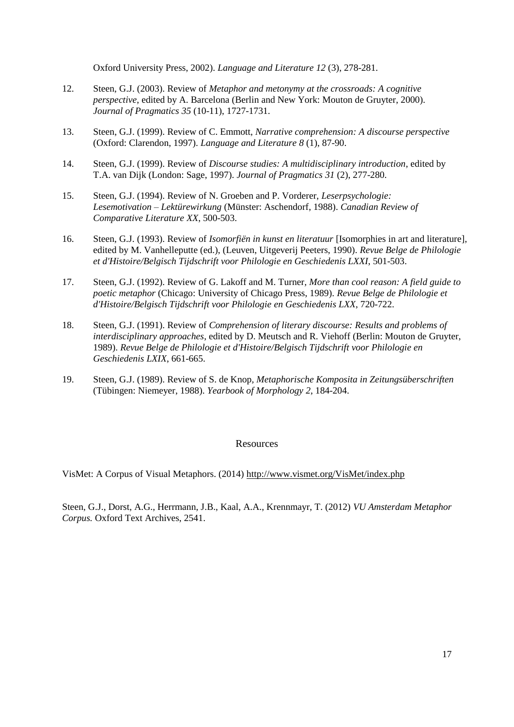Oxford University Press, 2002). *Language and Literature 12* (3), 278-281.

12. Steen, G.J. (2003). Review of *Metaphor and metonymy at the crossroads: A cognitive perspective*, edited by A. Barcelona (Berlin and New York: Mouton de Gruyter, 2000). *Journal of Pragmatics 35* (10-11), 1727-1731.

13. Steen, G.J. (1999). Review of C. Emmott, *Narrative comprehension: A discourse perspective* (Oxford: Clarendon, 1997). *Language and Literature 8* (1), 87-90.

14. Steen, G.J. (1999). Review of *Discourse studies: A multidisciplinary introduction*, edited by T.A. van Dijk (London: Sage, 1997). *Journal of Pragmatics 31* (2), 277-280.

15. Steen, G.J. (1994). Review of N. Groeben and P. Vorderer, *Leserpsychologie: Lesemotivation – Lektürewirkung* (Münster: Aschendorf, 1988). *Canadian Review of Comparative Literature XX*, 500-503.

16. Steen, G.J. (1993). Review of *Isomorfiën in kunst en literatuur* [Isomorphies in art and literature], edited by M. Vanhelleputte (ed.), (Leuven, Uitgeverij Peeters, 1990). *Revue Belge de Philologie et d'Histoire/Belgisch Tijdschrift voor Philologie en Geschiedenis LXXI*, 501-503.

17. Steen, G.J. (1992). Review of G. Lakoff and M. Turner, *More than cool reason: A field guide to poetic metaphor* (Chicago: University of Chicago Press, 1989). *Revue Belge de Philologie et d'Histoire/Belgisch Tijdschrift voor Philologie en Geschiedenis LXX*, 720-722.

18. Steen, G.J. (1991). Review of *Comprehension of literary discourse: Results and problems of interdisciplinary approaches*, edited by D. Meutsch and R. Viehoff (Berlin: Mouton de Gruyter, 1989). *Revue Belge de Philologie et d'Histoire/Belgisch Tijdschrift voor Philologie en Geschiedenis LXIX*, 661-665.

19. Steen, G.J. (1989). Review of S. de Knop, *Metaphorische Komposita in Zeitungsüberschriften* (Tübingen: Niemeyer, 1988). *Yearbook of Morphology 2*, 184-204.

## Resources

VisMet: A Corpus of Visual Metaphors. (2014) http://www.vismet.org/VisMet/index.php

Steen, G.J., Dorst, A.G., Herrmann, J.B., Kaal, A.A., Krennmayr, T. (2012) *VU Amsterdam Metaphor Corpus.* Oxford Text Archives, 2541.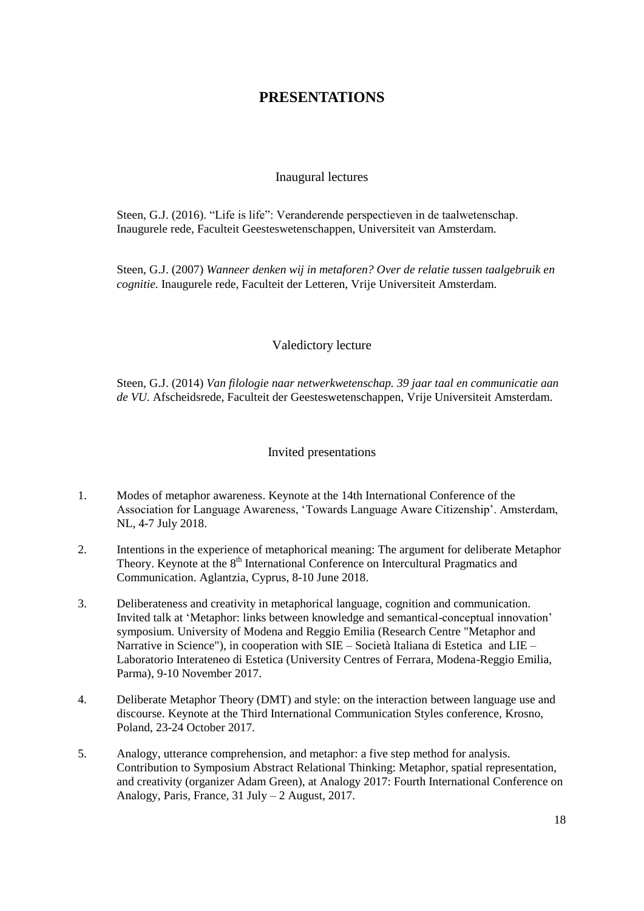# PRESENTATIONS

## Inaugural lectures

Steen, G.J. (2016). "Life is life": Veranderende perspectieven in de taalwetenschap. Inaugurele rede, Faculteit Geesteswetenschappen, Universiteit van Amsterdam.

Steen, G.J. (2007) *Wanneer denken wij in metaforen? Over de relatie tussen taalgebruik en cognitie.* Inaugurele rede, Faculteit der Letteren, Vrije Universiteit Amsterdam.

## Valedictory lecture

Steen, G.J. (2014) *Van filologie naar netwerkwetenschap. 39 jaar taal en communicatie aan de VU.* Afscheidsrede, Faculteit der Geesteswetenschappen, Vrije Universiteit Amsterdam.

## Invited presentations

1. Modes of metaphor awareness. Keynote at the 14th International Conference of the Association for Language Awareness, 'Towards Language Aware Citizenship'. Amsterdam, NL, 4-7 July 2018.
2. Intentions in the experience of metaphorical meaning: The argument for deliberate Metaphor Theory. Keynote at the 8th International Conference on Intercultural Pragmatics and Communication. Aglantzia, Cyprus, 8-10 June 2018.
3. Deliberateness and creativity in metaphorical language, cognition and communication. Invited talk at 'Metaphor: links between knowledge and semantical-conceptual innovation' symposium. University of Modena and Reggio Emilia (Research Centre "Metaphor and Narrative in Science"), in cooperation with SIE – Società Italiana di Estetica and LIE – Laboratorio Interateneo di Estetica (University Centres of Ferrara, Modena-Reggio Emilia, Parma), 9-10 November 2017.
4. Deliberate Metaphor Theory (DMT) and style: on the interaction between language use and discourse. Keynote at the Third International Communication Styles conference, Krosno, Poland, 23-24 October 2017.
5. Analogy, utterance comprehension, and metaphor: a five step method for analysis. Contribution to Symposium Abstract Relational Thinking: Metaphor, spatial representation, and creativity (organizer Adam Green), at Analogy 2017: Fourth International Conference on Analogy, Paris, France, 31 July – 2 August, 2017.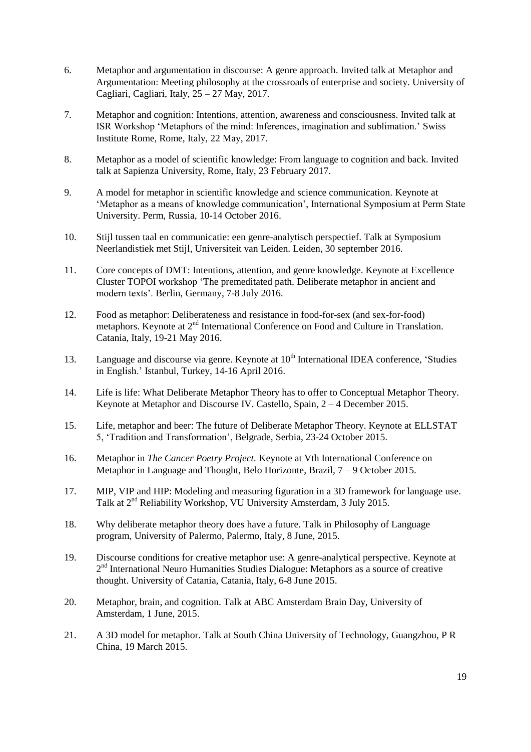6. Metaphor and argumentation in discourse: A genre approach. Invited talk at Metaphor and Argumentation: Meeting philosophy at the crossroads of enterprise and society. University of Cagliari, Cagliari, Italy, 25 – 27 May, 2017.

7. Metaphor and cognition: Intentions, attention, awareness and consciousness. Invited talk at ISR Workshop 'Metaphors of the mind: Inferences, imagination and sublimation.' Swiss Institute Rome, Rome, Italy, 22 May, 2017.

8. Metaphor as a model of scientific knowledge: From language to cognition and back. Invited talk at Sapienza University, Rome, Italy, 23 February 2017.

9. A model for metaphor in scientific knowledge and science communication. Keynote at 'Metaphor as a means of knowledge communication', International Symposium at Perm State University. Perm, Russia, 10-14 October 2016.

10. Stijl tussen taal en communicatie: een genre-analytisch perspectief. Talk at Symposium Neerlandistiek met Stijl, Universiteit van Leiden. Leiden, 30 september 2016.

11. Core concepts of DMT: Intentions, attention, and genre knowledge. Keynote at Excellence Cluster TOPOI workshop 'The premeditated path. Deliberate metaphor in ancient and modern texts'. Berlin, Germany, 7-8 July 2016.

12. Food as metaphor: Deliberateness and resistance in food-for-sex (and sex-for-food) metaphors. Keynote at 2nd International Conference on Food and Culture in Translation. Catania, Italy, 19-21 May 2016.

13. Language and discourse via genre. Keynote at 10th International IDEA conference, 'Studies in English.' Istanbul, Turkey, 14-16 April 2016.

14. Life is life: What Deliberate Metaphor Theory has to offer to Conceptual Metaphor Theory. Keynote at Metaphor and Discourse IV. Castello, Spain, 2 – 4 December 2015.

15. Life, metaphor and beer: The future of Deliberate Metaphor Theory. Keynote at ELLSTAT 5, 'Tradition and Transformation', Belgrade, Serbia, 23-24 October 2015.

16. Metaphor in *The Cancer Poetry Project.* Keynote at Vth International Conference on Metaphor in Language and Thought, Belo Horizonte, Brazil, 7 – 9 October 2015.

17. MIP, VIP and HIP: Modeling and measuring figuration in a 3D framework for language use. Talk at 2nd Reliability Workshop, VU University Amsterdam, 3 July 2015.

18. Why deliberate metaphor theory does have a future. Talk in Philosophy of Language program, University of Palermo, Palermo, Italy, 8 June, 2015.

19. Discourse conditions for creative metaphor use: A genre-analytical perspective. Keynote at 2nd International Neuro Humanities Studies Dialogue: Metaphors as a source of creative thought. University of Catania, Catania, Italy, 6-8 June 2015.

20. Metaphor, brain, and cognition. Talk at ABC Amsterdam Brain Day, University of Amsterdam, 1 June, 2015.

21. A 3D model for metaphor. Talk at South China University of Technology, Guangzhou, P R China, 19 March 2015.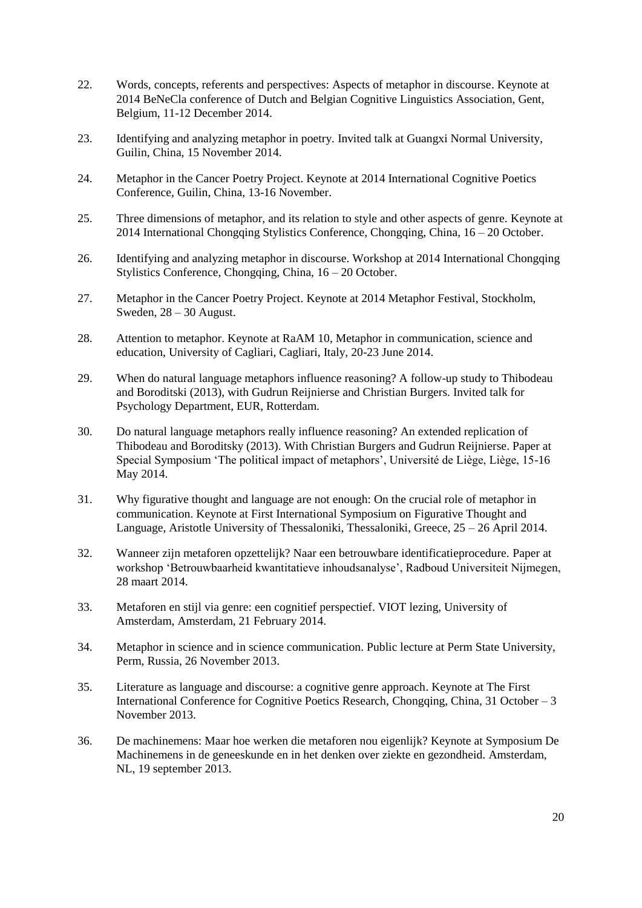22. Words, concepts, referents and perspectives: Aspects of metaphor in discourse. Keynote at 2014 BeNeCla conference of Dutch and Belgian Cognitive Linguistics Association, Gent, Belgium, 11-12 December 2014.

23. Identifying and analyzing metaphor in poetry. Invited talk at Guangxi Normal University, Guilin, China, 15 November 2014.

24. Metaphor in the Cancer Poetry Project. Keynote at 2014 International Cognitive Poetics Conference, Guilin, China, 13-16 November.

25. Three dimensions of metaphor, and its relation to style and other aspects of genre. Keynote at 2014 International Chongqing Stylistics Conference, Chongqing, China, 16 – 20 October.

26. Identifying and analyzing metaphor in discourse. Workshop at 2014 International Chongqing Stylistics Conference, Chongqing, China, 16 – 20 October.

27. Metaphor in the Cancer Poetry Project. Keynote at 2014 Metaphor Festival, Stockholm, Sweden, 28 – 30 August.

28. Attention to metaphor. Keynote at RaAM 10, Metaphor in communication, science and education, University of Cagliari, Cagliari, Italy, 20-23 June 2014.

29. When do natural language metaphors influence reasoning? A follow-up study to Thibodeau and Boroditski (2013), with Gudrun Reijnierse and Christian Burgers. Invited talk for Psychology Department, EUR, Rotterdam.

30. Do natural language metaphors really influence reasoning? An extended replication of Thibodeau and Boroditsky (2013). With Christian Burgers and Gudrun Reijnierse. Paper at Special Symposium 'The political impact of metaphors', Université de Liège, Liège, 15-16 May 2014.

31. Why figurative thought and language are not enough: On the crucial role of metaphor in communication. Keynote at First International Symposium on Figurative Thought and Language, Aristotle University of Thessaloniki, Thessaloniki, Greece, 25 – 26 April 2014.

32. Wanneer zijn metaforen opzettelijk? Naar een betrouwbare identificatieprocedure. Paper at workshop 'Betrouwbaarheid kwantitatieve inhoudsanalyse', Radboud Universiteit Nijmegen, 28 maart 2014.

33. Metaforen en stijl via genre: een cognitief perspectief. VIOT lezing, University of Amsterdam, Amsterdam, 21 February 2014.

34. Metaphor in science and in science communication. Public lecture at Perm State University, Perm, Russia, 26 November 2013.

35. Literature as language and discourse: a cognitive genre approach. Keynote at The First International Conference for Cognitive Poetics Research, Chongqing, China, 31 October – 3 November 2013.

36. De machinemens: Maar hoe werken die metaforen nou eigenlijk? Keynote at Symposium De Machinemens in de geneeskunde en in het denken over ziekte en gezondheid. Amsterdam, NL, 19 september 2013.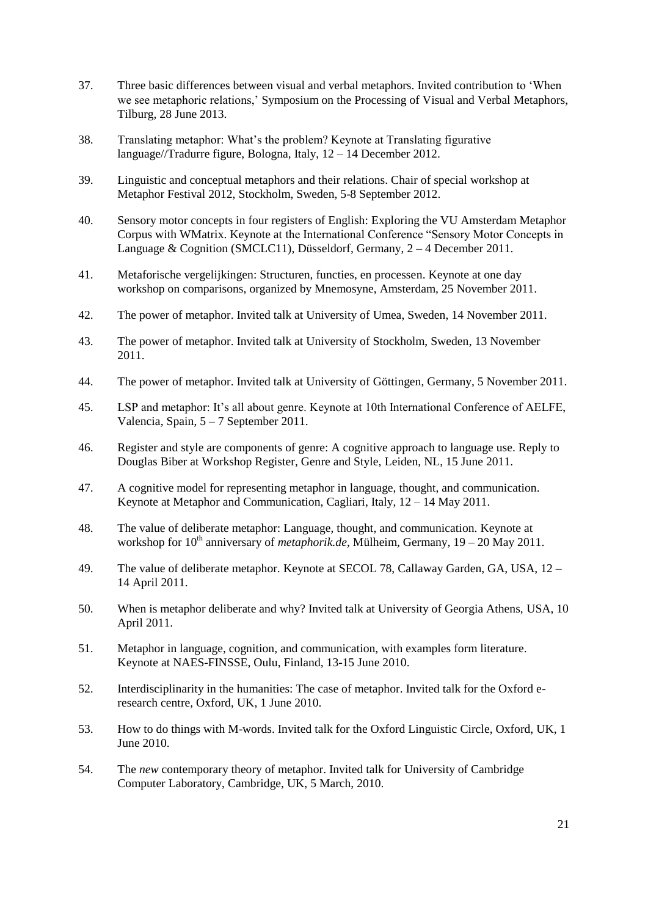37. Three basic differences between visual and verbal metaphors. Invited contribution to 'When we see metaphoric relations,' Symposium on the Processing of Visual and Verbal Metaphors, Tilburg, 28 June 2013.

38. Translating metaphor: What's the problem? Keynote at Translating figurative language//Tradurre figure, Bologna, Italy, 12 – 14 December 2012.

39. Linguistic and conceptual metaphors and their relations. Chair of special workshop at Metaphor Festival 2012, Stockholm, Sweden, 5-8 September 2012.

40. Sensory motor concepts in four registers of English: Exploring the VU Amsterdam Metaphor Corpus with WMatrix. Keynote at the International Conference "Sensory Motor Concepts in Language & Cognition (SMCLC11), Düsseldorf, Germany, 2 – 4 December 2011.

41. Metaforische vergelijkingen: Structuren, functies, en processen. Keynote at one day workshop on comparisons, organized by Mnemosyne, Amsterdam, 25 November 2011.

42. The power of metaphor. Invited talk at University of Umea, Sweden, 14 November 2011.

43. The power of metaphor. Invited talk at University of Stockholm, Sweden, 13 November 2011.

44. The power of metaphor. Invited talk at University of Göttingen, Germany, 5 November 2011.

45. LSP and metaphor: It's all about genre. Keynote at 10th International Conference of AELFE, Valencia, Spain, 5 – 7 September 2011.

46. Register and style are components of genre: A cognitive approach to language use. Reply to Douglas Biber at Workshop Register, Genre and Style, Leiden, NL, 15 June 2011.

47. A cognitive model for representing metaphor in language, thought, and communication. Keynote at Metaphor and Communication, Cagliari, Italy, 12 – 14 May 2011.

48. The value of deliberate metaphor: Language, thought, and communication. Keynote at workshop for 10th anniversary of *metaphorik.de*, Mülheim, Germany, 19 – 20 May 2011.

49. The value of deliberate metaphor. Keynote at SECOL 78, Callaway Garden, GA, USA, 12 – 14 April 2011.

50. When is metaphor deliberate and why? Invited talk at University of Georgia Athens, USA, 10 April 2011.

51. Metaphor in language, cognition, and communication, with examples form literature. Keynote at NAES-FINSSE, Oulu, Finland, 13-15 June 2010.

52. Interdisciplinarity in the humanities: The case of metaphor. Invited talk for the Oxford e-research centre, Oxford, UK, 1 June 2010.

53. How to do things with M-words. Invited talk for the Oxford Linguistic Circle, Oxford, UK, 1 June 2010.

54. The *new* contemporary theory of metaphor. Invited talk for University of Cambridge Computer Laboratory, Cambridge, UK, 5 March, 2010.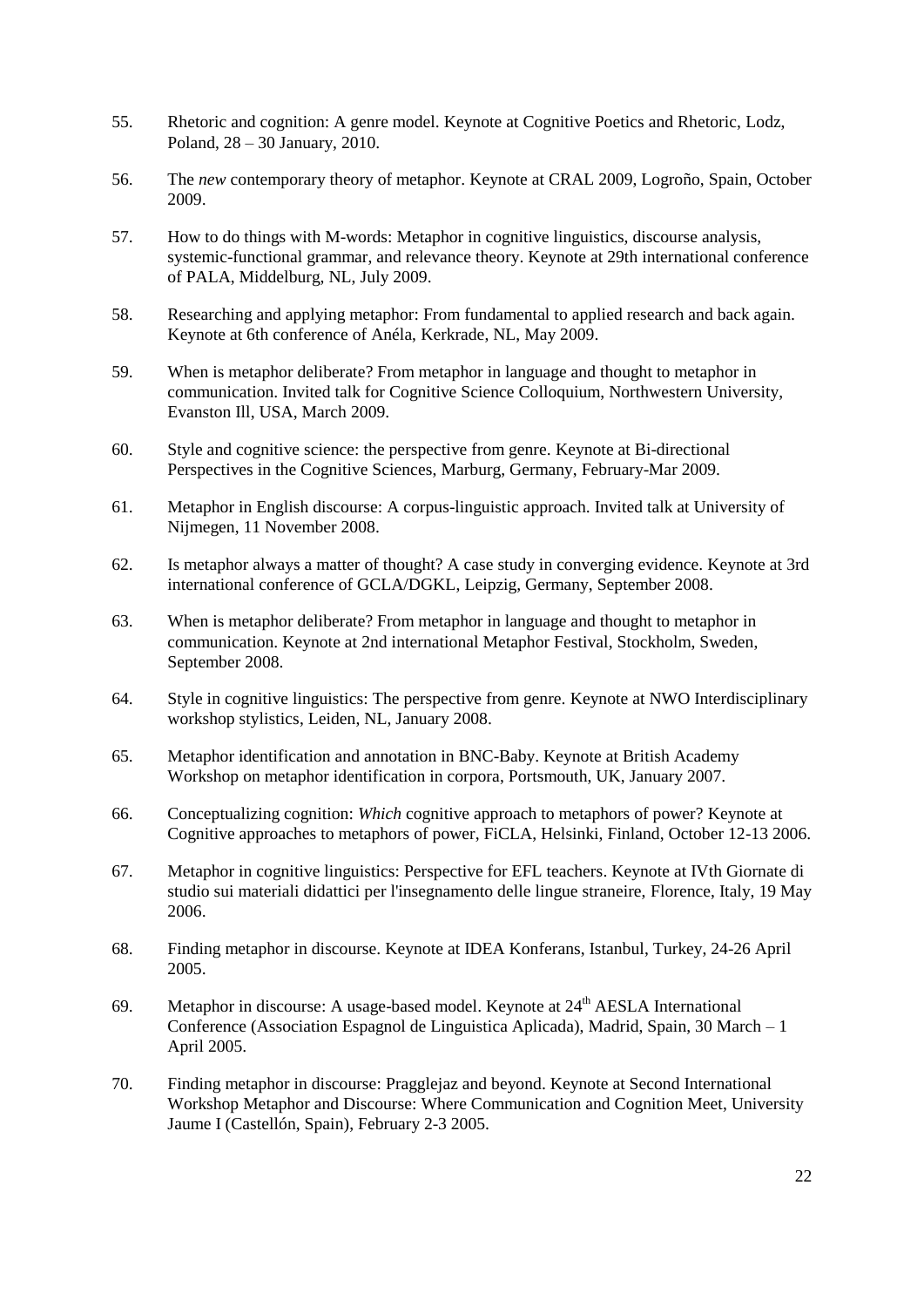55. Rhetoric and cognition: A genre model. Keynote at Cognitive Poetics and Rhetoric, Lodz, Poland, 28 – 30 January, 2010.

56. The *new* contemporary theory of metaphor. Keynote at CRAL 2009, Logroño, Spain, October 2009.

57. How to do things with M-words: Metaphor in cognitive linguistics, discourse analysis, systemic-functional grammar, and relevance theory. Keynote at 29th international conference of PALA, Middelburg, NL, July 2009.

58. Researching and applying metaphor: From fundamental to applied research and back again. Keynote at 6th conference of Anéla, Kerkrade, NL, May 2009.

59. When is metaphor deliberate? From metaphor in language and thought to metaphor in communication. Invited talk for Cognitive Science Colloquium, Northwestern University, Evanston Ill, USA, March 2009.

60. Style and cognitive science: the perspective from genre. Keynote at Bi-directional Perspectives in the Cognitive Sciences, Marburg, Germany, February-Mar 2009.

61. Metaphor in English discourse: A corpus-linguistic approach. Invited talk at University of Nijmegen, 11 November 2008.

62. Is metaphor always a matter of thought? A case study in converging evidence. Keynote at 3rd international conference of GCLA/DGKL, Leipzig, Germany, September 2008.

63. When is metaphor deliberate? From metaphor in language and thought to metaphor in communication. Keynote at 2nd international Metaphor Festival, Stockholm, Sweden, September 2008.

64. Style in cognitive linguistics: The perspective from genre. Keynote at NWO Interdisciplinary workshop stylistics, Leiden, NL, January 2008.

65. Metaphor identification and annotation in BNC-Baby. Keynote at British Academy Workshop on metaphor identification in corpora, Portsmouth, UK, January 2007.

66. Conceptualizing cognition: *Which* cognitive approach to metaphors of power? Keynote at Cognitive approaches to metaphors of power, FiCLA, Helsinki, Finland, October 12-13 2006.

67. Metaphor in cognitive linguistics: Perspective for EFL teachers. Keynote at IVth Giornate di studio sui materiali didattici per l'insegnamento delle lingue straneire, Florence, Italy, 19 May 2006.

68. Finding metaphor in discourse. Keynote at IDEA Konferans, Istanbul, Turkey, 24-26 April 2005.

69. Metaphor in discourse: A usage-based model. Keynote at 24th AESLA International Conference (Association Espagnol de Linguistica Aplicada), Madrid, Spain, 30 March – 1 April 2005.

70. Finding metaphor in discourse: Pragglejaz and beyond. Keynote at Second International Workshop Metaphor and Discourse: Where Communication and Cognition Meet, University Jaume I (Castellón, Spain), February 2-3 2005.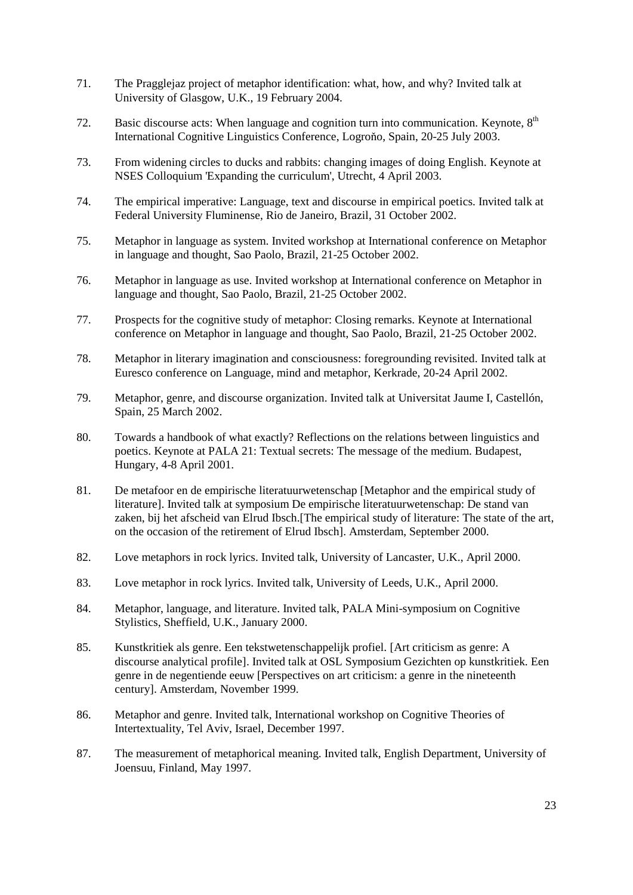71. The Pragglejaz project of metaphor identification: what, how, and why? Invited talk at University of Glasgow, U.K., 19 February 2004.

72. Basic discourse acts: When language and cognition turn into communication. Keynote, 8th International Cognitive Linguistics Conference, Logroňo, Spain, 20-25 July 2003.

73. From widening circles to ducks and rabbits: changing images of doing English. Keynote at NSES Colloquium 'Expanding the curriculum', Utrecht, 4 April 2003.

74. The empirical imperative: Language, text and discourse in empirical poetics. Invited talk at Federal University Fluminense, Rio de Janeiro, Brazil, 31 October 2002.

75. Metaphor in language as system. Invited workshop at International conference on Metaphor in language and thought, Sao Paolo, Brazil, 21-25 October 2002.

76. Metaphor in language as use. Invited workshop at International conference on Metaphor in language and thought, Sao Paolo, Brazil, 21-25 October 2002.

77. Prospects for the cognitive study of metaphor: Closing remarks. Keynote at International conference on Metaphor in language and thought, Sao Paolo, Brazil, 21-25 October 2002.

78. Metaphor in literary imagination and consciousness: foregrounding revisited. Invited talk at Euresco conference on Language, mind and metaphor, Kerkrade, 20-24 April 2002.

79. Metaphor, genre, and discourse organization. Invited talk at Universitat Jaume I, Castellón, Spain, 25 March 2002.

80. Towards a handbook of what exactly? Reflections on the relations between linguistics and poetics. Keynote at PALA 21: Textual secrets: The message of the medium. Budapest, Hungary, 4-8 April 2001.

81. De metafoor en de empirische literatuurwetenschap [Metaphor and the empirical study of literature]. Invited talk at symposium De empirische literatuurwetenschap: De stand van zaken, bij het afscheid van Elrud Ibsch.[The empirical study of literature: The state of the art, on the occasion of the retirement of Elrud Ibsch]. Amsterdam, September 2000.

82. Love metaphors in rock lyrics. Invited talk, University of Lancaster, U.K., April 2000.

83. Love metaphor in rock lyrics. Invited talk, University of Leeds, U.K., April 2000.

84. Metaphor, language, and literature. Invited talk, PALA Mini-symposium on Cognitive Stylistics, Sheffield, U.K., January 2000.

85. Kunstkritiek als genre. Een tekstwetenschappelijk profiel. [Art criticism as genre: A discourse analytical profile]. Invited talk at OSL Symposium Gezichten op kunstkritiek. Een genre in de negentiende eeuw [Perspectives on art criticism: a genre in the nineteenth century]. Amsterdam, November 1999.

86. Metaphor and genre. Invited talk, International workshop on Cognitive Theories of Intertextuality, Tel Aviv, Israel, December 1997.

87. The measurement of metaphorical meaning. Invited talk, English Department, University of Joensuu, Finland, May 1997.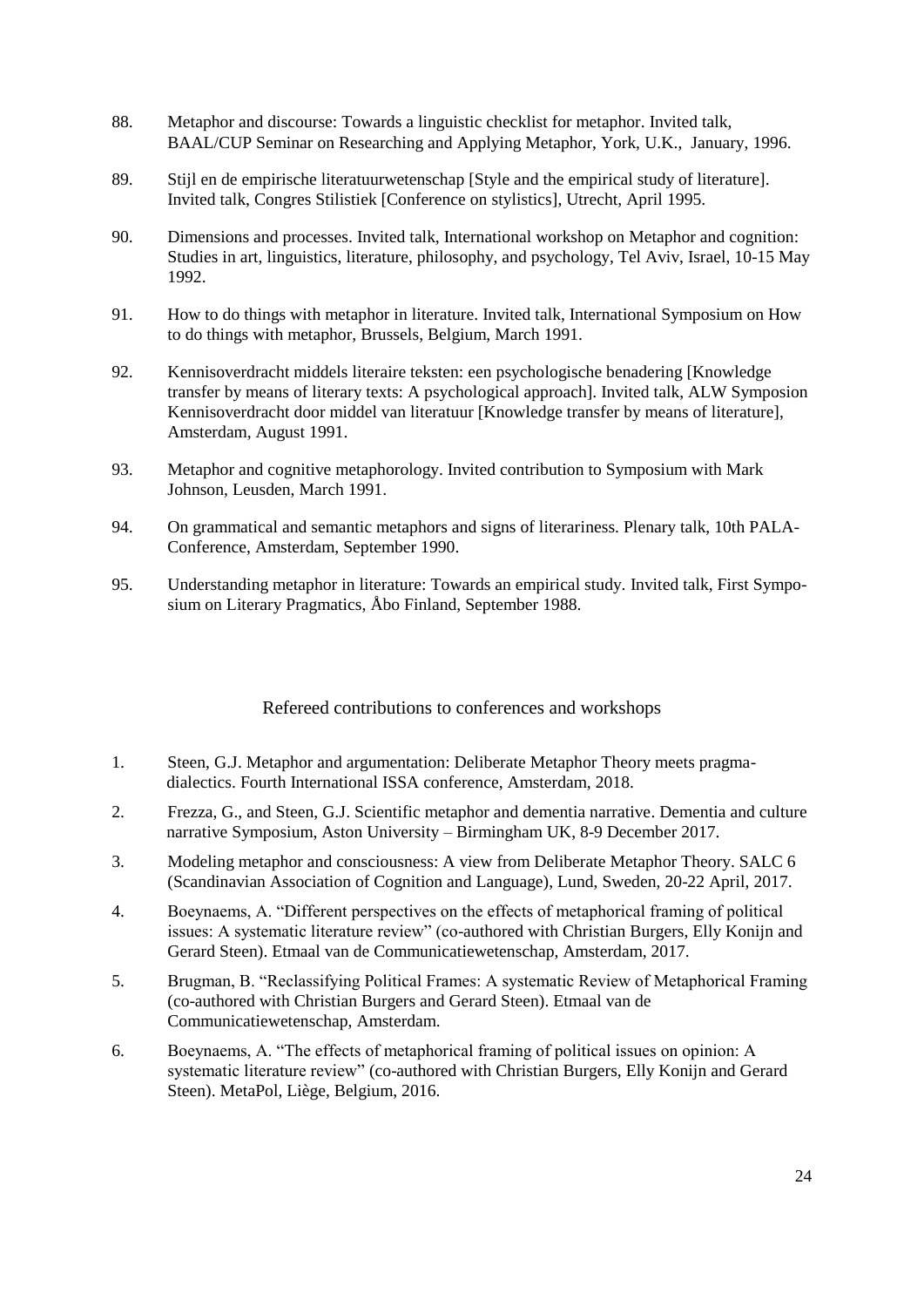88. Metaphor and discourse: Towards a linguistic checklist for metaphor. Invited talk, BAAL/CUP Seminar on Researching and Applying Metaphor, York, U.K., January, 1996.

89. Stijl en de empirische literatuurwetenschap [Style and the empirical study of literature]. Invited talk, Congres Stilistiek [Conference on stylistics], Utrecht, April 1995.

90. Dimensions and processes. Invited talk, International workshop on Metaphor and cognition: Studies in art, linguistics, literature, philosophy, and psychology, Tel Aviv, Israel, 10-15 May 1992.

91. How to do things with metaphor in literature. Invited talk, International Symposium on How to do things with metaphor, Brussels, Belgium, March 1991.

92. Kennisoverdracht middels literaire teksten: een psychologische benadering [Knowledge transfer by means of literary texts: A psychological approach]. Invited talk, ALW Symposion Kennisoverdracht door middel van literatuur [Knowledge transfer by means of literature], Amsterdam, August 1991.

93. Metaphor and cognitive metaphorology. Invited contribution to Symposium with Mark Johnson, Leusden, March 1991.

94. On grammatical and semantic metaphors and signs of literariness. Plenary talk, 10th PALA-Conference, Amsterdam, September 1990.

95. Understanding metaphor in literature: Towards an empirical study. Invited talk, First Symposium on Literary Pragmatics, Åbo Finland, September 1988.

## Refereed contributions to conferences and workshops

1. Steen, G.J. Metaphor and argumentation: Deliberate Metaphor Theory meets pragma-dialectics. Fourth International ISSA conference, Amsterdam, 2018.

2. Frezza, G., and Steen, G.J. Scientific metaphor and dementia narrative. Dementia and culture narrative Symposium, Aston University – Birmingham UK, 8-9 December 2017.

3. Modeling metaphor and consciousness: A view from Deliberate Metaphor Theory. SALC 6 (Scandinavian Association of Cognition and Language), Lund, Sweden, 20-22 April, 2017.

4. Boeynaems, A. "Different perspectives on the effects of metaphorical framing of political issues: A systematic literature review" (co-authored with Christian Burgers, Elly Konijn and Gerard Steen). Etmaal van de Communicatiewetenschap, Amsterdam, 2017.

5. Brugman, B. "Reclassifying Political Frames: A systematic Review of Metaphorical Framing (co-authored with Christian Burgers and Gerard Steen). Etmaal van de Communicatiewetenschap, Amsterdam.

6. Boeynaems, A. "The effects of metaphorical framing of political issues on opinion: A systematic literature review" (co-authored with Christian Burgers, Elly Konijn and Gerard Steen). MetaPol, Liège, Belgium, 2016.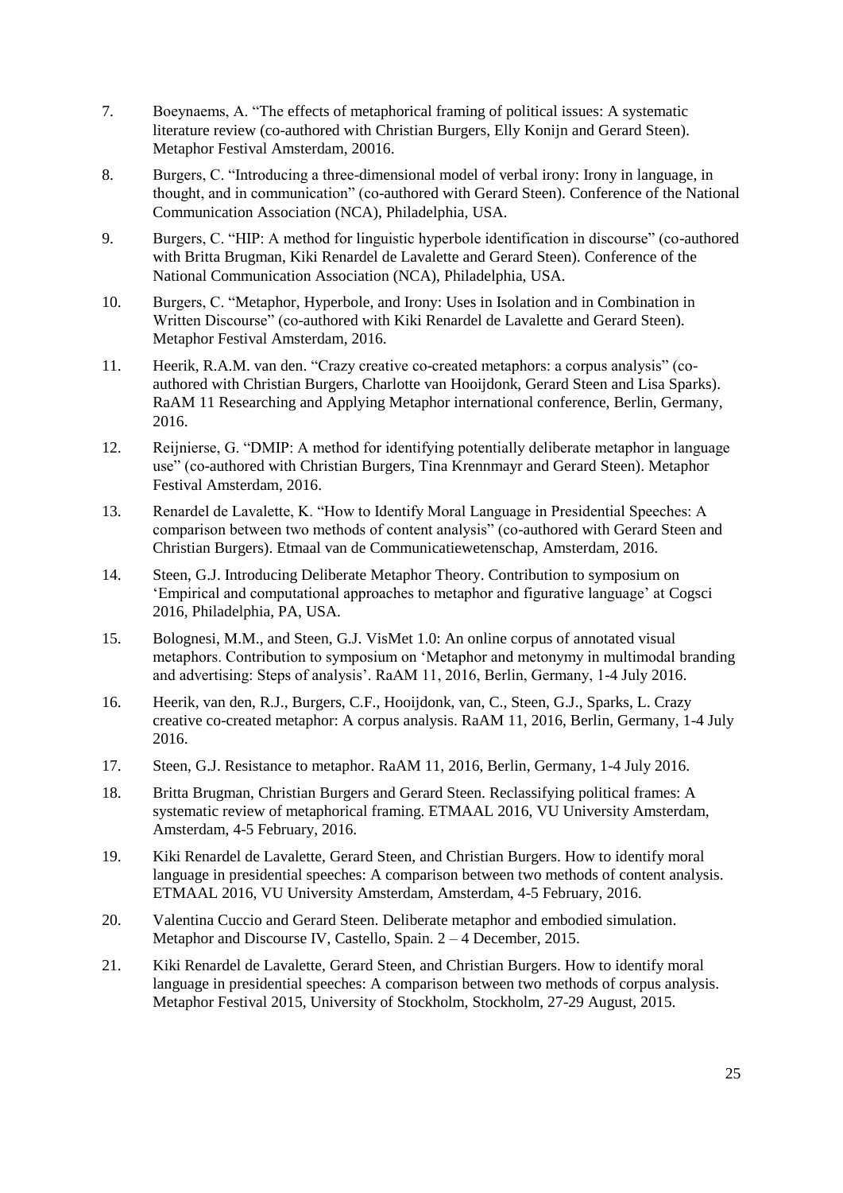7. Boeynaems, A. "The effects of metaphorical framing of political issues: A systematic literature review (co-authored with Christian Burgers, Elly Konijn and Gerard Steen). Metaphor Festival Amsterdam, 20016.

8. Burgers, C. "Introducing a three-dimensional model of verbal irony: Irony in language, in thought, and in communication" (co-authored with Gerard Steen). Conference of the National Communication Association (NCA), Philadelphia, USA.

9. Burgers, C. "HIP: A method for linguistic hyperbole identification in discourse" (co-authored with Britta Brugman, Kiki Renardel de Lavalette and Gerard Steen). Conference of the National Communication Association (NCA), Philadelphia, USA.

10. Burgers, C. "Metaphor, Hyperbole, and Irony: Uses in Isolation and in Combination in Written Discourse" (co-authored with Kiki Renardel de Lavalette and Gerard Steen). Metaphor Festival Amsterdam, 2016.

11. Heerik, R.A.M. van den. "Crazy creative co-created metaphors: a corpus analysis" (co-authored with Christian Burgers, Charlotte van Hooijdonk, Gerard Steen and Lisa Sparks). RaAM 11 Researching and Applying Metaphor international conference, Berlin, Germany, 2016.

12. Reijnierse, G. "DMIP: A method for identifying potentially deliberate metaphor in language use" (co-authored with Christian Burgers, Tina Krennmayr and Gerard Steen). Metaphor Festival Amsterdam, 2016.

13. Renardel de Lavalette, K. "How to Identify Moral Language in Presidential Speeches: A comparison between two methods of content analysis" (co-authored with Gerard Steen and Christian Burgers). Etmaal van de Communicatiewetenschap, Amsterdam, 2016.

14. Steen, G.J. Introducing Deliberate Metaphor Theory. Contribution to symposium on 'Empirical and computational approaches to metaphor and figurative language' at Cogsci 2016, Philadelphia, PA, USA.

15. Bolognesi, M.M., and Steen, G.J. VisMet 1.0: An online corpus of annotated visual metaphors. Contribution to symposium on 'Metaphor and metonymy in multimodal branding and advertising: Steps of analysis'. RaAM 11, 2016, Berlin, Germany, 1-4 July 2016.

16. Heerik, van den, R.J., Burgers, C.F., Hooijdonk, van, C., Steen, G.J., Sparks, L. Crazy creative co-created metaphor: A corpus analysis. RaAM 11, 2016, Berlin, Germany, 1-4 July 2016.

17. Steen, G.J. Resistance to metaphor. RaAM 11, 2016, Berlin, Germany, 1-4 July 2016.

18. Britta Brugman, Christian Burgers and Gerard Steen. Reclassifying political frames: A systematic review of metaphorical framing. ETMAAL 2016, VU University Amsterdam, Amsterdam, 4-5 February, 2016.

19. Kiki Renardel de Lavalette, Gerard Steen, and Christian Burgers. How to identify moral language in presidential speeches: A comparison between two methods of content analysis. ETMAAL 2016, VU University Amsterdam, Amsterdam, 4-5 February, 2016.

20. Valentina Cuccio and Gerard Steen. Deliberate metaphor and embodied simulation. Metaphor and Discourse IV, Castello, Spain. 2 – 4 December, 2015.

21. Kiki Renardel de Lavalette, Gerard Steen, and Christian Burgers. How to identify moral language in presidential speeches: A comparison between two methods of corpus analysis. Metaphor Festival 2015, University of Stockholm, Stockholm, 27-29 August, 2015.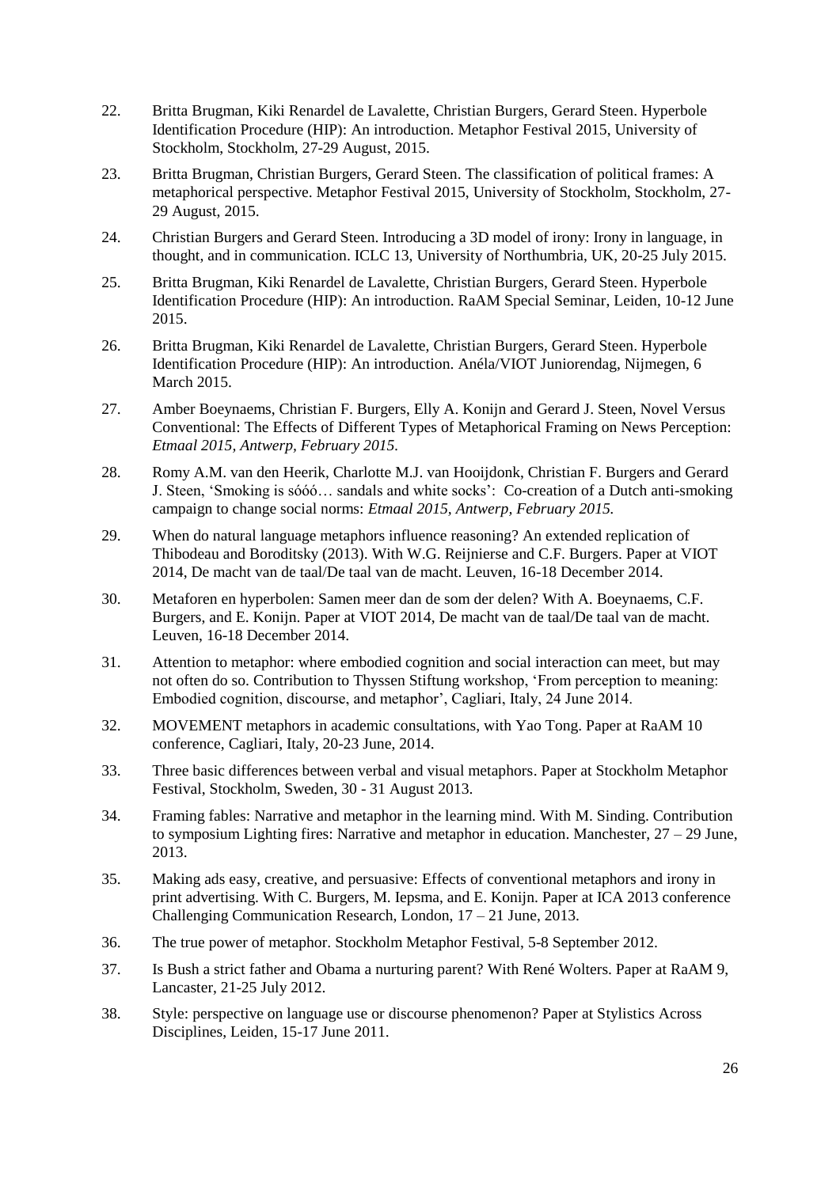22. Britta Brugman, Kiki Renardel de Lavalette, Christian Burgers, Gerard Steen. Hyperbole Identification Procedure (HIP): An introduction. Metaphor Festival 2015, University of Stockholm, Stockholm, 27-29 August, 2015.

23. Britta Brugman, Christian Burgers, Gerard Steen. The classification of political frames: A metaphorical perspective. Metaphor Festival 2015, University of Stockholm, Stockholm, 27-29 August, 2015.

24. Christian Burgers and Gerard Steen. Introducing a 3D model of irony: Irony in language, in thought, and in communication. ICLC 13, University of Northumbria, UK, 20-25 July 2015.

25. Britta Brugman, Kiki Renardel de Lavalette, Christian Burgers, Gerard Steen. Hyperbole Identification Procedure (HIP): An introduction. RaAM Special Seminar, Leiden, 10-12 June 2015.

26. Britta Brugman, Kiki Renardel de Lavalette, Christian Burgers, Gerard Steen. Hyperbole Identification Procedure (HIP): An introduction. Anéla/VIOT Juniorendag, Nijmegen, 6 March 2015.

27. Amber Boeynaems, Christian F. Burgers, Elly A. Konijn and Gerard J. Steen, Novel Versus Conventional: The Effects of Different Types of Metaphorical Framing on News Perception: *Etmaal 2015, Antwerp, February 2015.*

28. Romy A.M. van den Heerik, Charlotte M.J. van Hooijdonk, Christian F. Burgers and Gerard J. Steen, 'Smoking is sóóó… sandals and white socks': Co-creation of a Dutch anti-smoking campaign to change social norms: *Etmaal 2015, Antwerp, February 2015.*

29. When do natural language metaphors influence reasoning? An extended replication of Thibodeau and Boroditsky (2013). With W.G. Reijnierse and C.F. Burgers. Paper at VIOT 2014, De macht van de taal/De taal van de macht. Leuven, 16-18 December 2014.

30. Metaforen en hyperbolen: Samen meer dan de som der delen? With A. Boeynaems, C.F. Burgers, and E. Konijn. Paper at VIOT 2014, De macht van de taal/De taal van de macht. Leuven, 16-18 December 2014.

31. Attention to metaphor: where embodied cognition and social interaction can meet, but may not often do so. Contribution to Thyssen Stiftung workshop, 'From perception to meaning: Embodied cognition, discourse, and metaphor', Cagliari, Italy, 24 June 2014.

32. MOVEMENT metaphors in academic consultations, with Yao Tong. Paper at RaAM 10 conference, Cagliari, Italy, 20-23 June, 2014.

33. Three basic differences between verbal and visual metaphors. Paper at Stockholm Metaphor Festival, Stockholm, Sweden, 30 - 31 August 2013.

34. Framing fables: Narrative and metaphor in the learning mind. With M. Sinding. Contribution to symposium Lighting fires: Narrative and metaphor in education. Manchester, 27 – 29 June, 2013.

35. Making ads easy, creative, and persuasive: Effects of conventional metaphors and irony in print advertising. With C. Burgers, M. Iepsma, and E. Konijn. Paper at ICA 2013 conference Challenging Communication Research, London, 17 – 21 June, 2013.

36. The true power of metaphor. Stockholm Metaphor Festival, 5-8 September 2012.

37. Is Bush a strict father and Obama a nurturing parent? With René Wolters. Paper at RaAM 9, Lancaster, 21-25 July 2012.

38. Style: perspective on language use or discourse phenomenon? Paper at Stylistics Across Disciplines, Leiden, 15-17 June 2011.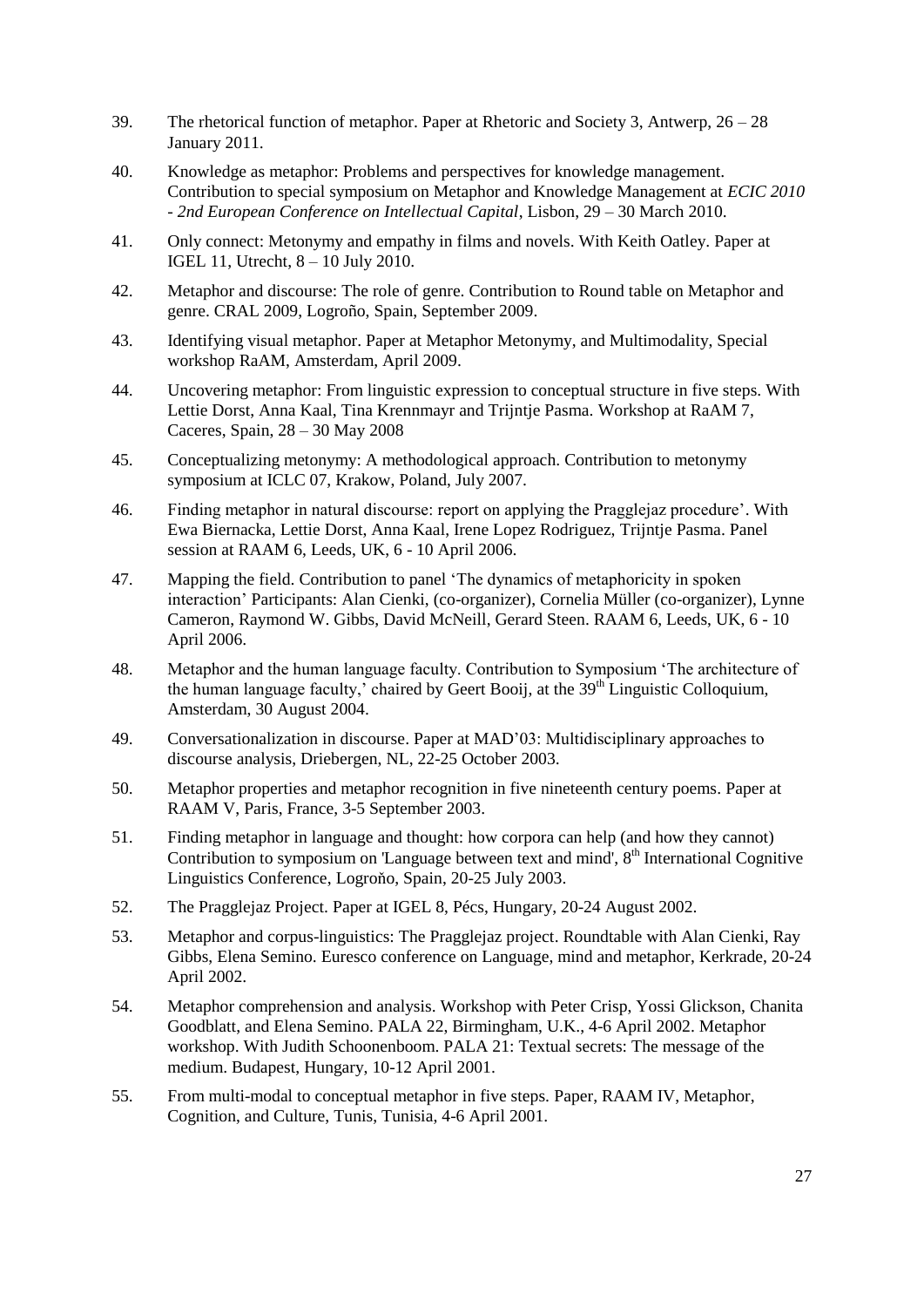39. The rhetorical function of metaphor. Paper at Rhetoric and Society 3, Antwerp, 26 – 28 January 2011.

40. Knowledge as metaphor: Problems and perspectives for knowledge management. Contribution to special symposium on Metaphor and Knowledge Management at *ECIC 2010 - 2nd European Conference on Intellectual Capital*, Lisbon, 29 – 30 March 2010.

41. Only connect: Metonymy and empathy in films and novels. With Keith Oatley. Paper at IGEL 11, Utrecht, 8 – 10 July 2010.

42. Metaphor and discourse: The role of genre. Contribution to Round table on Metaphor and genre. CRAL 2009, Logroño, Spain, September 2009.

43. Identifying visual metaphor. Paper at Metaphor Metonymy, and Multimodality, Special workshop RaAM, Amsterdam, April 2009.

44. Uncovering metaphor: From linguistic expression to conceptual structure in five steps. With Lettie Dorst, Anna Kaal, Tina Krennmayr and Trijntje Pasma. Workshop at RaAM 7, Caceres, Spain, 28 – 30 May 2008

45. Conceptualizing metonymy: A methodological approach. Contribution to metonymy symposium at ICLC 07, Krakow, Poland, July 2007.

46. Finding metaphor in natural discourse: report on applying the Pragglejaz procedure'. With Ewa Biernacka, Lettie Dorst, Anna Kaal, Irene Lopez Rodriguez, Trijntje Pasma. Panel session at RAAM 6, Leeds, UK, 6 - 10 April 2006.

47. Mapping the field. Contribution to panel 'The dynamics of metaphoricity in spoken interaction' Participants: Alan Cienki, (co-organizer), Cornelia Müller (co-organizer), Lynne Cameron, Raymond W. Gibbs, David McNeill, Gerard Steen. RAAM 6, Leeds, UK, 6 - 10 April 2006.

48. Metaphor and the human language faculty. Contribution to Symposium 'The architecture of the human language faculty,' chaired by Geert Booij, at the 39th Linguistic Colloquium, Amsterdam, 30 August 2004.

49. Conversationalization in discourse. Paper at MAD'03: Multidisciplinary approaches to discourse analysis, Driebergen, NL, 22-25 October 2003.

50. Metaphor properties and metaphor recognition in five nineteenth century poems. Paper at RAAM V, Paris, France, 3-5 September 2003.

51. Finding metaphor in language and thought: how corpora can help (and how they cannot) Contribution to symposium on 'Language between text and mind', 8th International Cognitive Linguistics Conference, Logroňo, Spain, 20-25 July 2003.

52. The Pragglejaz Project. Paper at IGEL 8, Pécs, Hungary, 20-24 August 2002.

53. Metaphor and corpus-linguistics: The Pragglejaz project. Roundtable with Alan Cienki, Ray Gibbs, Elena Semino. Euresco conference on Language, mind and metaphor, Kerkrade, 20-24 April 2002.

54. Metaphor comprehension and analysis. Workshop with Peter Crisp, Yossi Glickson, Chanita Goodblatt, and Elena Semino. PALA 22, Birmingham, U.K., 4-6 April 2002. Metaphor workshop. With Judith Schoonenboom. PALA 21: Textual secrets: The message of the medium. Budapest, Hungary, 10-12 April 2001.

55. From multi-modal to conceptual metaphor in five steps. Paper, RAAM IV, Metaphor, Cognition, and Culture, Tunis, Tunisia, 4-6 April 2001.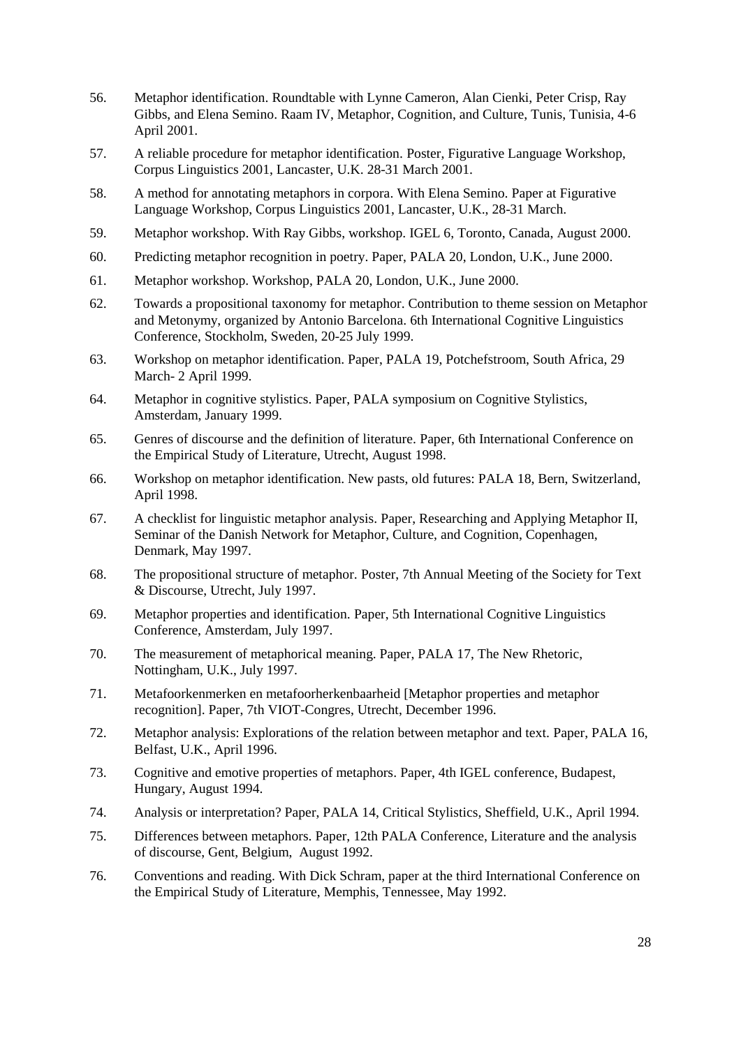56. Metaphor identification. Roundtable with Lynne Cameron, Alan Cienki, Peter Crisp, Ray Gibbs, and Elena Semino. Raam IV, Metaphor, Cognition, and Culture, Tunis, Tunisia, 4-6 April 2001.

57. A reliable procedure for metaphor identification. Poster, Figurative Language Workshop, Corpus Linguistics 2001, Lancaster, U.K. 28-31 March 2001.

58. A method for annotating metaphors in corpora. With Elena Semino. Paper at Figurative Language Workshop, Corpus Linguistics 2001, Lancaster, U.K., 28-31 March.

59. Metaphor workshop. With Ray Gibbs, workshop. IGEL 6, Toronto, Canada, August 2000.

60. Predicting metaphor recognition in poetry. Paper, PALA 20, London, U.K., June 2000.

61. Metaphor workshop. Workshop, PALA 20, London, U.K., June 2000.

62. Towards a propositional taxonomy for metaphor. Contribution to theme session on Metaphor and Metonymy, organized by Antonio Barcelona. 6th International Cognitive Linguistics Conference, Stockholm, Sweden, 20-25 July 1999.

63. Workshop on metaphor identification. Paper, PALA 19, Potchefstroom, South Africa, 29 March- 2 April 1999.

64. Metaphor in cognitive stylistics. Paper, PALA symposium on Cognitive Stylistics, Amsterdam, January 1999.

65. Genres of discourse and the definition of literature. Paper, 6th International Conference on the Empirical Study of Literature, Utrecht, August 1998.

66. Workshop on metaphor identification. New pasts, old futures: PALA 18, Bern, Switzerland, April 1998.

67. A checklist for linguistic metaphor analysis. Paper, Researching and Applying Metaphor II, Seminar of the Danish Network for Metaphor, Culture, and Cognition, Copenhagen, Denmark, May 1997.

68. The propositional structure of metaphor. Poster, 7th Annual Meeting of the Society for Text & Discourse, Utrecht, July 1997.

69. Metaphor properties and identification. Paper, 5th International Cognitive Linguistics Conference, Amsterdam, July 1997.

70. The measurement of metaphorical meaning. Paper, PALA 17, The New Rhetoric, Nottingham, U.K., July 1997.

71. Metafoorkenmerken en metafoorherkenbaarheid [Metaphor properties and metaphor recognition]. Paper, 7th VIOT-Congres, Utrecht, December 1996.

72. Metaphor analysis: Explorations of the relation between metaphor and text. Paper, PALA 16, Belfast, U.K., April 1996.

73. Cognitive and emotive properties of metaphors. Paper, 4th IGEL conference, Budapest, Hungary, August 1994.

74. Analysis or interpretation? Paper, PALA 14, Critical Stylistics, Sheffield, U.K., April 1994.

75. Differences between metaphors. Paper, 12th PALA Conference, Literature and the analysis of discourse, Gent, Belgium, August 1992.

76. Conventions and reading. With Dick Schram, paper at the third International Conference on the Empirical Study of Literature, Memphis, Tennessee, May 1992.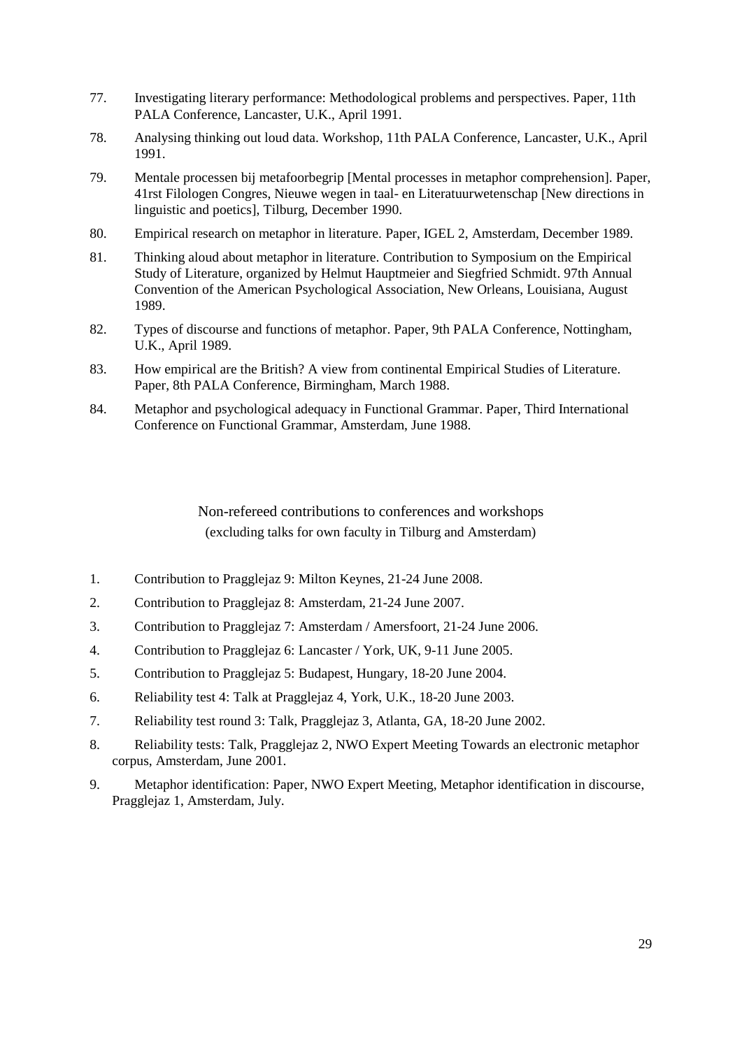77. Investigating literary performance: Methodological problems and perspectives. Paper, 11th PALA Conference, Lancaster, U.K., April 1991.

78. Analysing thinking out loud data. Workshop, 11th PALA Conference, Lancaster, U.K., April 1991.

79. Mentale processen bij metafoorbegrip [Mental processes in metaphor comprehension]. Paper, 41rst Filologen Congres, Nieuwe wegen in taal- en Literatuurwetenschap [New directions in linguistic and poetics], Tilburg, December 1990.

80. Empirical research on metaphor in literature. Paper, IGEL 2, Amsterdam, December 1989.

81. Thinking aloud about metaphor in literature. Contribution to Symposium on the Empirical Study of Literature, organized by Helmut Hauptmeier and Siegfried Schmidt. 97th Annual Convention of the American Psychological Association, New Orleans, Louisiana, August 1989.

82. Types of discourse and functions of metaphor. Paper, 9th PALA Conference, Nottingham, U.K., April 1989.

83. How empirical are the British? A view from continental Empirical Studies of Literature. Paper, 8th PALA Conference, Birmingham, March 1988.

84. Metaphor and psychological adequacy in Functional Grammar. Paper, Third International Conference on Functional Grammar, Amsterdam, June 1988.

## Non-refereed contributions to conferences and workshops

(excluding talks for own faculty in Tilburg and Amsterdam)

1. Contribution to Pragglejaz 9: Milton Keynes, 21-24 June 2008.

2. Contribution to Pragglejaz 8: Amsterdam, 21-24 June 2007.

3. Contribution to Pragglejaz 7: Amsterdam / Amersfoort, 21-24 June 2006.

4. Contribution to Pragglejaz 6: Lancaster / York, UK, 9-11 June 2005.

5. Contribution to Pragglejaz 5: Budapest, Hungary, 18-20 June 2004.

6. Reliability test 4: Talk at Pragglejaz 4, York, U.K., 18-20 June 2003.

7. Reliability test round 3: Talk, Pragglejaz 3, Atlanta, GA, 18-20 June 2002.

8. Reliability tests: Talk, Pragglejaz 2, NWO Expert Meeting Towards an electronic metaphor corpus, Amsterdam, June 2001.

9. Metaphor identification: Paper, NWO Expert Meeting, Metaphor identification in discourse, Pragglejaz 1, Amsterdam, July.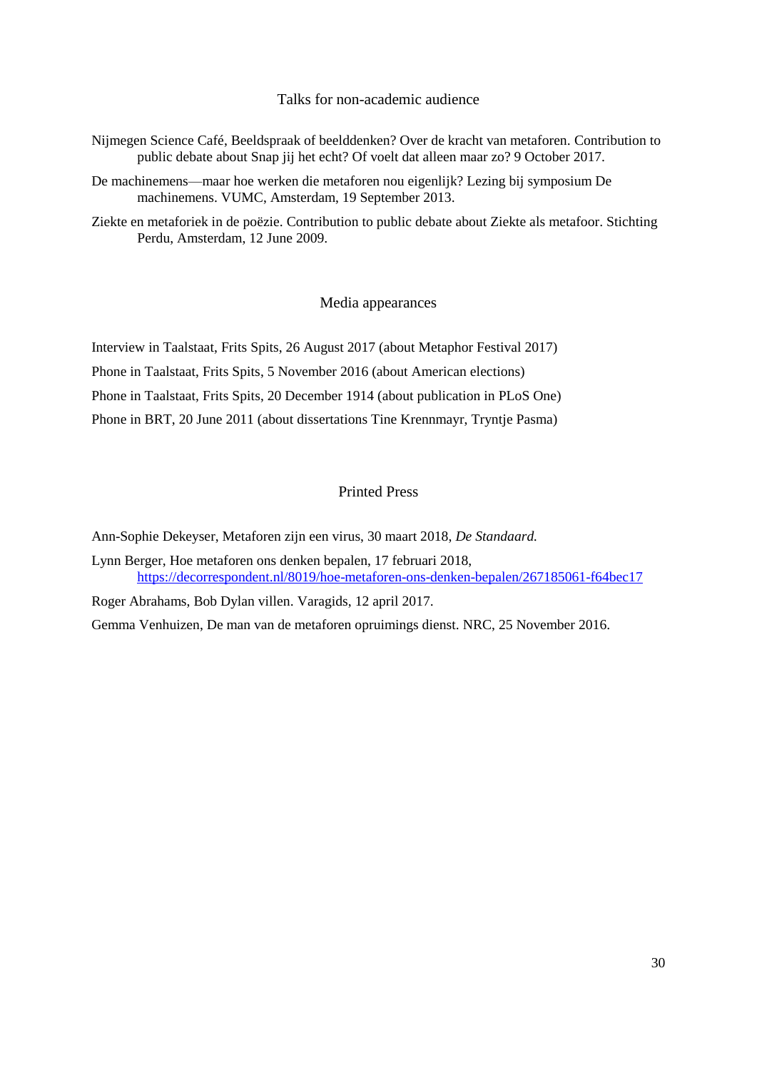## Talks for non-academic audience

Nijmegen Science Café, Beeldspraak of beelddenken? Over de kracht van metaforen. Contribution to public debate about Snap jij het echt? Of voelt dat alleen maar zo? 9 October 2017.

De machinemens—maar hoe werken die metaforen nou eigenlijk? Lezing bij symposium De machinemens. VUMC, Amsterdam, 19 September 2013.

Ziekte en metaforiek in de poëzie. Contribution to public debate about Ziekte als metafoor. Stichting Perdu, Amsterdam, 12 June 2009.

## Media appearances

Interview in Taalstaat, Frits Spits, 26 August 2017 (about Metaphor Festival 2017)

Phone in Taalstaat, Frits Spits, 5 November 2016 (about American elections)

Phone in Taalstaat, Frits Spits, 20 December 1914 (about publication in PLoS One)

Phone in BRT, 20 June 2011 (about dissertations Tine Krennmayr, Tryntje Pasma)

## Printed Press

Ann-Sophie Dekeyser, Metaforen zijn een virus, 30 maart 2018, *De Standaard.*

Lynn Berger, Hoe metaforen ons denken bepalen, 17 februari 2018, https://decorrespondent.nl/8019/hoe-metaforen-ons-denken-bepalen/267185061-f64bec17

Roger Abrahams, Bob Dylan villen. Varagids, 12 april 2017.

Gemma Venhuizen, De man van de metaforen opruimings dienst. NRC, 25 November 2016.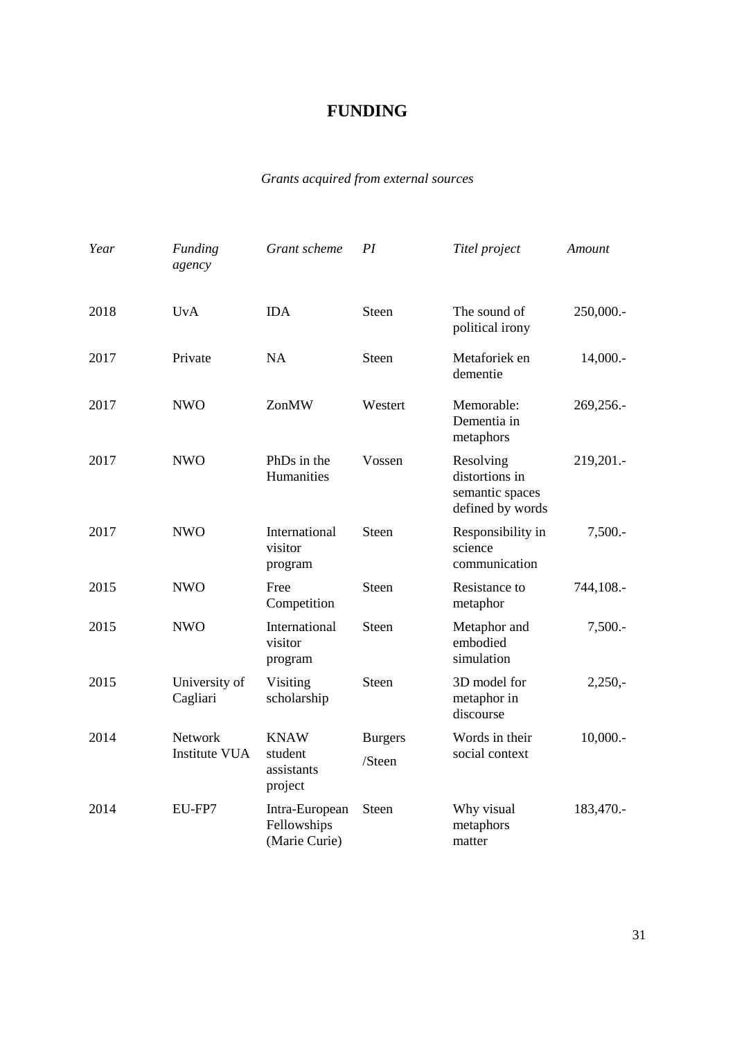# FUNDING

*Grants acquired from external sources*

| *Year* | *Funding agency* | *Grant scheme* | *PI* | *Titel project* | *Amount* |
|---|---|---|---|---|---|
| 2018 | UvA | IDA | Steen | The sound of political irony | 250,000.- |
| 2017 | Private | NA | Steen | Metaforiek en dementie | 14,000.- |
| 2017 | NWO | ZonMW | Westert | Memorable: Dementia in metaphors | 269,256.- |
| 2017 | NWO | PhDs in the Humanities | Vossen | Resolving distortions in semantic spaces defined by words | 219,201.- |
| 2017 | NWO | International visitor program | Steen | Responsibility in science communication | 7,500.- |
| 2015 | NWO | Free Competition | Steen | Resistance to metaphor | 744,108.- |
| 2015 | NWO | International visitor program | Steen | Metaphor and embodied simulation | 7,500.- |
| 2015 | University of Cagliari | Visiting scholarship | Steen | 3D model for metaphor in discourse | 2,250,- |
| 2014 | Network Institute VUA | KNAW student assistants project | Burgers /Steen | Words in their social context | 10,000.- |
| 2014 | EU-FP7 | Intra-European Fellowships (Marie Curie) | Steen | Why visual metaphors matter | 183,470.- |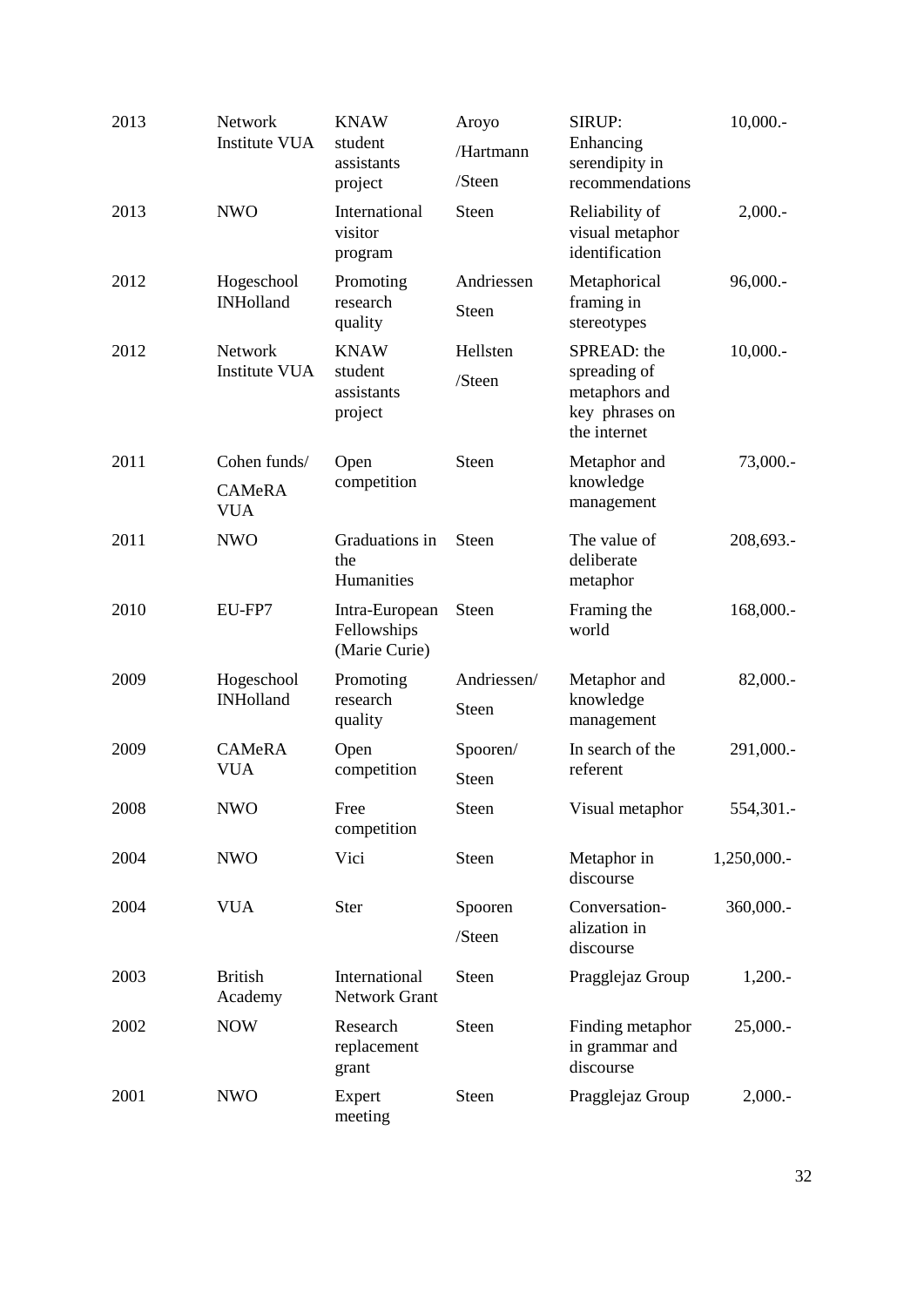| | | | | | |
|---|---|---|---|---|---|
| 2013 | Network Institute VUA | KNAW student assistants project | Aroyo /Hartmann /Steen | SIRUP: Enhancing serendipity in recommendations | 10,000.- |
| 2013 | NWO | International visitor program | Steen | Reliability of visual metaphor identification | 2,000.- |
| 2012 | Hogeschool INHolland | Promoting research quality | Andriessen Steen | Metaphorical framing in stereotypes | 96,000.- |
| 2012 | Network Institute VUA | KNAW student assistants project | Hellsten /Steen | SPREAD: the spreading of metaphors and key phrases on the internet | 10,000.- |
| 2011 | Cohen funds/ CAMeRA VUA | Open competition | Steen | Metaphor and knowledge management | 73,000.- |
| 2011 | NWO | Graduations in the Humanities | Steen | The value of deliberate metaphor | 208,693.- |
| 2010 | EU-FP7 | Intra-European Fellowships (Marie Curie) | Steen | Framing the world | 168,000.- |
| 2009 | Hogeschool INHolland | Promoting research quality | Andriessen/ Steen | Metaphor and knowledge management | 82,000.- |
| 2009 | CAMeRA VUA | Open competition | Spooren/ Steen | In search of the referent | 291,000.- |
| 2008 | NWO | Free competition | Steen | Visual metaphor | 554,301.- |
| 2004 | NWO | Vici | Steen | Metaphor in discourse | 1,250,000.- |
| 2004 | VUA | Ster | Spooren /Steen | Conversation-alization in discourse | 360,000.- |
| 2003 | British Academy | International Network Grant | Steen | Pragglejaz Group | 1,200.- |
| 2002 | NOW | Research replacement grant | Steen | Finding metaphor in grammar and discourse | 25,000.- |
| 2001 | NWO | Expert meeting | Steen | Pragglejaz Group | 2,000.- |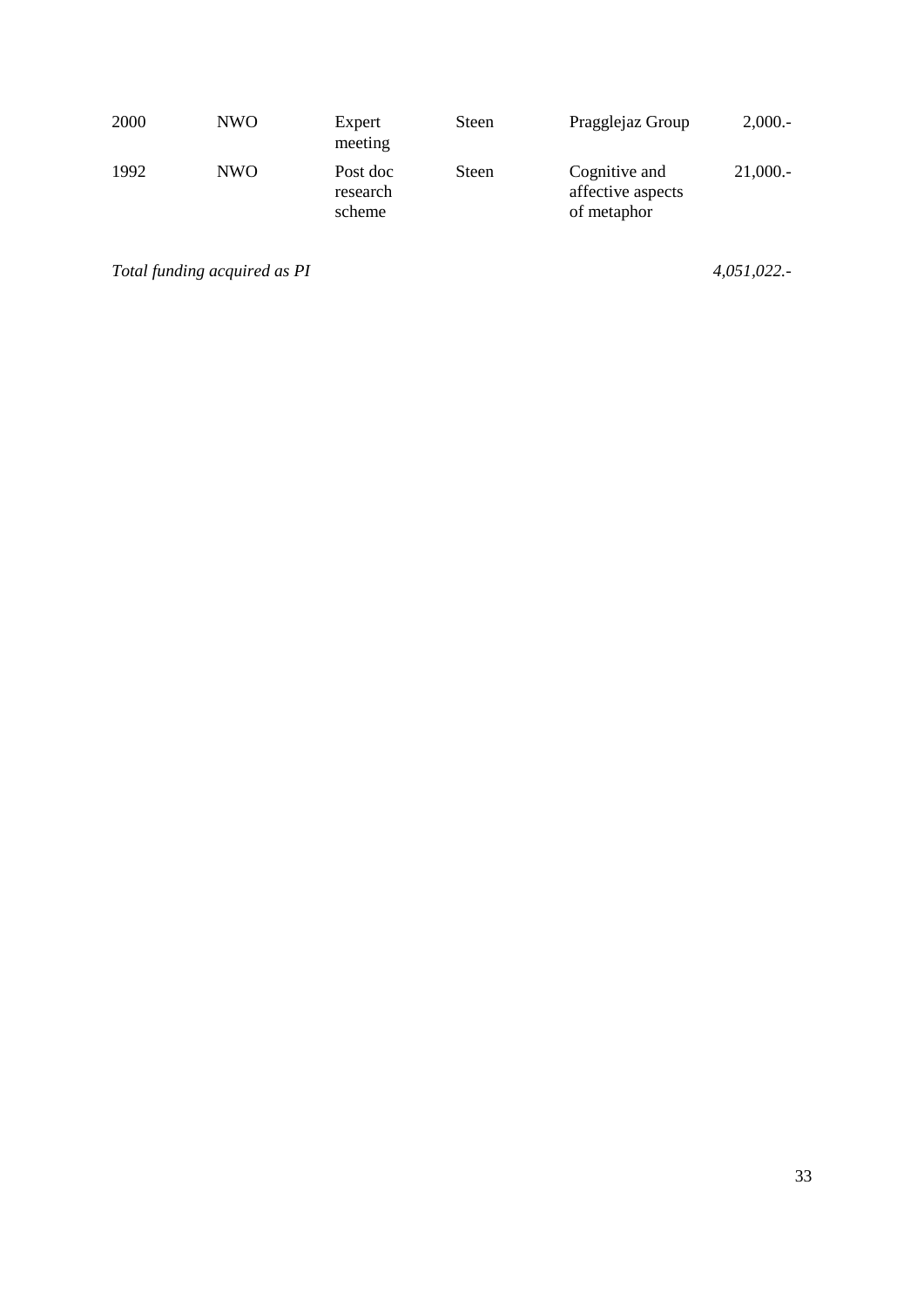| | | | | | |
|---|---|---|---|---|---|
| 2000 | NWO | Expert meeting | Steen | Pragglejaz Group | 2,000.- |
| 1992 | NWO | Post doc research scheme | Steen | Cognitive and affective aspects of metaphor | 21,000.- |

*Total funding acquired as PI* *4,051,022.-*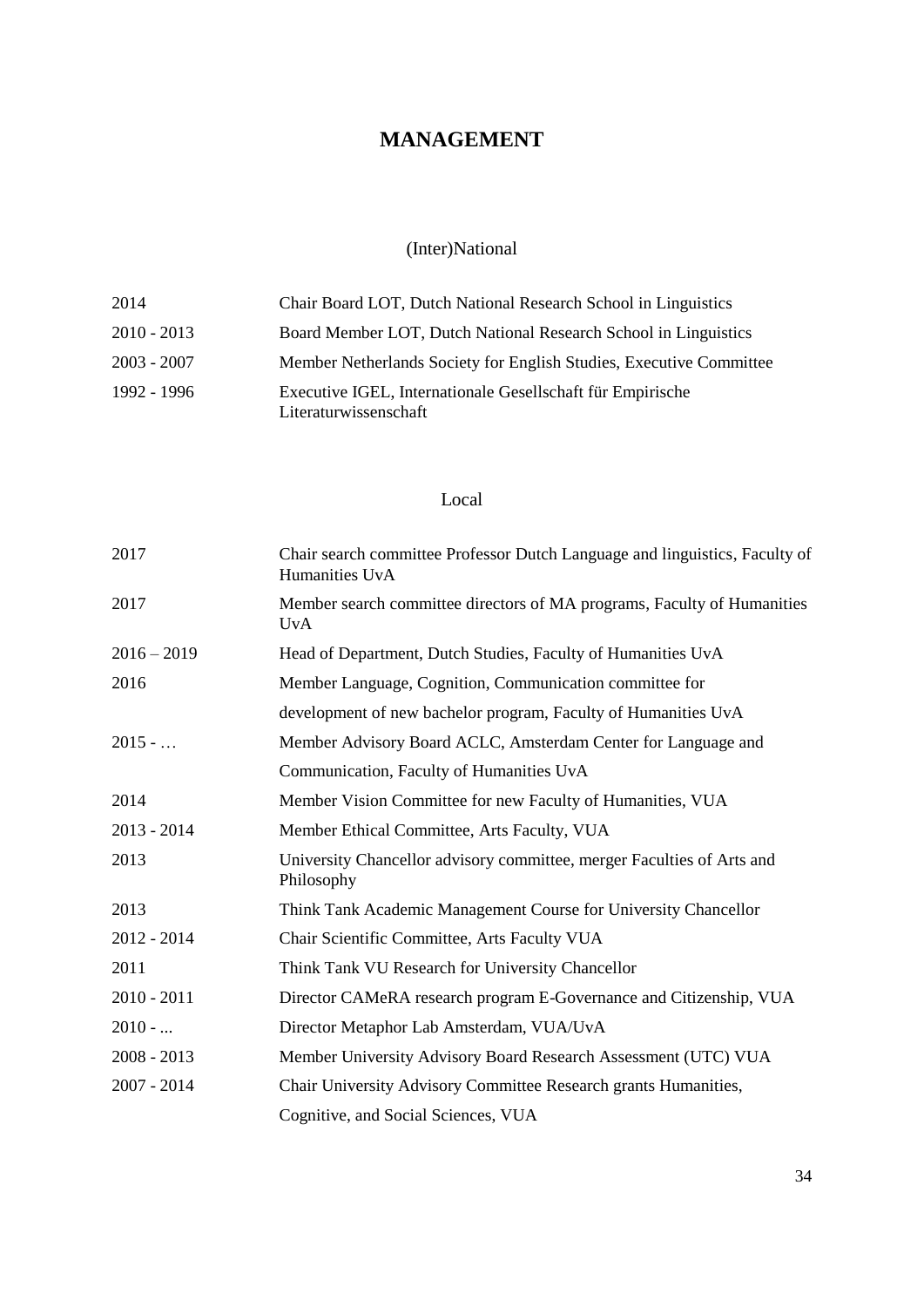# MANAGEMENT

## (Inter)National

| | |
|---|---|
| 2014 | Chair Board LOT, Dutch National Research School in Linguistics |
| 2010 - 2013 | Board Member LOT, Dutch National Research School in Linguistics |
| 2003 - 2007 | Member Netherlands Society for English Studies, Executive Committee |
| 1992 - 1996 | Executive IGEL, Internationale Gesellschaft für Empirische Literaturwissenschaft |

## Local

| | |
|---|---|
| 2017 | Chair search committee Professor Dutch Language and linguistics, Faculty of Humanities UvA |
| 2017 | Member search committee directors of MA programs, Faculty of Humanities UvA |
| 2016 – 2019 | Head of Department, Dutch Studies, Faculty of Humanities UvA |
| 2016 | Member Language, Cognition, Communication committee for development of new bachelor program, Faculty of Humanities UvA |
| 2015 - … | Member Advisory Board ACLC, Amsterdam Center for Language and Communication, Faculty of Humanities UvA |
| 2014 | Member Vision Committee for new Faculty of Humanities, VUA |
| 2013 - 2014 | Member Ethical Committee, Arts Faculty, VUA |
| 2013 | University Chancellor advisory committee, merger Faculties of Arts and Philosophy |
| 2013 | Think Tank Academic Management Course for University Chancellor |
| 2012 - 2014 | Chair Scientific Committee, Arts Faculty VUA |
| 2011 | Think Tank VU Research for University Chancellor |
| 2010 - 2011 | Director CAMeRA research program E-Governance and Citizenship, VUA |
| 2010 - ... | Director Metaphor Lab Amsterdam, VUA/UvA |
| 2008 - 2013 | Member University Advisory Board Research Assessment (UTC) VUA |
| 2007 - 2014 | Chair University Advisory Committee Research grants Humanities, Cognitive, and Social Sciences, VUA |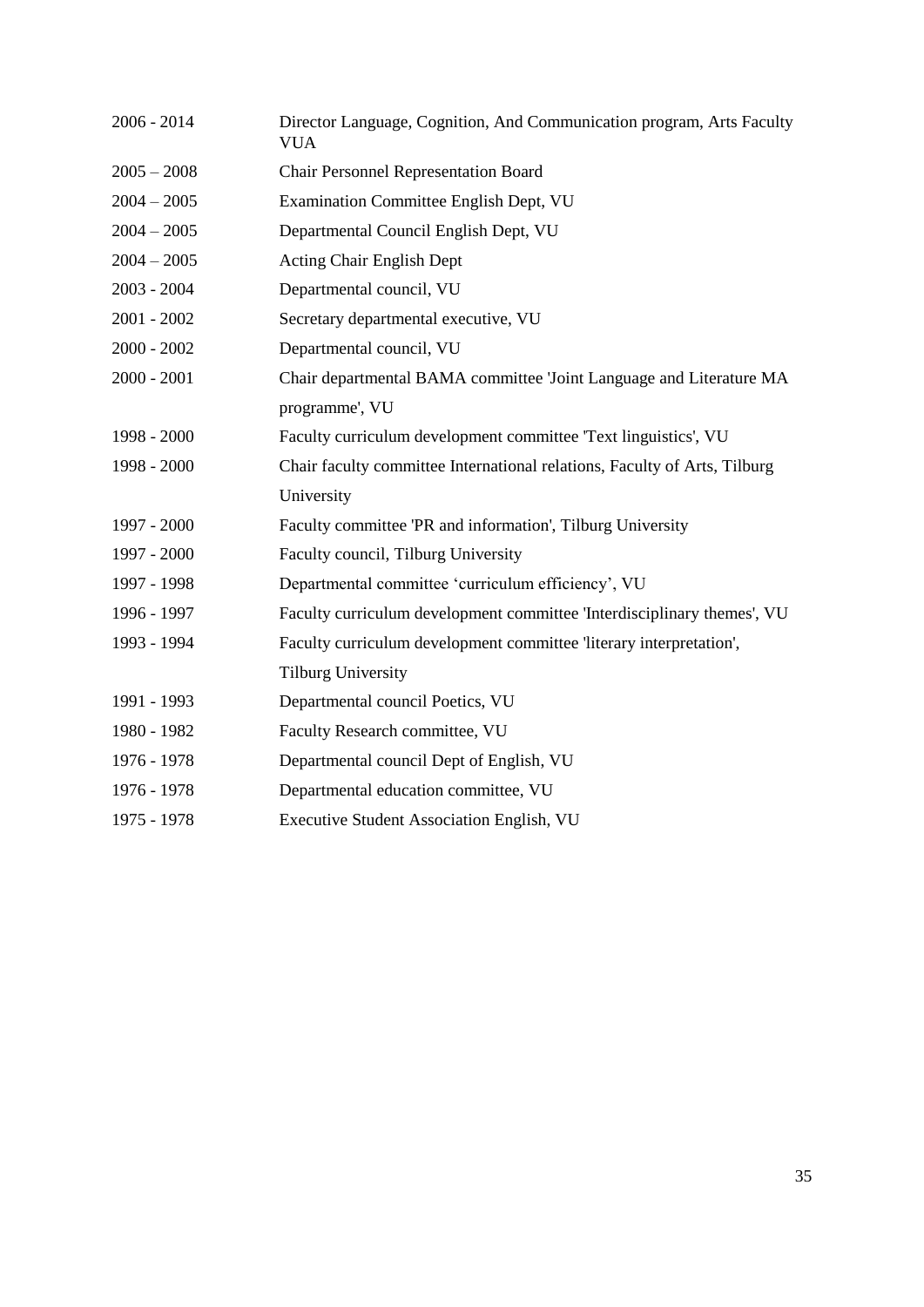| | |
|---|---|
| 2006 - 2014 | Director Language, Cognition, And Communication program, Arts Faculty VUA |
| 2005 – 2008 | Chair Personnel Representation Board |
| 2004 – 2005 | Examination Committee English Dept, VU |
| 2004 – 2005 | Departmental Council English Dept, VU |
| 2004 – 2005 | Acting Chair English Dept |
| 2003 - 2004 | Departmental council, VU |
| 2001 - 2002 | Secretary departmental executive, VU |
| 2000 - 2002 | Departmental council, VU |
| 2000 - 2001 | Chair departmental BAMA committee 'Joint Language and Literature MA programme', VU |
| 1998 - 2000 | Faculty curriculum development committee 'Text linguistics', VU |
| 1998 - 2000 | Chair faculty committee International relations, Faculty of Arts, Tilburg University |
| 1997 - 2000 | Faculty committee 'PR and information', Tilburg University |
| 1997 - 2000 | Faculty council, Tilburg University |
| 1997 - 1998 | Departmental committee ‘curriculum efficiency’, VU |
| 1996 - 1997 | Faculty curriculum development committee 'Interdisciplinary themes', VU |
| 1993 - 1994 | Faculty curriculum development committee 'literary interpretation', Tilburg University |
| 1991 - 1993 | Departmental council Poetics, VU |
| 1980 - 1982 | Faculty Research committee, VU |
| 1976 - 1978 | Departmental council Dept of English, VU |
| 1976 - 1978 | Departmental education committee, VU |
| 1975 - 1978 | Executive Student Association English, VU |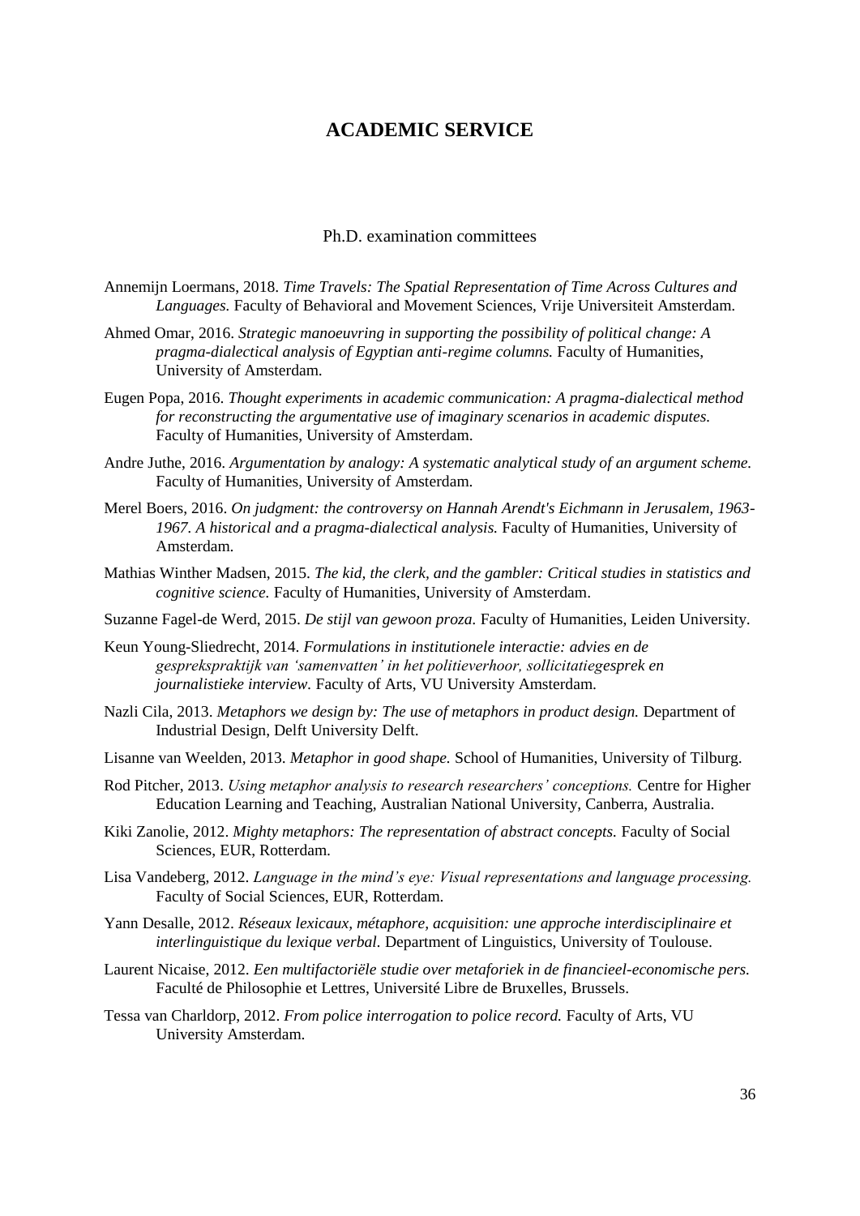# ACADEMIC SERVICE

## Ph.D. examination committees

Annemijn Loermans, 2018. *Time Travels: The Spatial Representation of Time Across Cultures and Languages.* Faculty of Behavioral and Movement Sciences, Vrije Universiteit Amsterdam.

Ahmed Omar, 2016. *Strategic manoeuvring in supporting the possibility of political change: A pragma-dialectical analysis of Egyptian anti-regime columns.* Faculty of Humanities, University of Amsterdam.

Eugen Popa, 2016. *Thought experiments in academic communication: A pragma-dialectical method for reconstructing the argumentative use of imaginary scenarios in academic disputes.* Faculty of Humanities, University of Amsterdam.

Andre Juthe, 2016. *Argumentation by analogy: A systematic analytical study of an argument scheme.* Faculty of Humanities, University of Amsterdam.

Merel Boers, 2016. *On judgment: the controversy on Hannah Arendt's Eichmann in Jerusalem, 1963-1967. A historical and a pragma-dialectical analysis.* Faculty of Humanities, University of Amsterdam.

Mathias Winther Madsen, 2015. *The kid, the clerk, and the gambler: Critical studies in statistics and cognitive science.* Faculty of Humanities, University of Amsterdam.

Suzanne Fagel-de Werd, 2015. *De stijl van gewoon proza.* Faculty of Humanities, Leiden University.

Keun Young-Sliedrecht, 2014. *Formulations in institutionele interactie: advies en de gesprekspraktijk van 'samenvatten' in het politieverhoor, sollicitatiegesprek en journalistieke interview.* Faculty of Arts, VU University Amsterdam.

Nazli Cila, 2013. *Metaphors we design by: The use of metaphors in product design.* Department of Industrial Design, Delft University Delft.

Lisanne van Weelden, 2013. *Metaphor in good shape.* School of Humanities, University of Tilburg.

Rod Pitcher, 2013. *Using metaphor analysis to research researchers' conceptions.* Centre for Higher Education Learning and Teaching, Australian National University, Canberra, Australia.

Kiki Zanolie, 2012. *Mighty metaphors: The representation of abstract concepts.* Faculty of Social Sciences, EUR, Rotterdam.

Lisa Vandeberg, 2012. *Language in the mind's eye: Visual representations and language processing.* Faculty of Social Sciences, EUR, Rotterdam.

Yann Desalle, 2012. *Réseaux lexicaux, métaphore, acquisition: une approche interdisciplinaire et interlinguistique du lexique verbal.* Department of Linguistics, University of Toulouse.

Laurent Nicaise, 2012. *Een multifactoriële studie over metaforiek in de financieel-economische pers.* Faculté de Philosophie et Lettres, Université Libre de Bruxelles, Brussels.

Tessa van Charldorp, 2012. *From police interrogation to police record.* Faculty of Arts, VU University Amsterdam.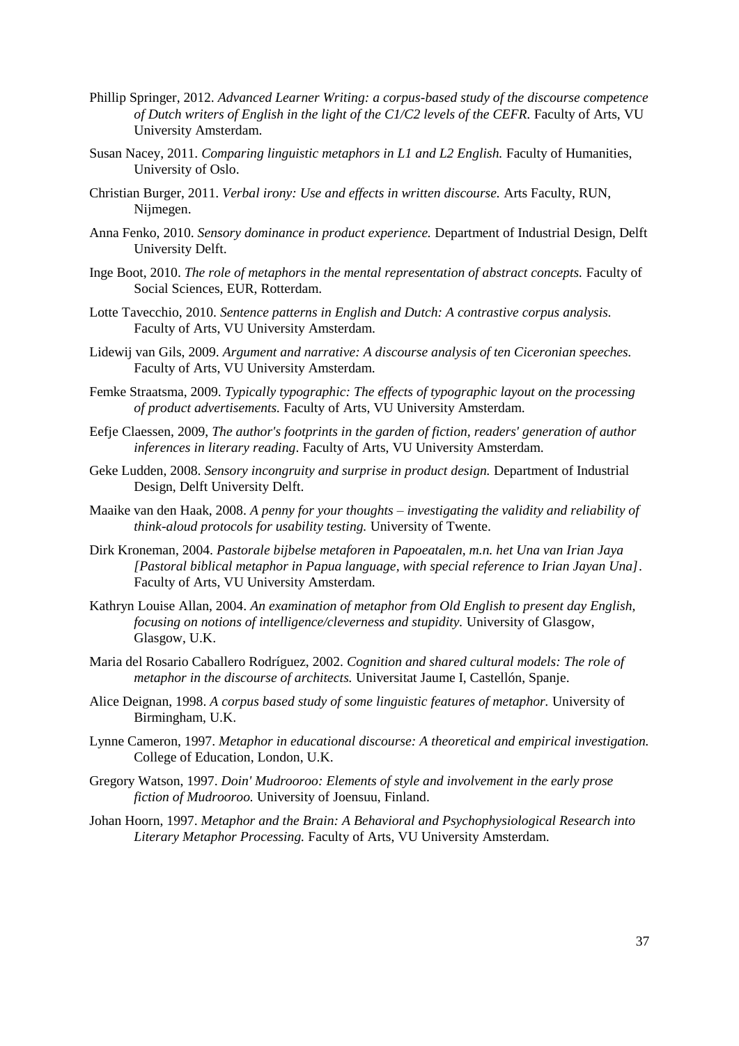Phillip Springer, 2012. *Advanced Learner Writing: a corpus-based study of the discourse competence of Dutch writers of English in the light of the C1/C2 levels of the CEFR.* Faculty of Arts, VU University Amsterdam.

Susan Nacey, 2011. *Comparing linguistic metaphors in L1 and L2 English.* Faculty of Humanities, University of Oslo.

Christian Burger, 2011. *Verbal irony: Use and effects in written discourse.* Arts Faculty, RUN, Nijmegen.

Anna Fenko, 2010. *Sensory dominance in product experience.* Department of Industrial Design, Delft University Delft.

Inge Boot, 2010. *The role of metaphors in the mental representation of abstract concepts.* Faculty of Social Sciences, EUR, Rotterdam.

Lotte Tavecchio, 2010. *Sentence patterns in English and Dutch: A contrastive corpus analysis.* Faculty of Arts, VU University Amsterdam.

Lidewij van Gils, 2009. *Argument and narrative: A discourse analysis of ten Ciceronian speeches.* Faculty of Arts, VU University Amsterdam.

Femke Straatsma, 2009. *Typically typographic: The effects of typographic layout on the processing of product advertisements.* Faculty of Arts, VU University Amsterdam.

Eefje Claessen, 2009, *The author's footprints in the garden of fiction, readers' generation of author inferences in literary reading*. Faculty of Arts, VU University Amsterdam.

Geke Ludden, 2008. *Sensory incongruity and surprise in product design.* Department of Industrial Design, Delft University Delft.

Maaike van den Haak, 2008. *A penny for your thoughts – investigating the validity and reliability of think-aloud protocols for usability testing.* University of Twente.

Dirk Kroneman, 2004. *Pastorale bijbelse metaforen in Papoeatalen, m.n. het Una van Irian Jaya [Pastoral biblical metaphor in Papua language, with special reference to Irian Jayan Una]*. Faculty of Arts, VU University Amsterdam.

Kathryn Louise Allan, 2004. *An examination of metaphor from Old English to present day English, focusing on notions of intelligence/cleverness and stupidity.* University of Glasgow, Glasgow, U.K.

Maria del Rosario Caballero Rodríguez, 2002. *Cognition and shared cultural models: The role of metaphor in the discourse of architects.* Universitat Jaume I, Castellón, Spanje.

Alice Deignan, 1998. *A corpus based study of some linguistic features of metaphor.* University of Birmingham, U.K.

Lynne Cameron, 1997. *Metaphor in educational discourse: A theoretical and empirical investigation.* College of Education, London, U.K.

Gregory Watson, 1997. *Doin' Mudrooroo: Elements of style and involvement in the early prose fiction of Mudrooroo.* University of Joensuu, Finland.

Johan Hoorn, 1997. *Metaphor and the Brain: A Behavioral and Psychophysiological Research into Literary Metaphor Processing.* Faculty of Arts, VU University Amsterdam.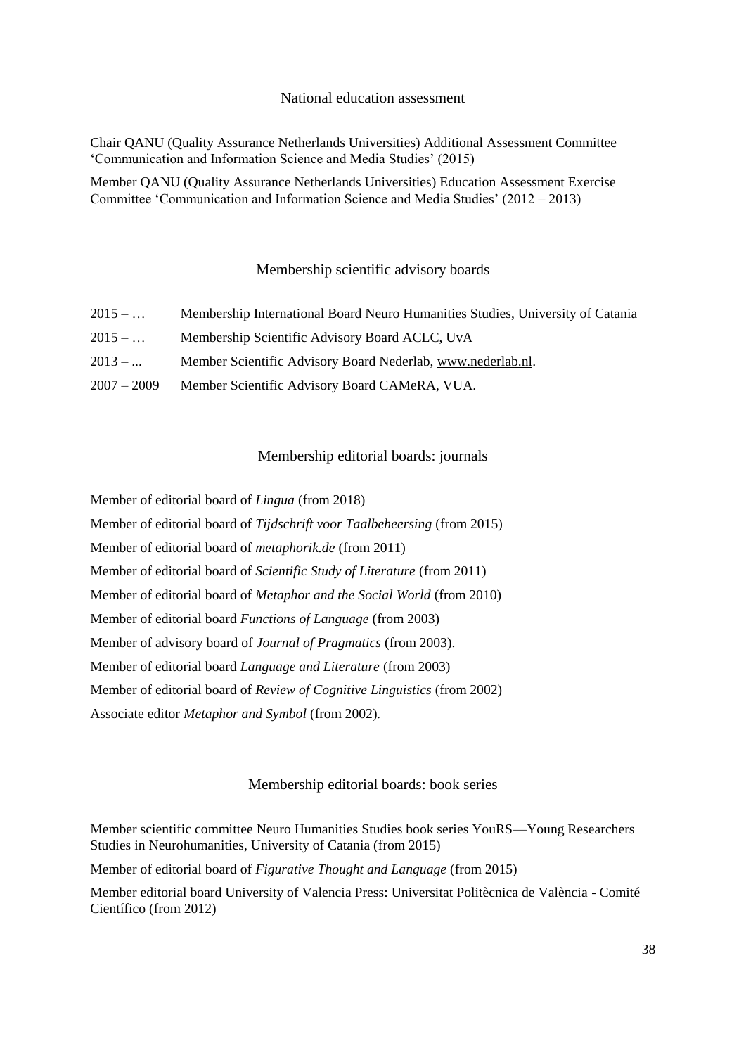## National education assessment

Chair QANU (Quality Assurance Netherlands Universities) Additional Assessment Committee 'Communication and Information Science and Media Studies' (2015)

Member QANU (Quality Assurance Netherlands Universities) Education Assessment Exercise Committee 'Communication and Information Science and Media Studies' (2012 – 2013)

## Membership scientific advisory boards

2015 – … Membership International Board Neuro Humanities Studies, University of Catania

2015 – … Membership Scientific Advisory Board ACLC, UvA

2013 – ... Member Scientific Advisory Board Nederlab, www.nederlab.nl.

2007 – 2009 Member Scientific Advisory Board CAMeRA, VUA.

## Membership editorial boards: journals

Member of editorial board of *Lingua* (from 2018)

Member of editorial board of *Tijdschrift voor Taalbeheersing* (from 2015)

Member of editorial board of *metaphorik.de* (from 2011)

Member of editorial board of *Scientific Study of Literature* (from 2011)

Member of editorial board of *Metaphor and the Social World* (from 2010)

Member of editorial board *Functions of Language* (from 2003)

Member of advisory board of *Journal of Pragmatics* (from 2003).

Member of editorial board *Language and Literature* (from 2003)

Member of editorial board of *Review of Cognitive Linguistics* (from 2002)

Associate editor *Metaphor and Symbol* (from 2002).

## Membership editorial boards: book series

Member scientific committee Neuro Humanities Studies book series YouRS—Young Researchers Studies in Neurohumanities, University of Catania (from 2015)

Member of editorial board of *Figurative Thought and Language* (from 2015)

Member editorial board University of Valencia Press: Universitat Politècnica de València - Comité Científico (from 2012)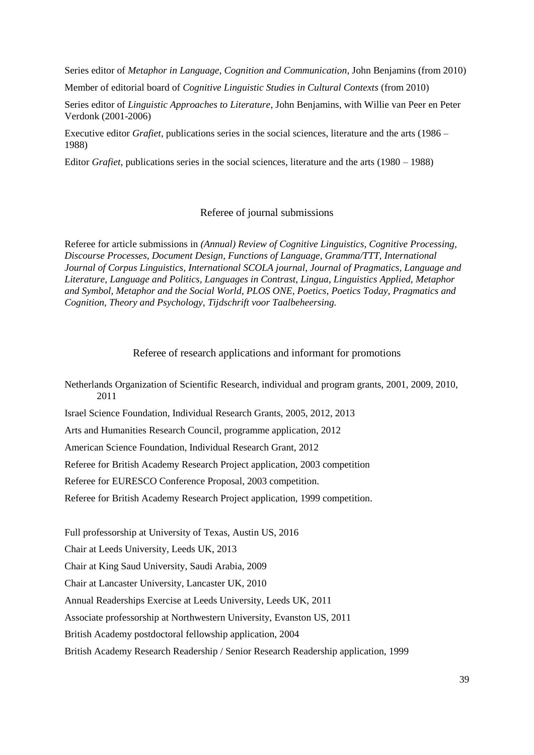Series editor of *Metaphor in Language, Cognition and Communication*, John Benjamins (from 2010)

Member of editorial board of *Cognitive Linguistic Studies in Cultural Contexts* (from 2010)

Series editor of *Linguistic Approaches to Literature*, John Benjamins, with Willie van Peer en Peter Verdonk (2001-2006)

Executive editor *Grafiet*, publications series in the social sciences, literature and the arts (1986 – 1988)

Editor *Grafiet*, publications series in the social sciences, literature and the arts (1980 – 1988)

## Referee of journal submissions

Referee for article submissions in *(Annual) Review of Cognitive Linguistics, Cognitive Processing, Discourse Processes, Document Design, Functions of Language, Gramma/TTT, International Journal of Corpus Linguistics, International SCOLA journal, Journal of Pragmatics, Language and Literature, Language and Politics, Languages in Contrast, Lingua, Linguistics Applied, Metaphor and Symbol, Metaphor and the Social World, PLOS ONE, Poetics, Poetics Today, Pragmatics and Cognition, Theory and Psychology, Tijdschrift voor Taalbeheersing.*

## Referee of research applications and informant for promotions

Netherlands Organization of Scientific Research, individual and program grants, 2001, 2009, 2010, 2011

Israel Science Foundation, Individual Research Grants, 2005, 2012, 2013

Arts and Humanities Research Council, programme application, 2012

American Science Foundation, Individual Research Grant, 2012

Referee for British Academy Research Project application, 2003 competition

Referee for EURESCO Conference Proposal, 2003 competition.

Referee for British Academy Research Project application, 1999 competition.

Full professorship at University of Texas, Austin US, 2016

Chair at Leeds University, Leeds UK, 2013

Chair at King Saud University, Saudi Arabia, 2009

Chair at Lancaster University, Lancaster UK, 2010

Annual Readerships Exercise at Leeds University, Leeds UK, 2011

Associate professorship at Northwestern University, Evanston US, 2011

British Academy postdoctoral fellowship application, 2004

British Academy Research Readership / Senior Research Readership application, 1999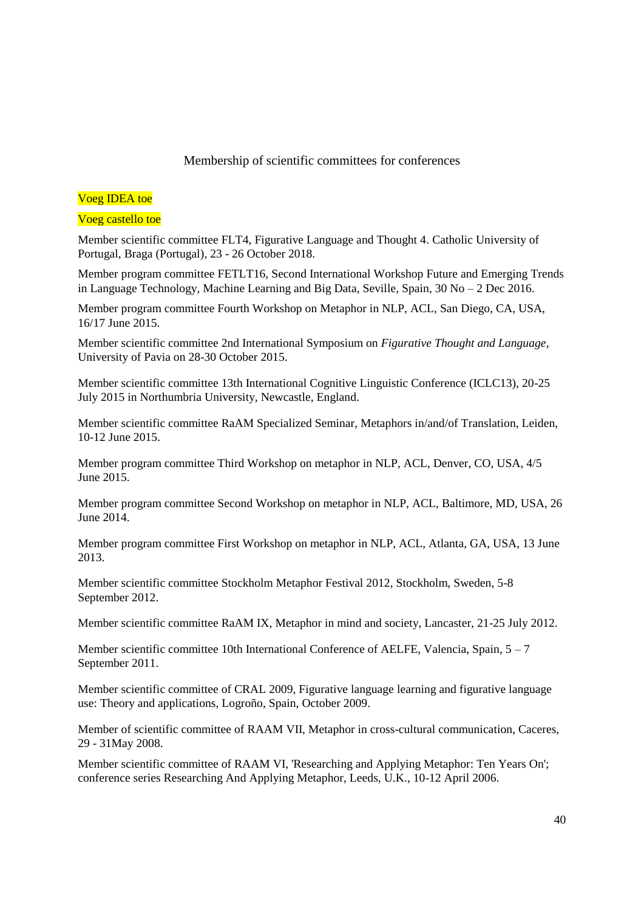## Membership of scientific committees for conferences

Voeg IDEA toe

Voeg castello toe

Member scientific committee FLT4, Figurative Language and Thought 4. Catholic University of Portugal, Braga (Portugal), 23 - 26 October 2018.

Member program committee FETLT16, Second International Workshop Future and Emerging Trends in Language Technology, Machine Learning and Big Data, Seville, Spain, 30 No – 2 Dec 2016.

Member program committee Fourth Workshop on Metaphor in NLP, ACL, San Diego, CA, USA, 16/17 June 2015.

Member scientific committee 2nd International Symposium on *Figurative Thought and Language*, University of Pavia on 28-30 October 2015.

Member scientific committee 13th International Cognitive Linguistic Conference (ICLC13), 20-25 July 2015 in Northumbria University, Newcastle, England.

Member scientific committee RaAM Specialized Seminar, Metaphors in/and/of Translation, Leiden, 10-12 June 2015.

Member program committee Third Workshop on metaphor in NLP, ACL, Denver, CO, USA, 4/5 June 2015.

Member program committee Second Workshop on metaphor in NLP, ACL, Baltimore, MD, USA, 26 June 2014.

Member program committee First Workshop on metaphor in NLP, ACL, Atlanta, GA, USA, 13 June 2013.

Member scientific committee Stockholm Metaphor Festival 2012, Stockholm, Sweden, 5-8 September 2012.

Member scientific committee RaAM IX, Metaphor in mind and society, Lancaster, 21-25 July 2012.

Member scientific committee 10th International Conference of AELFE, Valencia, Spain, 5 – 7 September 2011.

Member scientific committee of CRAL 2009, Figurative language learning and figurative language use: Theory and applications, Logroño, Spain, October 2009.

Member of scientific committee of RAAM VII, Metaphor in cross-cultural communication, Caceres, 29 - 31May 2008.

Member scientific committee of RAAM VI, 'Researching and Applying Metaphor: Ten Years On'; conference series Researching And Applying Metaphor, Leeds, U.K., 10-12 April 2006.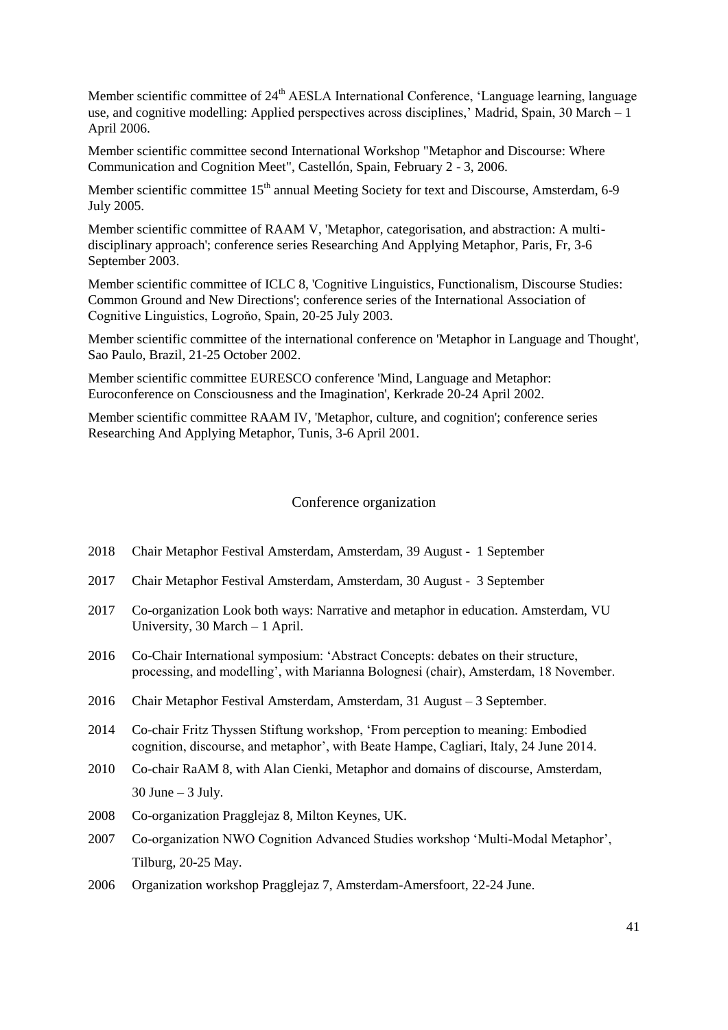Member scientific committee of 24th AESLA International Conference, 'Language learning, language use, and cognitive modelling: Applied perspectives across disciplines,' Madrid, Spain, 30 March – 1 April 2006.

Member scientific committee second International Workshop "Metaphor and Discourse: Where Communication and Cognition Meet", Castellón, Spain, February 2 - 3, 2006.

Member scientific committee 15th annual Meeting Society for text and Discourse, Amsterdam, 6-9 July 2005.

Member scientific committee of RAAM V, 'Metaphor, categorisation, and abstraction: A multi-disciplinary approach'; conference series Researching And Applying Metaphor, Paris, Fr, 3-6 September 2003.

Member scientific committee of ICLC 8, 'Cognitive Linguistics, Functionalism, Discourse Studies: Common Ground and New Directions'; conference series of the International Association of Cognitive Linguistics, Logroňo, Spain, 20-25 July 2003.

Member scientific committee of the international conference on 'Metaphor in Language and Thought', Sao Paulo, Brazil, 21-25 October 2002.

Member scientific committee EURESCO conference 'Mind, Language and Metaphor: Euroconference on Consciousness and the Imagination', Kerkrade 20-24 April 2002.

Member scientific committee RAAM IV, 'Metaphor, culture, and cognition'; conference series Researching And Applying Metaphor, Tunis, 3-6 April 2001.

## Conference organization

2018 Chair Metaphor Festival Amsterdam, Amsterdam, 39 August - 1 September

2017 Chair Metaphor Festival Amsterdam, Amsterdam, 30 August - 3 September

2017 Co-organization Look both ways: Narrative and metaphor in education. Amsterdam, VU University, 30 March – 1 April.

2016 Co-Chair International symposium: 'Abstract Concepts: debates on their structure, processing, and modelling', with Marianna Bolognesi (chair), Amsterdam, 18 November.

2016 Chair Metaphor Festival Amsterdam, Amsterdam, 31 August – 3 September.

2014 Co-chair Fritz Thyssen Stiftung workshop, 'From perception to meaning: Embodied cognition, discourse, and metaphor', with Beate Hampe, Cagliari, Italy, 24 June 2014.

2010 Co-chair RaAM 8, with Alan Cienki, Metaphor and domains of discourse, Amsterdam, 30 June – 3 July.

2008 Co-organization Pragglejaz 8, Milton Keynes, UK.

2007 Co-organization NWO Cognition Advanced Studies workshop 'Multi-Modal Metaphor', Tilburg, 20-25 May.

2006 Organization workshop Pragglejaz 7, Amsterdam-Amersfoort, 22-24 June.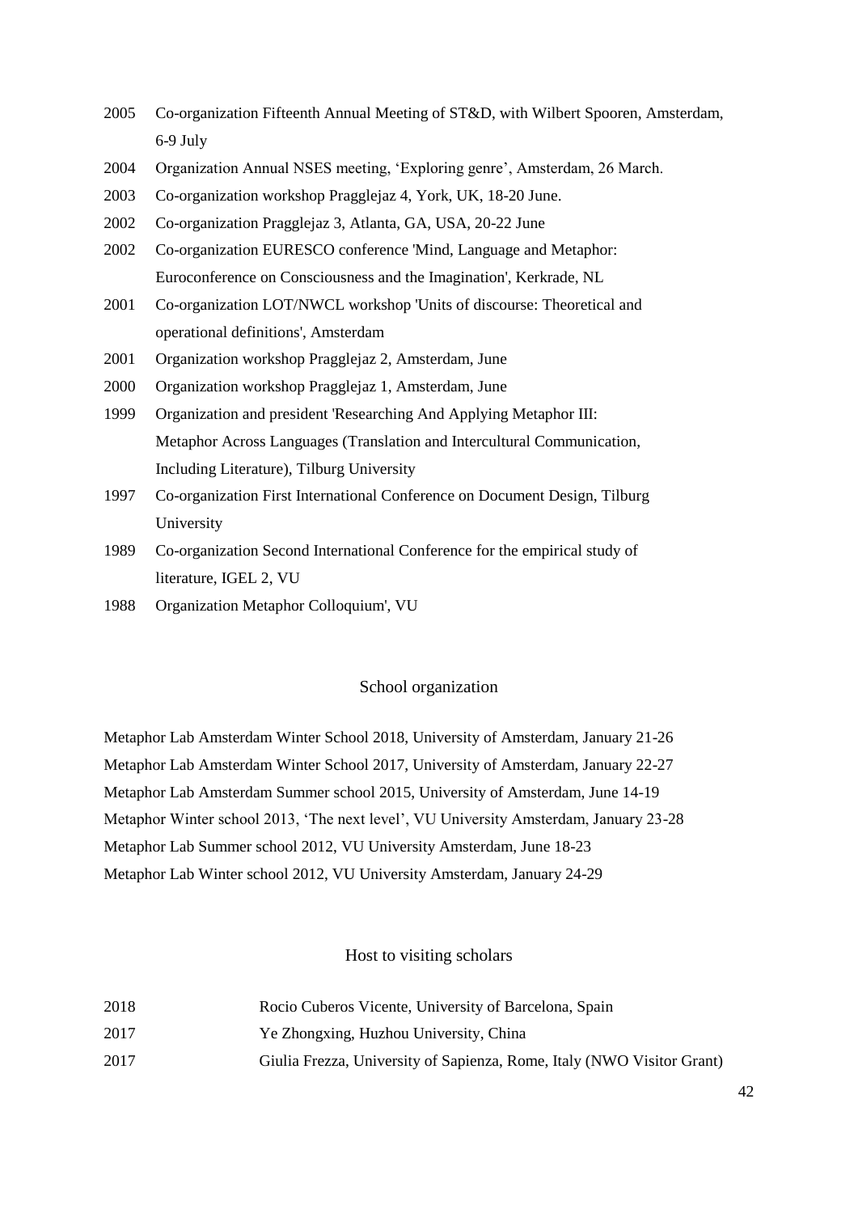2005 Co-organization Fifteenth Annual Meeting of ST&D, with Wilbert Spooren, Amsterdam, 6-9 July

2004 Organization Annual NSES meeting, 'Exploring genre', Amsterdam, 26 March.

2003 Co-organization workshop Pragglejaz 4, York, UK, 18-20 June.

2002 Co-organization Pragglejaz 3, Atlanta, GA, USA, 20-22 June

2002 Co-organization EURESCO conference 'Mind, Language and Metaphor: Euroconference on Consciousness and the Imagination', Kerkrade, NL

2001 Co-organization LOT/NWCL workshop 'Units of discourse: Theoretical and operational definitions', Amsterdam

2001 Organization workshop Pragglejaz 2, Amsterdam, June

2000 Organization workshop Pragglejaz 1, Amsterdam, June

1999 Organization and president 'Researching And Applying Metaphor III: Metaphor Across Languages (Translation and Intercultural Communication, Including Literature), Tilburg University

1997 Co-organization First International Conference on Document Design, Tilburg University

1989 Co-organization Second International Conference for the empirical study of literature, IGEL 2, VU

1988 Organization Metaphor Colloquium', VU

## School organization

Metaphor Lab Amsterdam Winter School 2018, University of Amsterdam, January 21-26

Metaphor Lab Amsterdam Winter School 2017, University of Amsterdam, January 22-27

Metaphor Lab Amsterdam Summer school 2015, University of Amsterdam, June 14-19

Metaphor Winter school 2013, 'The next level', VU University Amsterdam, January 23-28

Metaphor Lab Summer school 2012, VU University Amsterdam, June 18-23

Metaphor Lab Winter school 2012, VU University Amsterdam, January 24-29

## Host to visiting scholars

2018 Rocio Cuberos Vicente, University of Barcelona, Spain

2017 Ye Zhongxing, Huzhou University, China

2017 Giulia Frezza, University of Sapienza, Rome, Italy (NWO Visitor Grant)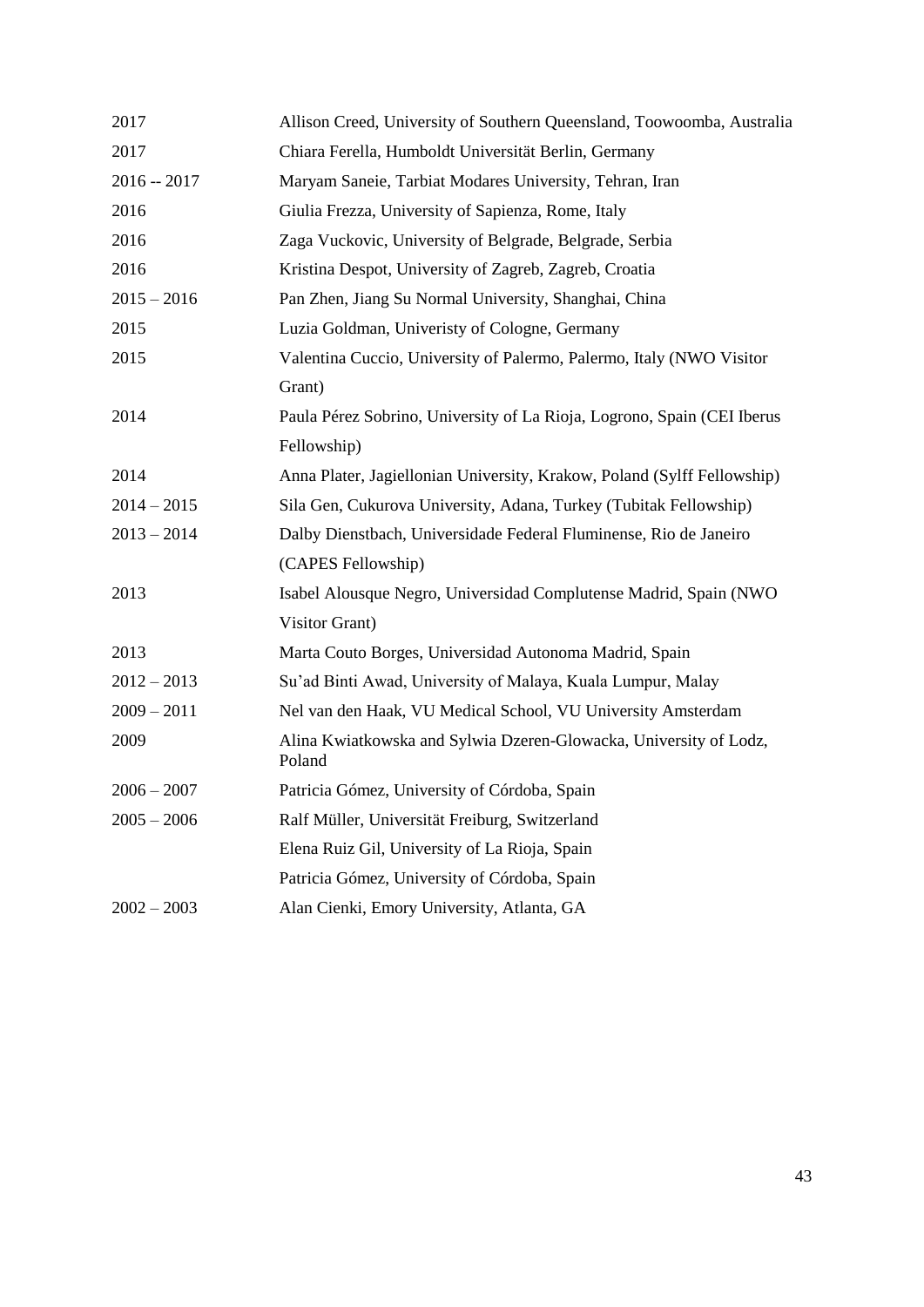| | |
|---|---|
| 2017 | Allison Creed, University of Southern Queensland, Toowoomba, Australia |
| 2017 | Chiara Ferella, Humboldt Universität Berlin, Germany |
| 2016 -- 2017 | Maryam Saneie, Tarbiat Modares University, Tehran, Iran |
| 2016 | Giulia Frezza, University of Sapienza, Rome, Italy |
| 2016 | Zaga Vuckovic, University of Belgrade, Belgrade, Serbia |
| 2016 | Kristina Despot, University of Zagreb, Zagreb, Croatia |
| 2015 – 2016 | Pan Zhen, Jiang Su Normal University, Shanghai, China |
| 2015 | Luzia Goldman, Univeristy of Cologne, Germany |
| 2015 | Valentina Cuccio, University of Palermo, Palermo, Italy (NWO Visitor Grant) |
| 2014 | Paula Pérez Sobrino, University of La Rioja, Logrono, Spain (CEI Iberus Fellowship) |
| 2014 | Anna Plater, Jagiellonian University, Krakow, Poland (Sylff Fellowship) |
| 2014 – 2015 | Sila Gen, Cukurova University, Adana, Turkey (Tubitak Fellowship) |
| 2013 – 2014 | Dalby Dienstbach, Universidade Federal Fluminense, Rio de Janeiro (CAPES Fellowship) |
| 2013 | Isabel Alousque Negro, Universidad Complutense Madrid, Spain (NWO Visitor Grant) |
| 2013 | Marta Couto Borges, Universidad Autonoma Madrid, Spain |
| 2012 – 2013 | Su'ad Binti Awad, University of Malaya, Kuala Lumpur, Malay |
| 2009 – 2011 | Nel van den Haak, VU Medical School, VU University Amsterdam |
| 2009 | Alina Kwiatkowska and Sylwia Dzeren-Glowacka, University of Lodz, Poland |
| 2006 – 2007 | Patricia Gómez, University of Córdoba, Spain |
| 2005 – 2006 | Ralf Müller, Universität Freiburg, Switzerland |
| | Elena Ruiz Gil, University of La Rioja, Spain |
| | Patricia Gómez, University of Córdoba, Spain |
| 2002 – 2003 | Alan Cienki, Emory University, Atlanta, GA |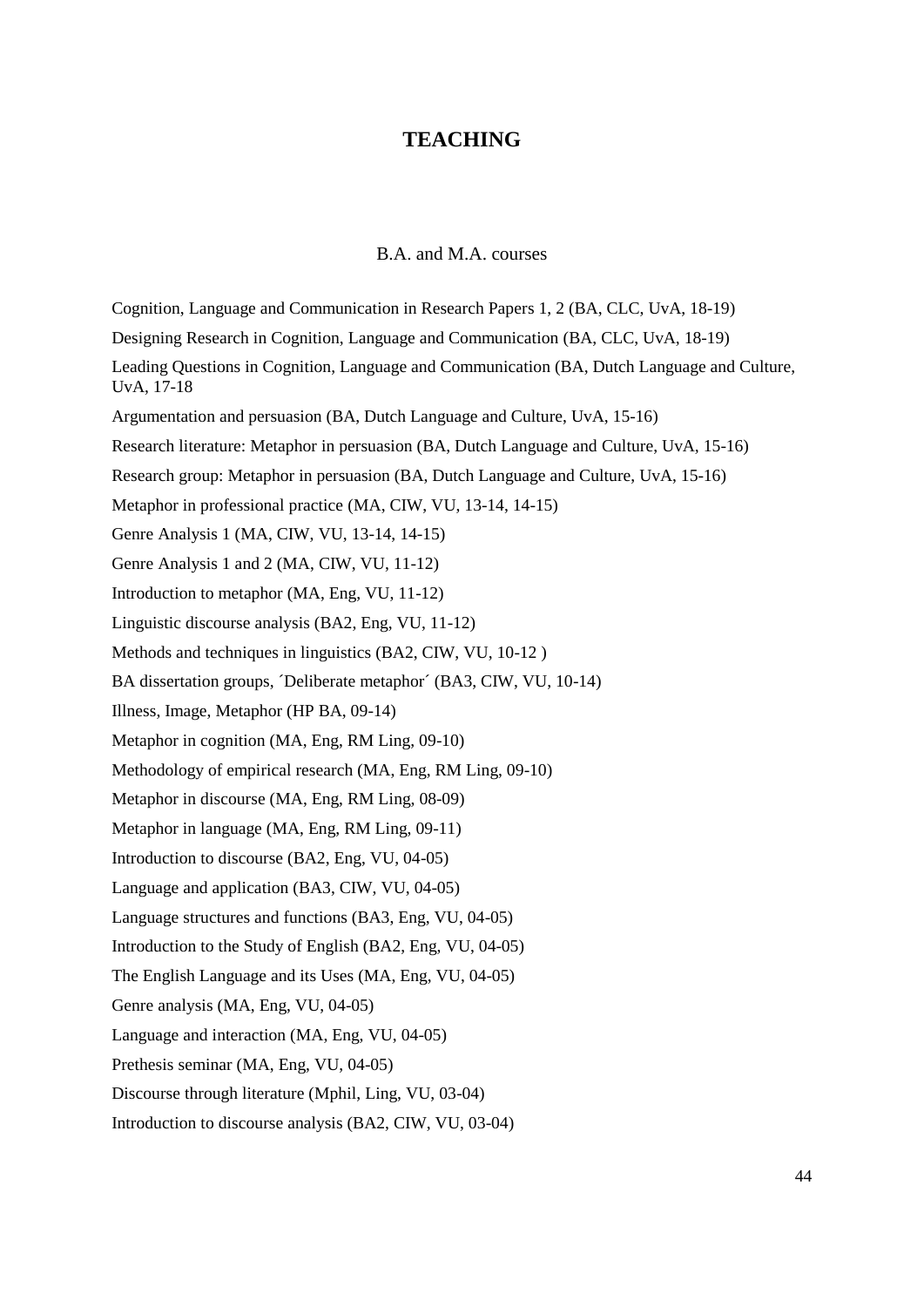# TEACHING

## B.A. and M.A. courses

Cognition, Language and Communication in Research Papers 1, 2 (BA, CLC, UvA, 18-19)

Designing Research in Cognition, Language and Communication (BA, CLC, UvA, 18-19)

Leading Questions in Cognition, Language and Communication (BA, Dutch Language and Culture, UvA, 17-18

Argumentation and persuasion (BA, Dutch Language and Culture, UvA, 15-16)

Research literature: Metaphor in persuasion (BA, Dutch Language and Culture, UvA, 15-16)

Research group: Metaphor in persuasion (BA, Dutch Language and Culture, UvA, 15-16)

Metaphor in professional practice (MA, CIW, VU, 13-14, 14-15)

Genre Analysis 1 (MA, CIW, VU, 13-14, 14-15)

Genre Analysis 1 and 2 (MA, CIW, VU, 11-12)

Introduction to metaphor (MA, Eng, VU, 11-12)

Linguistic discourse analysis (BA2, Eng, VU, 11-12)

Methods and techniques in linguistics (BA2, CIW, VU, 10-12 )

BA dissertation groups, ´Deliberate metaphor´ (BA3, CIW, VU, 10-14)

Illness, Image, Metaphor (HP BA, 09-14)

Metaphor in cognition (MA, Eng, RM Ling, 09-10)

Methodology of empirical research (MA, Eng, RM Ling, 09-10)

Metaphor in discourse (MA, Eng, RM Ling, 08-09)

Metaphor in language (MA, Eng, RM Ling, 09-11)

Introduction to discourse (BA2, Eng, VU, 04-05)

Language and application (BA3, CIW, VU, 04-05)

Language structures and functions (BA3, Eng, VU, 04-05)

Introduction to the Study of English (BA2, Eng, VU, 04-05)

The English Language and its Uses (MA, Eng, VU, 04-05)

Genre analysis (MA, Eng, VU, 04-05)

Language and interaction (MA, Eng, VU, 04-05)

Prethesis seminar (MA, Eng, VU, 04-05)

Discourse through literature (Mphil, Ling, VU, 03-04)

Introduction to discourse analysis (BA2, CIW, VU, 03-04)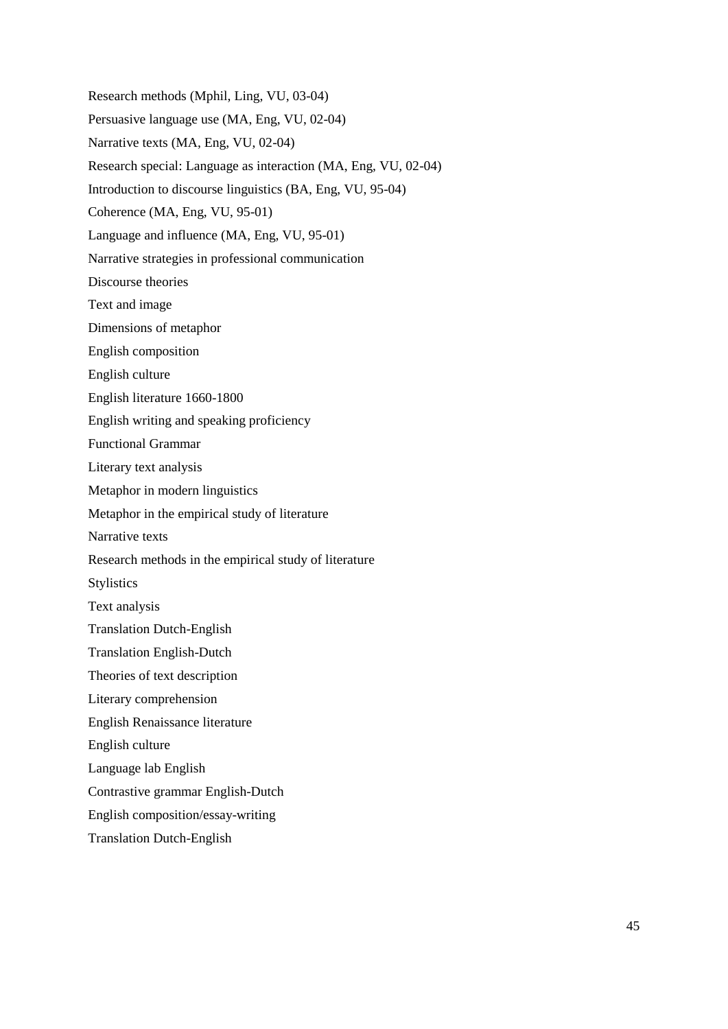Research methods (Mphil, Ling, VU, 03-04)

Persuasive language use (MA, Eng, VU, 02-04)

Narrative texts (MA, Eng, VU, 02-04)

Research special: Language as interaction (MA, Eng, VU, 02-04)

Introduction to discourse linguistics (BA, Eng, VU, 95-04)

Coherence (MA, Eng, VU, 95-01)

Language and influence (MA, Eng, VU, 95-01)

Narrative strategies in professional communication

Discourse theories

Text and image

Dimensions of metaphor

English composition

English culture

English literature 1660-1800

English writing and speaking proficiency

Functional Grammar

Literary text analysis

Metaphor in modern linguistics

Metaphor in the empirical study of literature

Narrative texts

Research methods in the empirical study of literature

Stylistics

Text analysis

Translation Dutch-English

Translation English-Dutch

Theories of text description

Literary comprehension

English Renaissance literature

English culture

Language lab English

Contrastive grammar English-Dutch

English composition/essay-writing

Translation Dutch-English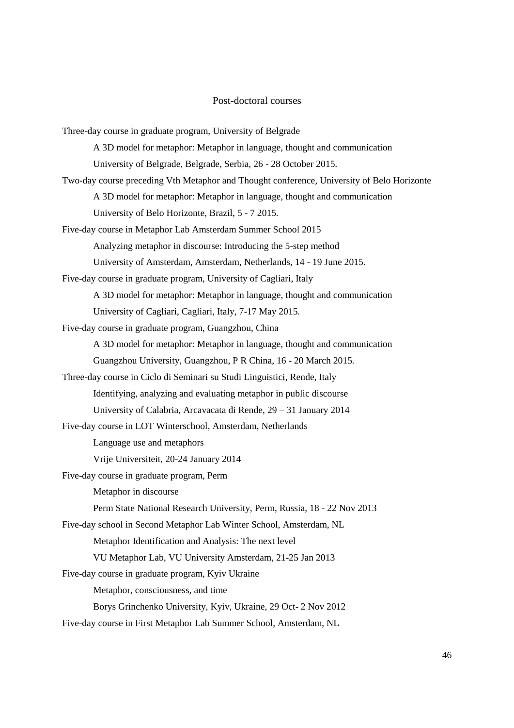## Post-doctoral courses

Three-day course in graduate program, University of Belgrade

> A 3D model for metaphor: Metaphor in language, thought and communication
>
> University of Belgrade, Belgrade, Serbia, 26 - 28 October 2015.

Two-day course preceding Vth Metaphor and Thought conference, University of Belo Horizonte

> A 3D model for metaphor: Metaphor in language, thought and communication
>
> University of Belo Horizonte, Brazil, 5 - 7 2015.

Five-day course in Metaphor Lab Amsterdam Summer School 2015

> Analyzing metaphor in discourse: Introducing the 5-step method
>
> University of Amsterdam, Amsterdam, Netherlands, 14 - 19 June 2015.

Five-day course in graduate program, University of Cagliari, Italy

> A 3D model for metaphor: Metaphor in language, thought and communication
>
> University of Cagliari, Cagliari, Italy, 7-17 May 2015.

Five-day course in graduate program, Guangzhou, China

> A 3D model for metaphor: Metaphor in language, thought and communication
>
> Guangzhou University, Guangzhou, P R China, 16 - 20 March 2015.

Three-day course in Ciclo di Seminari su Studi Linguistici, Rende, Italy

> Identifying, analyzing and evaluating metaphor in public discourse
>
> University of Calabria, Arcavacata di Rende, 29 – 31 January 2014

Five-day course in LOT Winterschool, Amsterdam, Netherlands

> Language use and metaphors
>
> Vrije Universiteit, 20-24 January 2014

Five-day course in graduate program, Perm

> Metaphor in discourse
>
> Perm State National Research University, Perm, Russia, 18 - 22 Nov 2013

Five-day school in Second Metaphor Lab Winter School, Amsterdam, NL

> Metaphor Identification and Analysis: The next level
>
> VU Metaphor Lab, VU University Amsterdam, 21-25 Jan 2013

Five-day course in graduate program, Kyiv Ukraine

> Metaphor, consciousness, and time
>
> Borys Grinchenko University, Kyiv, Ukraine, 29 Oct- 2 Nov 2012

Five-day course in First Metaphor Lab Summer School, Amsterdam, NL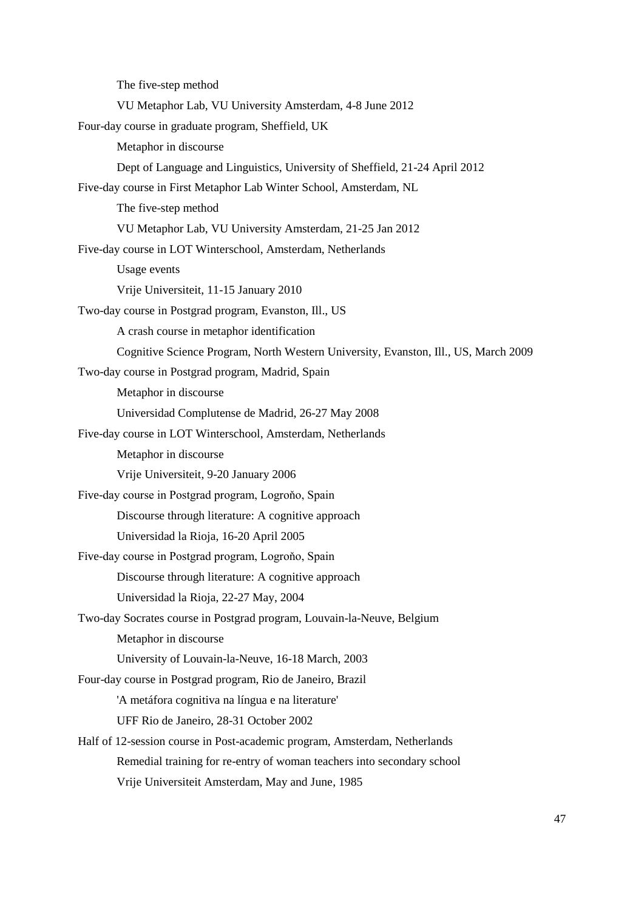The five-step method

VU Metaphor Lab, VU University Amsterdam, 4-8 June 2012

Four-day course in graduate program, Sheffield, UK

Metaphor in discourse

Dept of Language and Linguistics, University of Sheffield, 21-24 April 2012

Five-day course in First Metaphor Lab Winter School, Amsterdam, NL

The five-step method

VU Metaphor Lab, VU University Amsterdam, 21-25 Jan 2012

Five-day course in LOT Winterschool, Amsterdam, Netherlands

Usage events

Vrije Universiteit, 11-15 January 2010

Two-day course in Postgrad program, Evanston, Ill., US

A crash course in metaphor identification

Cognitive Science Program, North Western University, Evanston, Ill., US, March 2009

Two-day course in Postgrad program, Madrid, Spain

Metaphor in discourse

Universidad Complutense de Madrid, 26-27 May 2008

Five-day course in LOT Winterschool, Amsterdam, Netherlands

Metaphor in discourse

Vrije Universiteit, 9-20 January 2006

Five-day course in Postgrad program, Logroňo, Spain

Discourse through literature: A cognitive approach

Universidad la Rioja, 16-20 April 2005

Five-day course in Postgrad program, Logroňo, Spain

Discourse through literature: A cognitive approach

Universidad la Rioja, 22-27 May, 2004

Two-day Socrates course in Postgrad program, Louvain-la-Neuve, Belgium

Metaphor in discourse

University of Louvain-la-Neuve, 16-18 March, 2003

Four-day course in Postgrad program, Rio de Janeiro, Brazil

'A metáfora cognitiva na língua e na literature'

UFF Rio de Janeiro, 28-31 October 2002

Half of 12-session course in Post-academic program, Amsterdam, Netherlands

Remedial training for re-entry of woman teachers into secondary school

Vrije Universiteit Amsterdam, May and June, 1985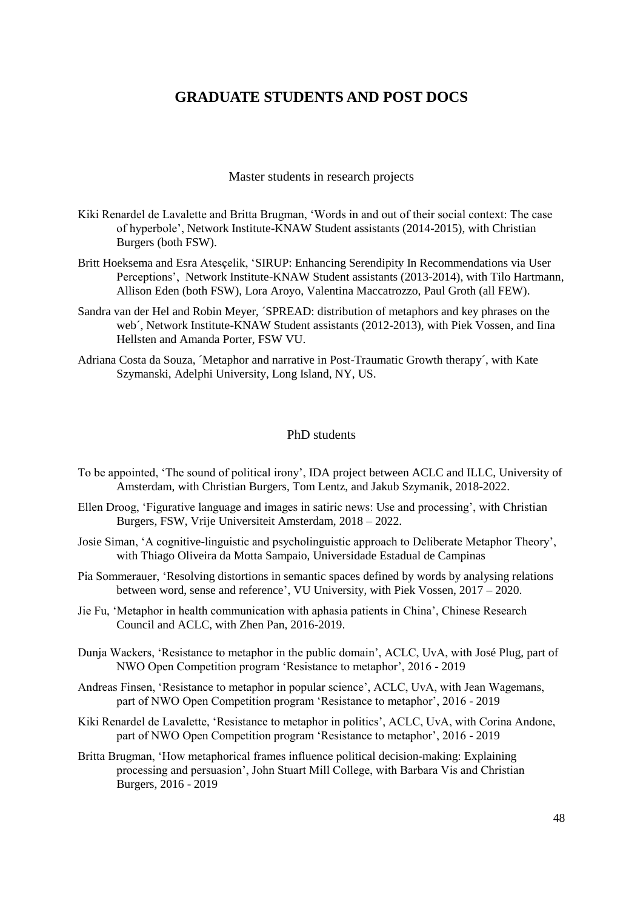# GRADUATE STUDENTS AND POST DOCS

## Master students in research projects

Kiki Renardel de Lavalette and Britta Brugman, 'Words in and out of their social context: The case of hyperbole', Network Institute-KNAW Student assistants (2014-2015), with Christian Burgers (both FSW).

Britt Hoeksema and Esra Atesçelik, 'SIRUP: Enhancing Serendipity In Recommendations via User Perceptions', Network Institute-KNAW Student assistants (2013-2014), with Tilo Hartmann, Allison Eden (both FSW), Lora Aroyo, Valentina Maccatrozzo, Paul Groth (all FEW).

Sandra van der Hel and Robin Meyer, ´SPREAD: distribution of metaphors and key phrases on the web´, Network Institute-KNAW Student assistants (2012-2013), with Piek Vossen, and Iina Hellsten and Amanda Porter, FSW VU.

Adriana Costa da Souza, ´Metaphor and narrative in Post-Traumatic Growth therapy´, with Kate Szymanski, Adelphi University, Long Island, NY, US.

## PhD students

To be appointed, 'The sound of political irony', IDA project between ACLC and ILLC, University of Amsterdam, with Christian Burgers, Tom Lentz, and Jakub Szymanik, 2018-2022.

Ellen Droog, 'Figurative language and images in satiric news: Use and processing', with Christian Burgers, FSW, Vrije Universiteit Amsterdam, 2018 – 2022.

Josie Siman, 'A cognitive-linguistic and psycholinguistic approach to Deliberate Metaphor Theory', with Thiago Oliveira da Motta Sampaio, Universidade Estadual de Campinas

Pia Sommerauer, 'Resolving distortions in semantic spaces defined by words by analysing relations between word, sense and reference', VU University, with Piek Vossen, 2017 – 2020.

Jie Fu, 'Metaphor in health communication with aphasia patients in China', Chinese Research Council and ACLC, with Zhen Pan, 2016-2019.

Dunja Wackers, 'Resistance to metaphor in the public domain', ACLC, UvA, with José Plug, part of NWO Open Competition program 'Resistance to metaphor', 2016 - 2019

Andreas Finsen, 'Resistance to metaphor in popular science', ACLC, UvA, with Jean Wagemans, part of NWO Open Competition program 'Resistance to metaphor', 2016 - 2019

Kiki Renardel de Lavalette, 'Resistance to metaphor in politics', ACLC, UvA, with Corina Andone, part of NWO Open Competition program 'Resistance to metaphor', 2016 - 2019

Britta Brugman, 'How metaphorical frames influence political decision-making: Explaining processing and persuasion', John Stuart Mill College, with Barbara Vis and Christian Burgers, 2016 - 2019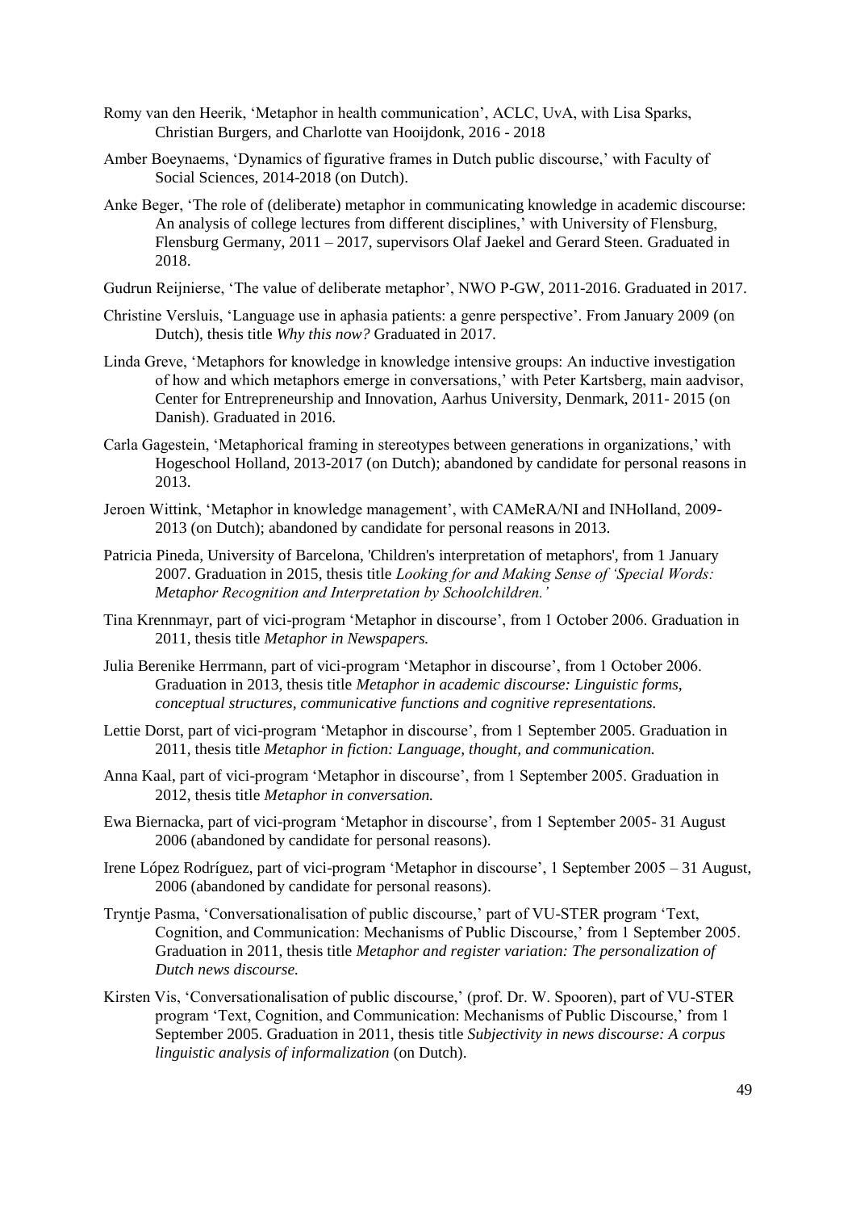Romy van den Heerik, 'Metaphor in health communication', ACLC, UvA, with Lisa Sparks, Christian Burgers, and Charlotte van Hooijdonk, 2016 - 2018

Amber Boeynaems, 'Dynamics of figurative frames in Dutch public discourse,' with Faculty of Social Sciences, 2014-2018 (on Dutch).

Anke Beger, 'The role of (deliberate) metaphor in communicating knowledge in academic discourse: An analysis of college lectures from different disciplines,' with University of Flensburg, Flensburg Germany, 2011 – 2017, supervisors Olaf Jaekel and Gerard Steen. Graduated in 2018.

Gudrun Reijnierse, 'The value of deliberate metaphor', NWO P-GW, 2011-2016. Graduated in 2017.

Christine Versluis, 'Language use in aphasia patients: a genre perspective'. From January 2009 (on Dutch), thesis title *Why this now?* Graduated in 2017.

Linda Greve, 'Metaphors for knowledge in knowledge intensive groups: An inductive investigation of how and which metaphors emerge in conversations,' with Peter Kartsberg, main aadvisor, Center for Entrepreneurship and Innovation, Aarhus University, Denmark, 2011- 2015 (on Danish). Graduated in 2016.

Carla Gagestein, 'Metaphorical framing in stereotypes between generations in organizations,' with Hogeschool Holland, 2013-2017 (on Dutch); abandoned by candidate for personal reasons in 2013.

Jeroen Wittink, 'Metaphor in knowledge management', with CAMeRA/NI and INHolland, 2009-2013 (on Dutch); abandoned by candidate for personal reasons in 2013.

Patricia Pineda, University of Barcelona, 'Children's interpretation of metaphors', from 1 January 2007. Graduation in 2015, thesis title *Looking for and Making Sense of 'Special Words: Metaphor Recognition and Interpretation by Schoolchildren.'*

Tina Krennmayr, part of vici-program 'Metaphor in discourse', from 1 October 2006. Graduation in 2011, thesis title *Metaphor in Newspapers.*

Julia Berenike Herrmann, part of vici-program 'Metaphor in discourse', from 1 October 2006. Graduation in 2013, thesis title *Metaphor in academic discourse: Linguistic forms, conceptual structures, communicative functions and cognitive representations.*

Lettie Dorst, part of vici-program 'Metaphor in discourse', from 1 September 2005. Graduation in 2011, thesis title *Metaphor in fiction: Language, thought, and communication.*

Anna Kaal, part of vici-program 'Metaphor in discourse', from 1 September 2005. Graduation in 2012, thesis title *Metaphor in conversation.*

Ewa Biernacka, part of vici-program 'Metaphor in discourse', from 1 September 2005- 31 August 2006 (abandoned by candidate for personal reasons).

Irene López Rodríguez, part of vici-program 'Metaphor in discourse', 1 September 2005 – 31 August, 2006 (abandoned by candidate for personal reasons).

Tryntje Pasma, 'Conversationalisation of public discourse,' part of VU-STER program 'Text, Cognition, and Communication: Mechanisms of Public Discourse,' from 1 September 2005. Graduation in 2011, thesis title *Metaphor and register variation: The personalization of Dutch news discourse.*

Kirsten Vis, 'Conversationalisation of public discourse,' (prof. Dr. W. Spooren), part of VU-STER program 'Text, Cognition, and Communication: Mechanisms of Public Discourse,' from 1 September 2005. Graduation in 2011, thesis title *Subjectivity in news discourse: A corpus linguistic analysis of informalization* (on Dutch).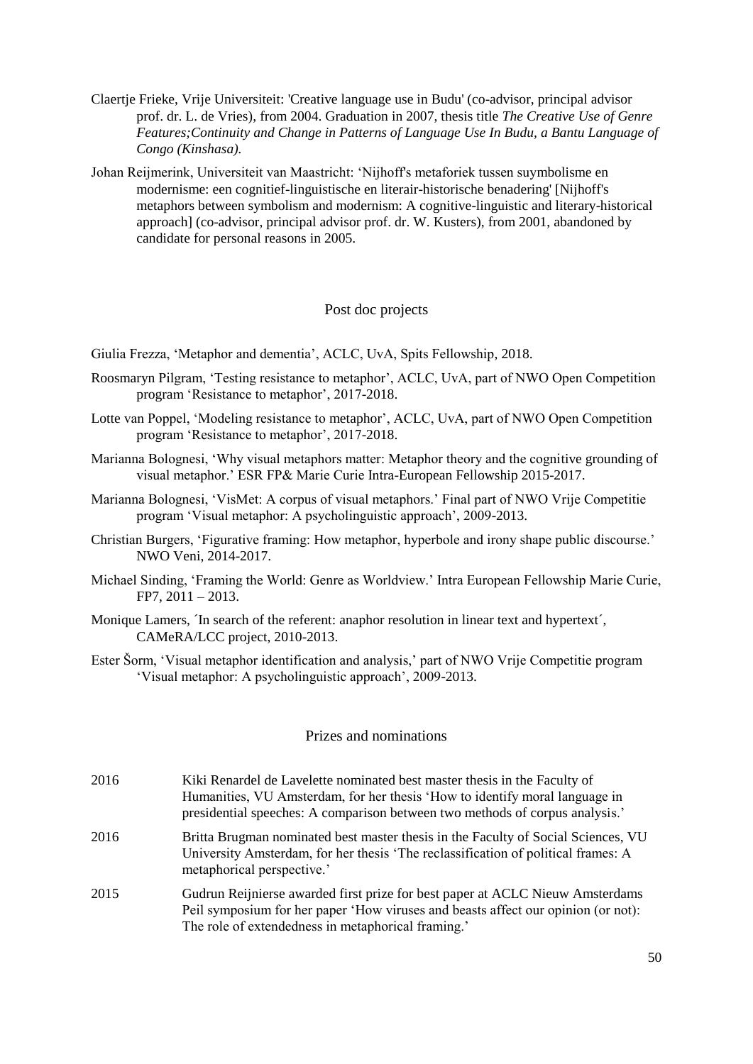Claertje Frieke, Vrije Universiteit: 'Creative language use in Budu' (co-advisor, principal advisor prof. dr. L. de Vries), from 2004. Graduation in 2007, thesis title *The Creative Use of Genre Features;Continuity and Change in Patterns of Language Use In Budu, a Bantu Language of Congo (Kinshasa).*

Johan Reijmerink, Universiteit van Maastricht: 'Nijhoff's metaforiek tussen suymbolisme en modernisme: een cognitief-linguistische en literair-historische benadering' [Nijhoff's metaphors between symbolism and modernism: A cognitive-linguistic and literary-historical approach] (co-advisor, principal advisor prof. dr. W. Kusters), from 2001, abandoned by candidate for personal reasons in 2005.

## Post doc projects

Giulia Frezza, 'Metaphor and dementia', ACLC, UvA, Spits Fellowship, 2018.

Roosmaryn Pilgram, 'Testing resistance to metaphor', ACLC, UvA, part of NWO Open Competition program 'Resistance to metaphor', 2017-2018.

Lotte van Poppel, 'Modeling resistance to metaphor', ACLC, UvA, part of NWO Open Competition program 'Resistance to metaphor', 2017-2018.

Marianna Bolognesi, 'Why visual metaphors matter: Metaphor theory and the cognitive grounding of visual metaphor.' ESR FP& Marie Curie Intra-European Fellowship 2015-2017.

Marianna Bolognesi, 'VisMet: A corpus of visual metaphors.' Final part of NWO Vrije Competitie program 'Visual metaphor: A psycholinguistic approach', 2009-2013.

Christian Burgers, 'Figurative framing: How metaphor, hyperbole and irony shape public discourse.' NWO Veni, 2014-2017.

Michael Sinding, 'Framing the World: Genre as Worldview.' Intra European Fellowship Marie Curie, FP7, 2011 – 2013.

Monique Lamers, ´In search of the referent: anaphor resolution in linear text and hypertext´, CAMeRA/LCC project, 2010-2013.

Ester Šorm, 'Visual metaphor identification and analysis,' part of NWO Vrije Competitie program 'Visual metaphor: A psycholinguistic approach', 2009-2013.

## Prizes and nominations

2016 Kiki Renardel de Lavelette nominated best master thesis in the Faculty of Humanities, VU Amsterdam, for her thesis 'How to identify moral language in presidential speeches: A comparison between two methods of corpus analysis.'

2016 Britta Brugman nominated best master thesis in the Faculty of Social Sciences, VU University Amsterdam, for her thesis 'The reclassification of political frames: A metaphorical perspective.'

2015 Gudrun Reijnierse awarded first prize for best paper at ACLC Nieuw Amsterdams Peil symposium for her paper 'How viruses and beasts affect our opinion (or not): The role of extendedness in metaphorical framing.'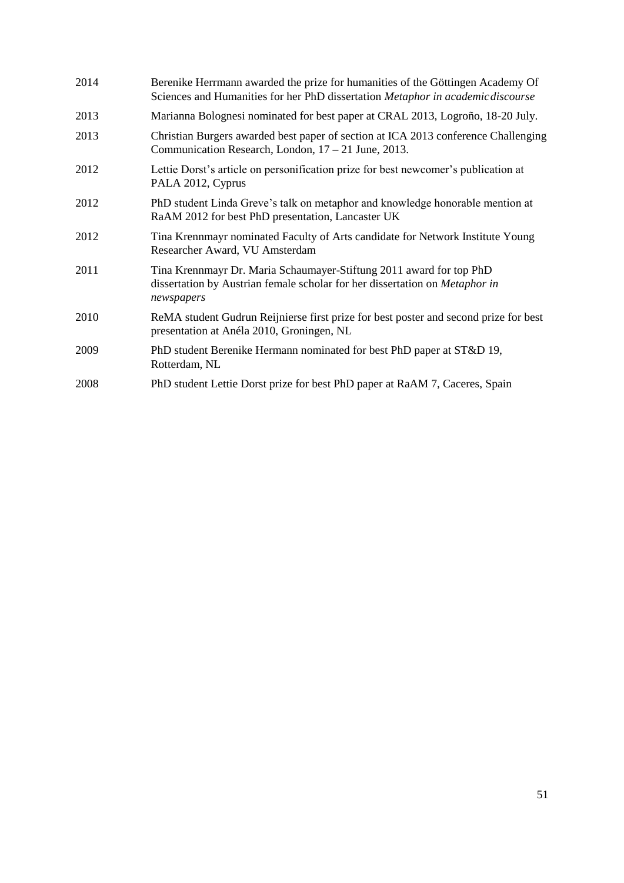| | |
|---|---|
| 2014 | Berenike Herrmann awarded the prize for humanities of the Göttingen Academy Of Sciences and Humanities for her PhD dissertation *Metaphor in academic discourse* |
| 2013 | Marianna Bolognesi nominated for best paper at CRAL 2013, Logroño, 18-20 July. |
| 2013 | Christian Burgers awarded best paper of section at ICA 2013 conference Challenging Communication Research, London, 17 – 21 June, 2013. |
| 2012 | Lettie Dorst's article on personification prize for best newcomer's publication at PALA 2012, Cyprus |
| 2012 | PhD student Linda Greve's talk on metaphor and knowledge honorable mention at RaAM 2012 for best PhD presentation, Lancaster UK |
| 2012 | Tina Krennmayr nominated Faculty of Arts candidate for Network Institute Young Researcher Award, VU Amsterdam |
| 2011 | Tina Krennmayr Dr. Maria Schaumayer-Stiftung 2011 award for top PhD dissertation by Austrian female scholar for her dissertation on *Metaphor in newspapers* |
| 2010 | ReMA student Gudrun Reijnierse first prize for best poster and second prize for best presentation at Anéla 2010, Groningen, NL |
| 2009 | PhD student Berenike Hermann nominated for best PhD paper at ST&D 19, Rotterdam, NL |
| 2008 | PhD student Lettie Dorst prize for best PhD paper at RaAM 7, Caceres, Spain |